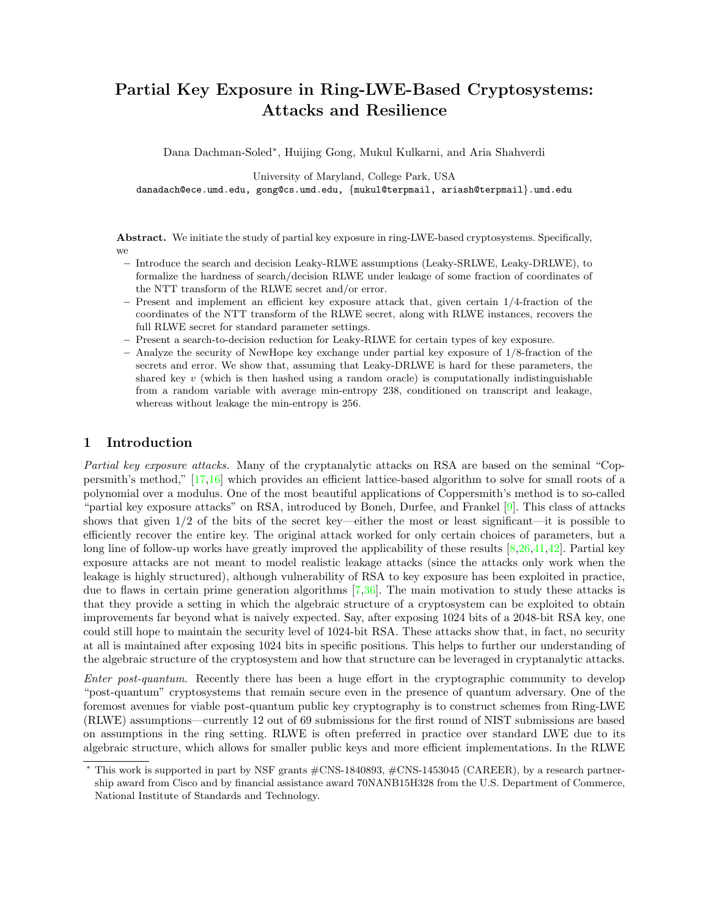# Partial Key Exposure in Ring-LWE-Based Cryptosystems: Attacks and Resilience

Dana Dachman-Soled*, Huijing Gong, Mukul Kulkarni, and Aria Shahverdi

University of Maryland, College Park, USA

danadach@ece.umd.edu, gong@cs.umd.edu, {mukul@terpmail, ariash@terpmail}.umd.edu

**Abstract.** We initiate the study of partial key exposure in ring-LWE-based cryptosystems. Specifically, we

- Introduce the search and decision Leaky-RLWE assumptions (Leaky-SRLWE, Leaky-DRLWE), to formalize the hardness of search/decision RLWE under leakage of some fraction of coordinates of the NTT transform of the RLWE secret and/or error.
- Present and implement an efficient key exposure attack that, given certain 1/4-fraction of the coordinates of the NTT transform of the RLWE secret, along with RLWE instances, recovers the full RLWE secret for standard parameter settings.
- Present a search-to-decision reduction for Leaky-RLWE for certain types of key exposure.
- Analyze the security of NewHope key exchange under partial key exposure of 1/8-fraction of the secrets and error. We show that, assuming that Leaky-DRLWE is hard for these parameters, the shared key $v$ (which is then hashed using a random oracle) is computationally indistinguishable from a random variable with average min-entropy 238, conditioned on transcript and leakage, whereas without leakage the min-entropy is 256.

## 1 Introduction

*Partial key exposure attacks.* Many of the cryptanalytic attacks on RSA are based on the seminal "Coppersmith's method," [17,16] which provides an efficient lattice-based algorithm to solve for small roots of a polynomial over a modulus. One of the most beautiful applications of Coppersmith's method is to so-called "partial key exposure attacks" on RSA, introduced by Boneh, Durfee, and Frankel [9]. This class of attacks shows that given 1/2 of the bits of the secret key—either the most or least significant—it is possible to efficiently recover the entire key. The original attack worked for only certain choices of parameters, but a long line of follow-up works have greatly improved the applicability of these results [8,26,41,42]. Partial key exposure attacks are not meant to model realistic leakage attacks (since the attacks only work when the leakage is highly structured), although vulnerability of RSA to key exposure has been exploited in practice, due to flaws in certain prime generation algorithms [7,36]. The main motivation to study these attacks is that they provide a setting in which the algebraic structure of a cryptosystem can be exploited to obtain improvements far beyond what is naively expected. Say, after exposing 1024 bits of a 2048-bit RSA key, one could still hope to maintain the security level of 1024-bit RSA. These attacks show that, in fact, no security at all is maintained after exposing 1024 bits in specific positions. This helps to further our understanding of the algebraic structure of the cryptosystem and how that structure can be leveraged in cryptanalytic attacks.

*Enter post-quantum.* Recently there has been a huge effort in the cryptographic community to develop "post-quantum" cryptosystems that remain secure even in the presence of quantum adversary. One of the foremost avenues for viable post-quantum public key cryptography is to construct schemes from Ring-LWE (RLWE) assumptions—currently 12 out of 69 submissions for the first round of NIST submissions are based on assumptions in the ring setting. RLWE is often preferred in practice over standard LWE due to its algebraic structure, which allows for smaller public keys and more efficient implementations. In the RLWE

---

* This work is supported in part by NSF grants #CNS-1840893, #CNS-1453045 (CAREER), by a research partnership award from Cisco and by financial assistance award 70NANB15H328 from the U.S. Department of Commerce, National Institute of Standards and Technology.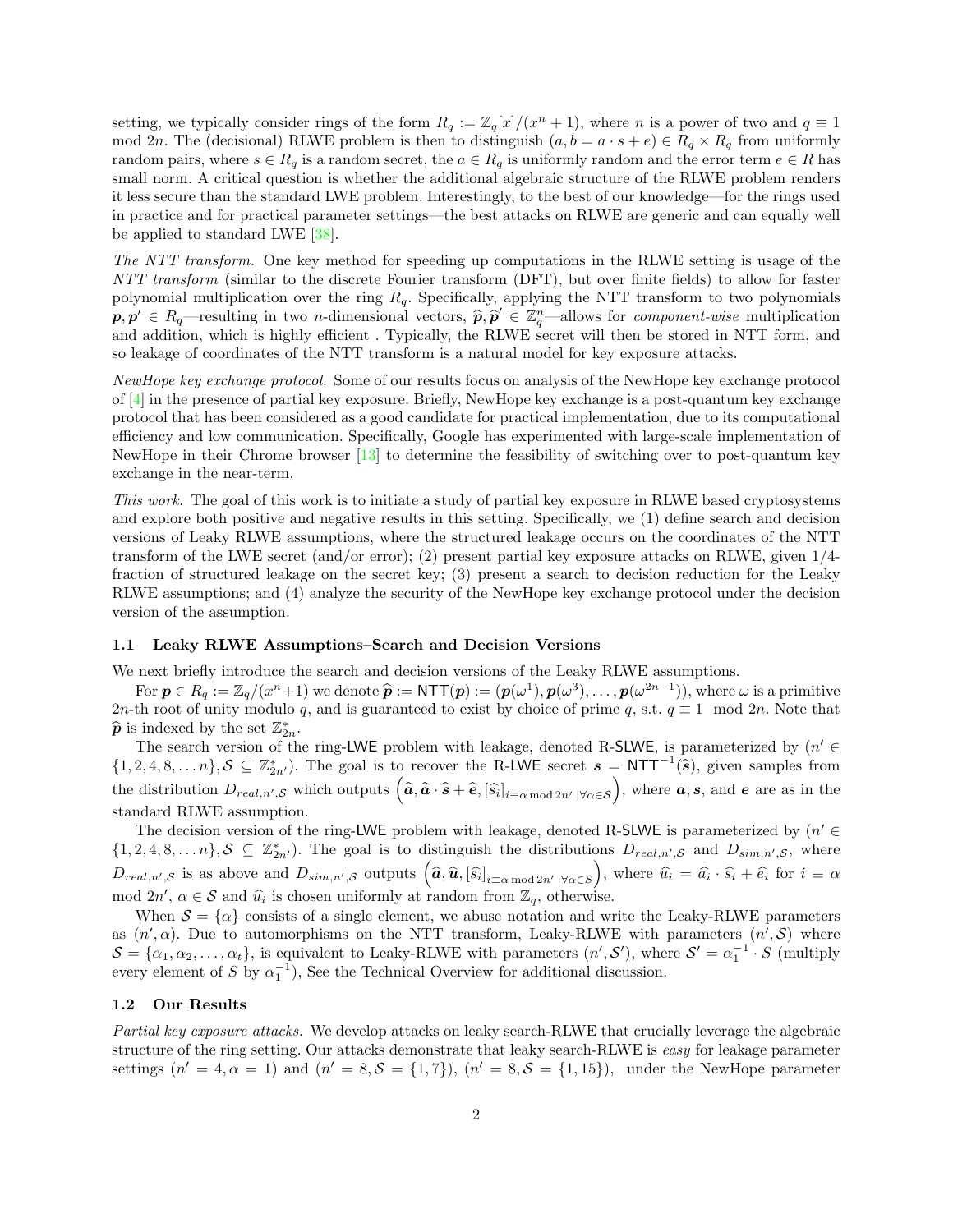setting, we typically consider rings of the form $R_q := \mathbb{Z}_q[x]/(x^n + 1)$, where $n$ is a power of two and $q \equiv 1 \mod 2n$. The (decisional) RLWE problem is then to distinguish $(a, b = a \cdot s + e) \in R_q \times R_q$ from uniformly random pairs, where $s \in R_q$ is a random secret, the $a \in R_q$ is uniformly random and the error term $e \in R$ has small norm. A critical question is whether the additional algebraic structure of the RLWE problem renders it less secure than the standard LWE problem. Interestingly, to the best of our knowledge—for the rings used in practice and for practical parameter settings—the best attacks on RLWE are generic and can equally well be applied to standard LWE [38].

*The NTT transform.* One key method for speeding up computations in the RLWE setting is usage of the *NTT transform* (similar to the discrete Fourier transform (DFT), but over finite fields) to allow for faster polynomial multiplication over the ring $R_q$. Specifically, applying the NTT transform to two polynomials $\boldsymbol{p}, \boldsymbol{p}' \in R_q$—resulting in two $n$-dimensional vectors, $\widehat{\boldsymbol{p}}, \widehat{\boldsymbol{p}}' \in \mathbb{Z}_q^n$—allows for *component-wise* multiplication and addition, which is highly efficient . Typically, the RLWE secret will then be stored in NTT form, and so leakage of coordinates of the NTT transform is a natural model for key exposure attacks.

*NewHope key exchange protocol.* Some of our results focus on analysis of the NewHope key exchange protocol of [4] in the presence of partial key exposure. Briefly, NewHope key exchange is a post-quantum key exchange protocol that has been considered as a good candidate for practical implementation, due to its computational efficiency and low communication. Specifically, Google has experimented with large-scale implementation of NewHope in their Chrome browser [13] to determine the feasibility of switching over to post-quantum key exchange in the near-term.

*This work.* The goal of this work is to initiate a study of partial key exposure in RLWE based cryptosystems and explore both positive and negative results in this setting. Specifically, we (1) define search and decision versions of Leaky RLWE assumptions, where the structured leakage occurs on the coordinates of the NTT transform of the LWE secret (and/or error); (2) present partial key exposure attacks on RLWE, given 1/4-fraction of structured leakage on the secret key; (3) present a search to decision reduction for the Leaky RLWE assumptions; and (4) analyze the security of the NewHope key exchange protocol under the decision version of the assumption.

### 1.1 Leaky RLWE Assumptions–Search and Decision Versions

We next briefly introduce the search and decision versions of the Leaky RLWE assumptions.

For $\boldsymbol{p} \in R_q := \mathbb{Z}_q/(x^n+1)$ we denote $\widehat{\boldsymbol{p}} := \mathsf{NTT}(\boldsymbol{p}) := (\boldsymbol{p}(\omega^1), \boldsymbol{p}(\omega^3), \ldots, \boldsymbol{p}(\omega^{2n-1}))$, where $\omega$ is a primitive $2n$-th root of unity modulo $q$, and is guaranteed to exist by choice of prime $q$, s.t. $q \equiv 1 \mod 2n$. Note that $\widehat{\boldsymbol{p}}$ is indexed by the set $\mathbb{Z}_{2n}^*$.

The search version of the ring-LWE problem with leakage, denoted R-SLWE, is parameterized by $(n' \in \{1, 2, 4, 8, \ldots n\}, \mathcal{S} \subseteq \mathbb{Z}_{2n'}^*)$. The goal is to recover the R-LWE secret $\boldsymbol{s} = \mathsf{NTT}^{-1}(\widehat{\boldsymbol{s}})$, given samples from the distribution $D_{real,n',\mathcal{S}}$ which outputs $\left(\widehat{\boldsymbol{a}}, \widehat{\boldsymbol{a}} \cdot \widehat{\boldsymbol{s}} + \widehat{\boldsymbol{e}}, [\widehat{s}_i]_{i \equiv \alpha \bmod 2n' \, | \forall \alpha \in \mathcal{S}}\right)$, where $\boldsymbol{a}, \boldsymbol{s}$, and $\boldsymbol{e}$ are as in the standard RLWE assumption.

The decision version of the ring-LWE problem with leakage, denoted R-SLWE is parameterized by $(n' \in \{1, 2, 4, 8, \ldots n\}, \mathcal{S} \subseteq \mathbb{Z}_{2n'}^*)$. The goal is to distinguish the distributions $D_{real,n',\mathcal{S}}$ and $D_{sim,n',\mathcal{S}}$, where $D_{real,n',\mathcal{S}}$ is as above and $D_{sim,n',\mathcal{S}}$ outputs $\left(\widehat{\boldsymbol{a}}, \widehat{\boldsymbol{u}}, [\widehat{s}_i]_{i \equiv \alpha \bmod 2n' \, | \forall \alpha \in \mathcal{S}}\right)$, where $\widehat{u}_i = \widehat{a}_i \cdot \widehat{s}_i + \widehat{e}_i$ for $i \equiv \alpha \mod 2n'$, $\alpha \in \mathcal{S}$ and $\widehat{u}_i$ is chosen uniformly at random from $\mathbb{Z}_q$, otherwise.

When $\mathcal{S} = \{\alpha\}$ consists of a single element, we abuse notation and write the Leaky-RLWE parameters as $(n', \alpha)$. Due to automorphisms on the NTT transform, Leaky-RLWE with parameters $(n', \mathcal{S})$ where $\mathcal{S} = \{\alpha_1, \alpha_2, \ldots, \alpha_t\}$, is equivalent to Leaky-RLWE with parameters $(n', \mathcal{S}')$, where $\mathcal{S}' = \alpha_1^{-1} \cdot S$ (multiply every element of $S$ by $\alpha_1^{-1}$), See the Technical Overview for additional discussion.

### 1.2 Our Results

*Partial key exposure attacks.* We develop attacks on leaky search-RLWE that crucially leverage the algebraic structure of the ring setting. Our attacks demonstrate that leaky search-RLWE is *easy* for leakage parameter settings $(n' = 4, \alpha = 1)$ and $(n' = 8, \mathcal{S} = \{1, 7\})$, $(n' = 8, \mathcal{S} = \{1, 15\})$, under the NewHope parameter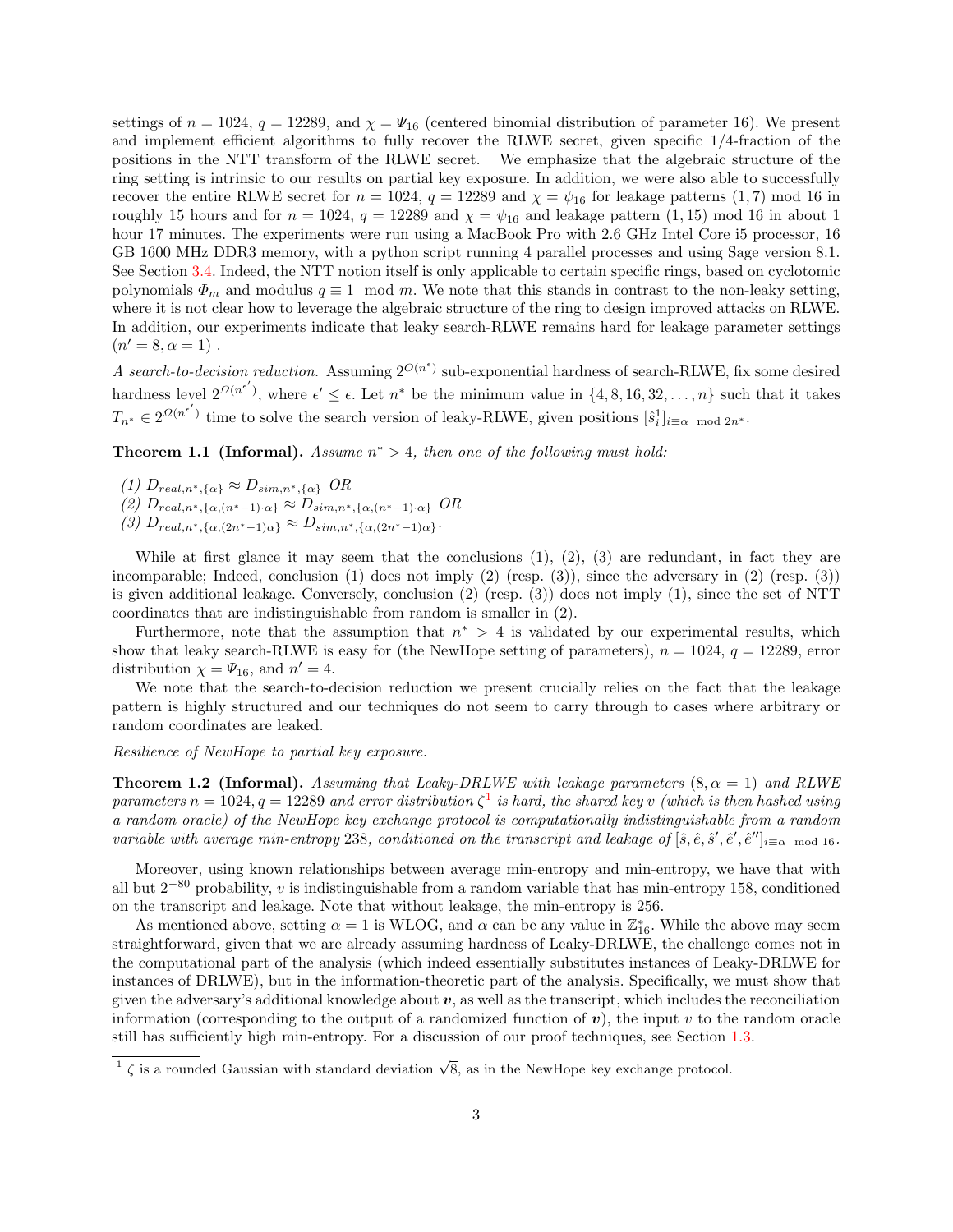settings of $n = 1024$, $q = 12289$, and $\chi = \Psi_{16}$ (centered binomial distribution of parameter 16). We present and implement efficient algorithms to fully recover the RLWE secret, given specific 1/4-fraction of the positions in the NTT transform of the RLWE secret. We emphasize that the algebraic structure of the ring setting is intrinsic to our results on partial key exposure. In addition, we were also able to successfully recover the entire RLWE secret for $n = 1024$, $q = 12289$ and $\chi = \psi_{16}$ for leakage patterns $(1, 7) \bmod 16$ in roughly 15 hours and for $n = 1024$, $q = 12289$ and $\chi = \psi_{16}$ and leakage pattern $(1, 15) \bmod 16$ in about 1 hour 17 minutes. The experiments were run using a MacBook Pro with 2.6 GHz Intel Core i5 processor, 16 GB 1600 MHz DDR3 memory, with a python script running 4 parallel processes and using Sage version 8.1. See Section 3.4. Indeed, the NTT notion itself is only applicable to certain specific rings, based on cyclotomic polynomials $\Phi_m$ and modulus $q \equiv 1 \mod m$. We note that this stands in contrast to the non-leaky setting, where it is not clear how to leverage the algebraic structure of the ring to design improved attacks on RLWE. In addition, our experiments indicate that leaky search-RLWE remains hard for leakage parameter settings $(n' = 8, \alpha = 1)$ .

*A search-to-decision reduction.* Assuming $2^{O(n^{\epsilon})}$ sub-exponential hardness of search-RLWE, fix some desired hardness level $2^{\Omega(n^{\epsilon'})}$, where $\epsilon' \leq \epsilon$. Let $n^*$ be the minimum value in $\{4, 8, 16, 32, \ldots, n\}$ such that it takes $T_{n^*} \in 2^{\Omega(n^{\epsilon'})}$ time to solve the search version of leaky-RLWE, given positions $[\hat{s}^1_i]_{i \equiv \alpha \mod 2n^*}$.

**Theorem 1.1 (Informal).** *Assume $n^* > 4$, then one of the following must hold:*

*(1)* $D_{real,n^*,\{\alpha\}} \approx D_{sim,n^*,\{\alpha\}}$ *OR*
*(2)* $D_{real,n^*,\{\alpha,(n^*-1)\cdot\alpha\}} \approx D_{sim,n^*,\{\alpha,(n^*-1)\cdot\alpha\}}$ *OR*
*(3)* $D_{real,n^*,\{\alpha,(2n^*-1)\alpha\}} \approx D_{sim,n^*,\{\alpha,(2n^*-1)\alpha\}}$.

While at first glance it may seem that the conclusions (1), (2), (3) are redundant, in fact they are incomparable; Indeed, conclusion (1) does not imply (2) (resp. (3)), since the adversary in (2) (resp. (3)) is given additional leakage. Conversely, conclusion (2) (resp. (3)) does not imply (1), since the set of NTT coordinates that are indistinguishable from random is smaller in (2).

Furthermore, note that the assumption that $n^* > 4$ is validated by our experimental results, which show that leaky search-RLWE is easy for (the NewHope setting of parameters), $n = 1024$, $q = 12289$, error distribution $\chi = \Psi_{16}$, and $n' = 4$.

We note that the search-to-decision reduction we present crucially relies on the fact that the leakage pattern is highly structured and our techniques do not seem to carry through to cases where arbitrary or random coordinates are leaked.

*Resilience of NewHope to partial key exposure.*

**Theorem 1.2 (Informal).** *Assuming that Leaky-DRLWE with leakage parameters $(8, \alpha = 1)$ and RLWE parameters $n = 1024, q = 12289$ and error distribution $\zeta$[1] is hard, the shared key $v$ (which is then hashed using a random oracle) of the NewHope key exchange protocol is computationally indistinguishable from a random variable with average min-entropy 238, conditioned on the transcript and leakage of $[\hat{s}, \hat{e}, \hat{s}', \hat{e}', \hat{e}'']_{i \equiv \alpha \mod 16}$.*

Moreover, using known relationships between average min-entropy and min-entropy, we have that with all but $2^{-80}$ probability, $v$ is indistinguishable from a random variable that has min-entropy 158, conditioned on the transcript and leakage. Note that without leakage, the min-entropy is 256.

As mentioned above, setting $\alpha = 1$ is WLOG, and $\alpha$ can be any value in $\mathbb{Z}^*_{16}$. While the above may seem straightforward, given that we are already assuming hardness of Leaky-DRLWE, the challenge comes not in the computational part of the analysis (which indeed essentially substitutes instances of Leaky-DRLWE for instances of DRLWE), but in the information-theoretic part of the analysis. Specifically, we must show that given the adversary's additional knowledge about $\boldsymbol{v}$, as well as the transcript, which includes the reconciliation information (corresponding to the output of a randomized function of $\boldsymbol{v}$), the input $v$ to the random oracle still has sufficiently high min-entropy. For a discussion of our proof techniques, see Section 1.3.

[1] $\zeta$ is a rounded Gaussian with standard deviation $\sqrt{8}$, as in the NewHope key exchange protocol.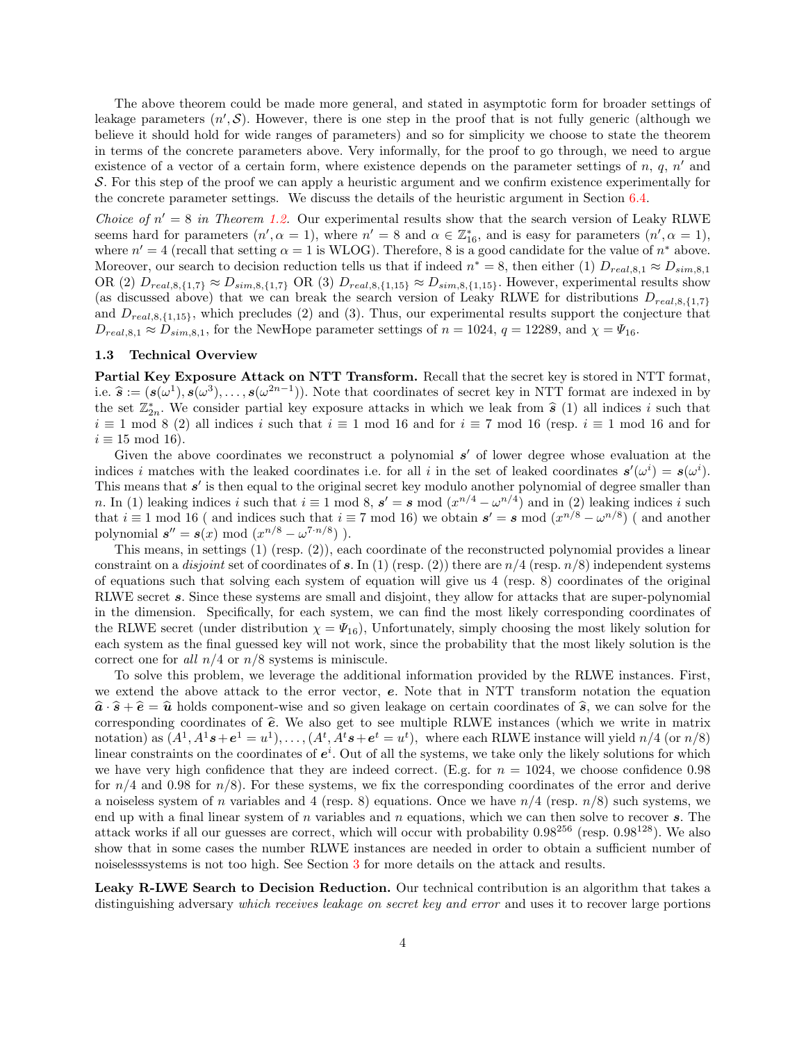The above theorem could be made more general, and stated in asymptotic form for broader settings of leakage parameters $(n', \mathcal{S})$. However, there is one step in the proof that is not fully generic (although we believe it should hold for wide ranges of parameters) and so for simplicity we choose to state the theorem in terms of the concrete parameters above. Very informally, for the proof to go through, we need to argue existence of a vector of a certain form, where existence depends on the parameter settings of $n$, $q$, $n'$ and $\mathcal{S}$. For this step of the proof we can apply a heuristic argument and we confirm existence experimentally for the concrete parameter settings. We discuss the details of the heuristic argument in Section 6.4.

*Choice of $n' = 8$ in Theorem 1.2.* Our experimental results show that the search version of Leaky RLWE seems hard for parameters $(n', \alpha = 1)$, where $n' = 8$ and $\alpha \in \mathbb{Z}_{16}^*$, and is easy for parameters $(n', \alpha = 1)$, where $n' = 4$ (recall that setting $\alpha = 1$ is WLOG). Therefore, 8 is a good candidate for the value of $n^*$ above. Moreover, our search to decision reduction tells us that if indeed $n^* = 8$, then either (1) $D_{real,8,1} \approx D_{sim,8,1}$ OR (2) $D_{real,8,\{1,7\}} \approx D_{sim,8,\{1,7\}}$ OR (3) $D_{real,8,\{1,15\}} \approx D_{sim,8,\{1,15\}}$. However, experimental results show (as discussed above) that we can break the search version of Leaky RLWE for distributions $D_{real,8,\{1,7\}}$ and $D_{real,8,\{1,15\}}$, which precludes (2) and (3). Thus, our experimental results support the conjecture that $D_{real,8,1} \approx D_{sim,8,1}$, for the NewHope parameter settings of $n = 1024$, $q = 12289$, and $\chi = \Psi_{16}$.

### 1.3 Technical Overview

**Partial Key Exposure Attack on NTT Transform.** Recall that the secret key is stored in NTT format, i.e. $\widehat{\boldsymbol{s}} := (\boldsymbol{s}(\omega^1), \boldsymbol{s}(\omega^3), \dots, \boldsymbol{s}(\omega^{2n-1}))$. Note that coordinates of secret key in NTT format are indexed in by the set $\mathbb{Z}_{2n}^*$. We consider partial key exposure attacks in which we leak from $\widehat{\boldsymbol{s}}$ (1) all indices $i$ such that $i \equiv 1 \bmod 8$ (2) all indices $i$ such that $i \equiv 1 \bmod 16$ and for $i \equiv 7 \bmod 16$ (resp. $i \equiv 1 \bmod 16$ and for $i \equiv 15 \bmod 16$).

Given the above coordinates we reconstruct a polynomial $\boldsymbol{s}'$ of lower degree whose evaluation at the indices $i$ matches with the leaked coordinates i.e. for all $i$ in the set of leaked coordinates $\boldsymbol{s}'(\omega^i) = \boldsymbol{s}(\omega^i)$. This means that $\boldsymbol{s}'$ is then equal to the original secret key modulo another polynomial of degree smaller than $n$. In (1) leaking indices $i$ such that $i \equiv 1 \bmod 8$, $\boldsymbol{s}' = \boldsymbol{s} \bmod (x^{n/4} - \omega^{n/4})$ and in (2) leaking indices $i$ such that $i \equiv 1 \bmod 16$ ( and indices such that $i \equiv 7 \bmod 16$) we obtain $\boldsymbol{s}' = \boldsymbol{s} \bmod (x^{n/8} - \omega^{n/8})$ ( and another polynomial $\boldsymbol{s}'' = \boldsymbol{s}(x) \bmod (x^{n/8} - \omega^{7 \cdot n/8})$ ).

This means, in settings (1) (resp. (2)), each coordinate of the reconstructed polynomial provides a linear constraint on a *disjoint* set of coordinates of $\boldsymbol{s}$. In (1) (resp. (2)) there are $n/4$ (resp. $n/8$) independent systems of equations such that solving each system of equation will give us 4 (resp. 8) coordinates of the original RLWE secret $\boldsymbol{s}$. Since these systems are small and disjoint, they allow for attacks that are super-polynomial in the dimension. Specifically, for each system, we can find the most likely corresponding coordinates of the RLWE secret (under distribution $\chi = \Psi_{16}$), Unfortunately, simply choosing the most likely solution for each system as the final guessed key will not work, since the probability that the most likely solution is the correct one for *all* $n/4$ or $n/8$ systems is miniscule.

To solve this problem, we leverage the additional information provided by the RLWE instances. First, we extend the above attack to the error vector, $\boldsymbol{e}$. Note that in NTT transform notation the equation $\widehat{\boldsymbol{a}} \cdot \widehat{\boldsymbol{s}} + \widehat{\boldsymbol{e}} = \widehat{\boldsymbol{u}}$ holds component-wise and so given leakage on certain coordinates of $\widehat{\boldsymbol{s}}$, we can solve for the corresponding coordinates of $\widehat{\boldsymbol{e}}$. We also get to see multiple RLWE instances (which we write in matrix notation) as $(A^1, A^1\boldsymbol{s} + \boldsymbol{e}^1 = u^1), \dots, (A^t, A^t\boldsymbol{s} + \boldsymbol{e}^t = u^t)$, where each RLWE instance will yield $n/4$ (or $n/8$) linear constraints on the coordinates of $\boldsymbol{e}^i$. Out of all the systems, we take only the likely solutions for which we have very high confidence that they are indeed correct. (E.g. for $n = 1024$, we choose confidence 0.98 for $n/4$ and 0.98 for $n/8$). For these systems, we fix the corresponding coordinates of the error and derive a noiseless system of $n$ variables and 4 (resp. 8) equations. Once we have $n/4$ (resp. $n/8$) such systems, we end up with a final linear system of $n$ variables and $n$ equations, which we can then solve to recover $\boldsymbol{s}$. The attack works if all our guesses are correct, which will occur with probability $0.98^{256}$ (resp. $0.98^{128}$). We also show that in some cases the number RLWE instances are needed in order to obtain a sufficient number of noiselesssystems is not too high. See Section 3 for more details on the attack and results.

**Leaky R-LWE Search to Decision Reduction.** Our technical contribution is an algorithm that takes a distinguishing adversary *which receives leakage on secret key and error* and uses it to recover large portions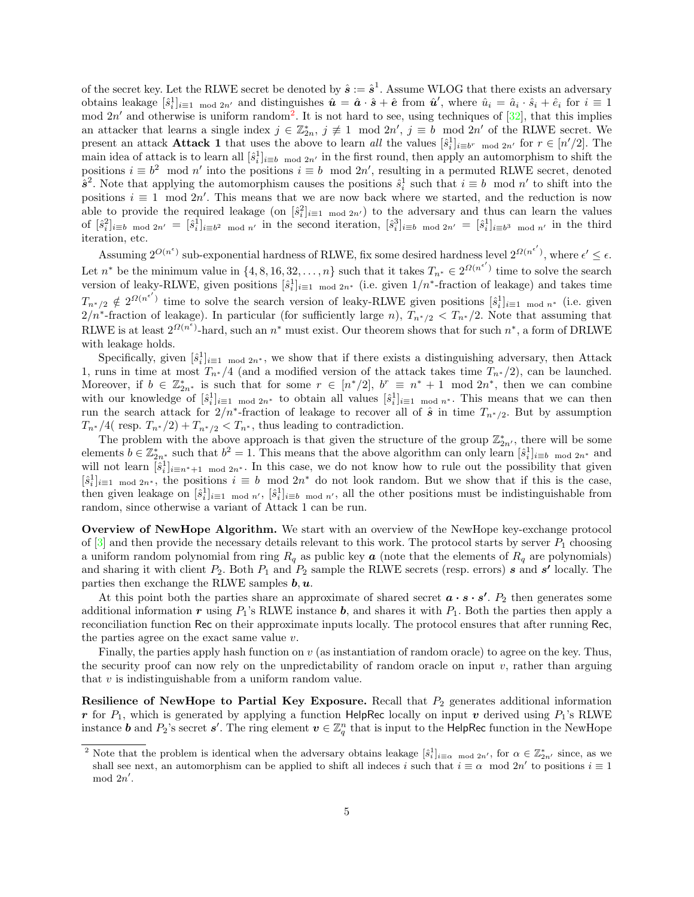of the secret key. Let the RLWE secret be denoted by $\hat{\boldsymbol{s}} := \hat{\boldsymbol{s}}^1$. Assume WLOG that there exists an adversary obtains leakage $[\hat{s}_i^1]_{i \equiv 1 \mod 2n'}$ and distinguishes $\hat{\boldsymbol{u}} = \hat{\boldsymbol{a}} \cdot \hat{\boldsymbol{s}} + \hat{\boldsymbol{e}}$ from $\hat{\boldsymbol{u}}'$, where $\hat{u}_i = \hat{a}_i \cdot \hat{s}_i + \hat{e}_i$ for $i \equiv 1 \mod 2n'$ and otherwise is uniform random[2]. It is not hard to see, using techniques of [32], that this implies an attacker that learns a single index $j \in \mathbb{Z}_{2n}^*$, $j \not\equiv 1 \mod 2n'$, $j \equiv b \mod 2n'$ of the RLWE secret. We present an attack **Attack 1** that uses the above to learn *all* the values $[\hat{s}_i^1]_{i \equiv b^r \mod 2n'}$ for $r \in [n'/2]$. The main idea of attack is to learn all $[\hat{s}_i^1]_{i \equiv b \mod 2n'}$ in the first round, then apply an automorphism to shift the positions $i \equiv b^2 \mod n'$ into the positions $i \equiv b \mod 2n'$, resulting in a permuted RLWE secret, denoted $\hat{\boldsymbol{s}}^2$. Note that applying the automorphism causes the positions $\hat{s}_i^1$ such that $i \equiv b \mod n'$ to shift into the positions $i \equiv 1 \mod 2n'$. This means that we are now back where we started, and the reduction is now able to provide the required leakage (on $[\hat{s}_i^2]_{i \equiv 1 \mod 2n'}$) to the adversary and thus can learn the values of $[\hat{s}_i^2]_{i \equiv b \mod 2n'} = [\hat{s}_i^1]_{i \equiv b^2 \mod n'}$ in the second iteration, $[\hat{s}_i^3]_{i \equiv b \mod 2n'} = [\hat{s}_i^1]_{i \equiv b^3 \mod n'}$ in the third iteration, etc.

Assuming $2^{O(n^\epsilon)}$ sub-exponential hardness of RLWE, fix some desired hardness level $2^{\Omega(n^{\epsilon'})}$, where $\epsilon' \le \epsilon$. Let $n^*$ be the minimum value in $\{4, 8, 16, 32, \ldots, n\}$ such that it takes $T_{n^*} \in 2^{\Omega(n^{\epsilon'})}$ time to solve the search version of leaky-RLWE, given positions $[\hat{s}_i^1]_{i \equiv 1 \mod 2n^*}$ (i.e. given $1/n^*$-fraction of leakage) and takes time $T_{n^*/2} \notin 2^{\Omega(n^{\epsilon'})}$ time to solve the search version of leaky-RLWE given positions $[\hat{s}_i^1]_{i \equiv 1 \mod n^*}$ (i.e. given $2/n^*$-fraction of leakage). In particular (for sufficiently large $n$), $T_{n^*/2} < T_{n^*}/2$. Note that assuming that RLWE is at least $2^{\Omega(n^\epsilon)}$-hard, such an $n^*$ must exist. Our theorem shows that for such $n^*$, a form of DRLWE with leakage holds.

Specifically, given $[\hat{s}_i^1]_{i \equiv 1 \mod 2n^*}$, we show that if there exists a distinguishing adversary, then Attack 1, runs in time at most $T_{n^*}/4$ (and a modified version of the attack takes time $T_{n^*}/2$), can be launched. Moreover, if $b \in \mathbb{Z}_{2n^*}^*$ is such that for some $r \in [n^*/2]$, $b^r \equiv n^* + 1 \mod 2n^*$, then we can combine with our knowledge of $[\hat{s}_i^1]_{i \equiv 1 \mod 2n^*}$ to obtain all values $[\hat{s}_i^1]_{i \equiv 1 \mod n^*}$. This means that we can then run the search attack for $2/n^*$-fraction of leakage to recover all of $\hat{\boldsymbol{s}}$ in time $T_{n^*/2}$. But by assumption $T_{n^*}/4($ resp. $T_{n^*}/2) + T_{n^*/2} < T_{n^*}$, thus leading to contradiction.

The problem with the above approach is that given the structure of the group $\mathbb{Z}_{2n'}^*$, there will be some elements $b \in \mathbb{Z}_{2n^*}^*$ such that $b^2 = 1$. This means that the above algorithm can only learn $[\hat{s}_i^1]_{i \equiv b \mod 2n^*}$ and will not learn $[\hat{s}_i^1]_{i \equiv n^*+1 \mod 2n^*}$. In this case, we do not know how to rule out the possibility that given $[\hat{s}_i^1]_{i \equiv 1 \mod 2n^*}$, the positions $i \equiv b \mod 2n^*$ do not look random. But we show that if this is the case, then given leakage on $[\hat{s}_i^1]_{i \equiv 1 \mod n'}$, $[\hat{s}_i^1]_{i \equiv b \mod n'}$, all the other positions must be indistinguishable from random, since otherwise a variant of Attack 1 can be run.

**Overview of NewHope Algorithm.** We start with an overview of the NewHope key-exchange protocol of [3] and then provide the necessary details relevant to this work. The protocol starts by server $P_1$ choosing a uniform random polynomial from ring $R_q$ as public key $\boldsymbol{a}$ (note that the elements of $R_q$ are polynomials) and sharing it with client $P_2$. Both $P_1$ and $P_2$ sample the RLWE secrets (resp. errors) $\boldsymbol{s}$ and $\boldsymbol{s}'$ locally. The parties then exchange the RLWE samples $\boldsymbol{b}, \boldsymbol{u}$.

At this point both the parties share an approximate of shared secret $\boldsymbol{a} \cdot \boldsymbol{s} \cdot \boldsymbol{s}'$. $P_2$ then generates some additional information $\boldsymbol{r}$ using $P_1$'s RLWE instance $\boldsymbol{b}$, and shares it with $P_1$. Both the parties then apply a reconciliation function $\mathsf{Rec}$ on their approximate inputs locally. The protocol ensures that after running $\mathsf{Rec}$, the parties agree on the exact same value $v$.

Finally, the parties apply hash function on $v$ (as instantiation of random oracle) to agree on the key. Thus, the security proof can now rely on the unpredictability of random oracle on input $v$, rather than arguing that $v$ is indistinguishable from a uniform random value.

**Resilience of NewHope to Partial Key Exposure.** Recall that $P_2$ generates additional information $\boldsymbol{r}$ for $P_1$, which is generated by applying a function $\mathsf{HelpRec}$ locally on input $\boldsymbol{v}$ derived using $P_1$'s RLWE instance $\boldsymbol{b}$ and $P_2$'s secret $\boldsymbol{s}'$. The ring element $\boldsymbol{v} \in \mathbb{Z}_q^n$ that is input to the $\mathsf{HelpRec}$ function in the NewHope

[2] Note that the problem is identical when the adversary obtains leakage $[\hat{s}_i^1]_{i \equiv \alpha \mod 2n'}$, for $\alpha \in \mathbb{Z}_{2n'}^*$ since, as we shall see next, an automorphism can be applied to shift all indeces $i$ such that $i \equiv \alpha \mod 2n'$ to positions $i \equiv 1 \mod 2n'$.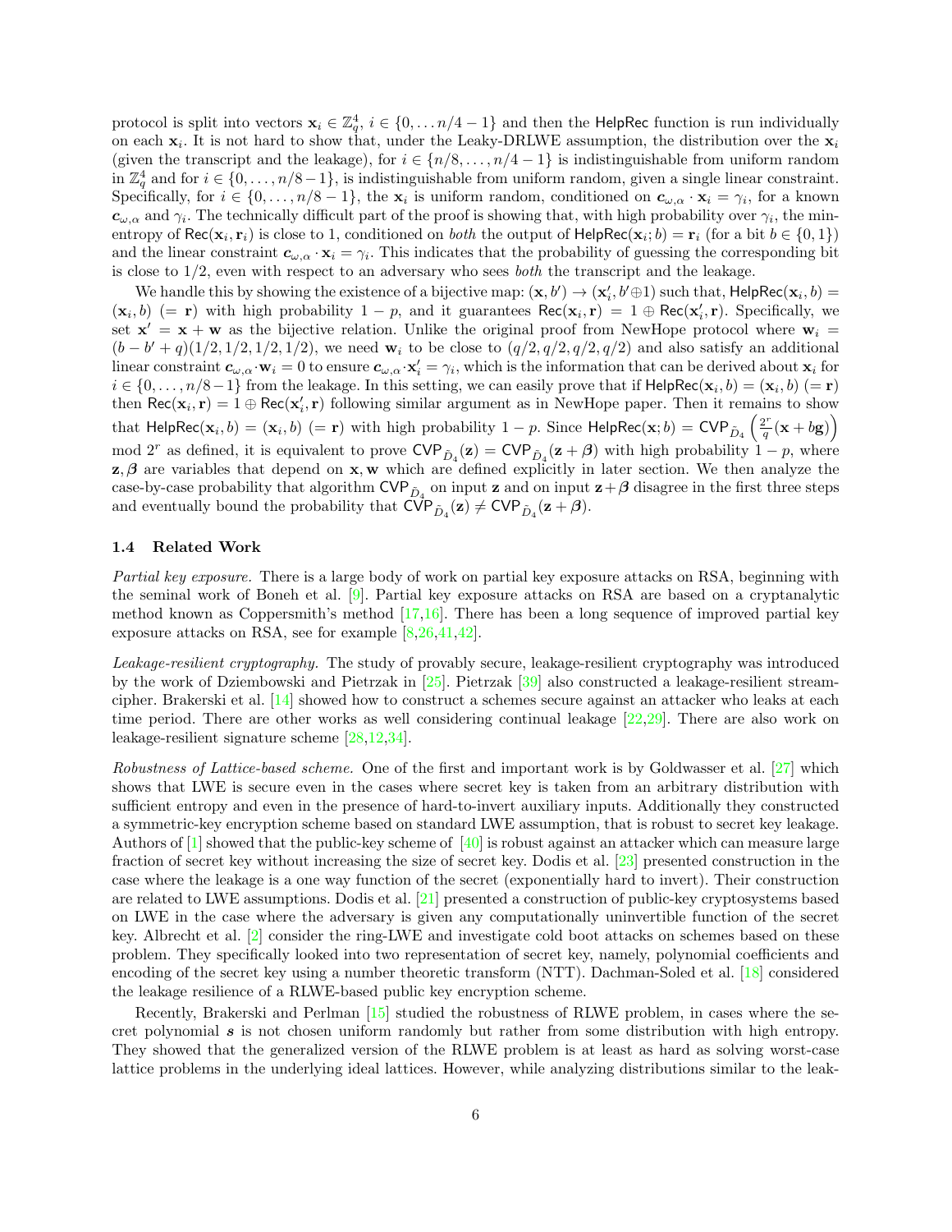protocol is split into vectors $\mathbf{x}_i \in \mathbb{Z}_q^4$, $i \in \{0, \ldots n/4-1\}$ and then the $\mathsf{HelpRec}$ function is run individually on each $\mathbf{x}_i$. It is not hard to show that, under the Leaky-DRLWE assumption, the distribution over the $\mathbf{x}_i$ (given the transcript and the leakage), for $i \in \{n/8, \ldots, n/4-1\}$ is indistinguishable from uniform random in $\mathbb{Z}_q^4$ and for $i \in \{0, \ldots, n/8-1\}$, is indistinguishable from uniform random, given a single linear constraint. Specifically, for $i \in \{0, \ldots, n/8-1\}$, the $\mathbf{x}_i$ is uniform random, conditioned on $\boldsymbol{c}_{\omega,\alpha} \cdot \mathbf{x}_i = \gamma_i$, for a known $\boldsymbol{c}_{\omega,\alpha}$ and $\gamma_i$. The technically difficult part of the proof is showing that, with high probability over $\gamma_i$, the min-entropy of $\mathsf{Rec}(\mathbf{x}_i, \mathbf{r}_i)$ is close to 1, conditioned on *both* the output of $\mathsf{HelpRec}(\mathbf{x}_i; b) = \mathbf{r}_i$ (for a bit $b \in \{0, 1\}$) and the linear constraint $\boldsymbol{c}_{\omega,\alpha} \cdot \mathbf{x}_i = \gamma_i$. This indicates that the probability of guessing the corresponding bit is close to 1/2, even with respect to an adversary who sees *both* the transcript and the leakage.

We handle this by showing the existence of a bijective map: $(\mathbf{x}, b') \rightarrow (\mathbf{x}'_i, b' \oplus 1)$ such that, $\mathsf{HelpRec}(\mathbf{x}_i, b) = (\mathbf{x}_i, b)$ $(= \mathbf{r})$ with high probability $1 - p$, and it guarantees $\mathsf{Rec}(\mathbf{x}_i, \mathbf{r}) = 1 \oplus \mathsf{Rec}(\mathbf{x}'_i, \mathbf{r})$. Specifically, we set $\mathbf{x}' = \mathbf{x} + \mathbf{w}$ as the bijective relation. Unlike the original proof from NewHope protocol where $\mathbf{w}_i = (b - b' + q)(1/2, 1/2, 1/2, 1/2)$, we need $\mathbf{w}_i$ to be close to $(q/2, q/2, q/2, q/2)$ and also satisfy an additional linear constraint $\boldsymbol{c}_{\omega,\alpha} \cdot \mathbf{w}_i = 0$ to ensure $\boldsymbol{c}_{\omega,\alpha} \cdot \mathbf{x}'_i = \gamma_i$, which is the information that can be derived about $\mathbf{x}_i$ for $i \in \{0, \ldots, n/8-1\}$ from the leakage. In this setting, we can easily prove that if $\mathsf{HelpRec}(\mathbf{x}_i, b) = (\mathbf{x}_i, b)$ $(= \mathbf{r})$ then $\mathsf{Rec}(\mathbf{x}_i, \mathbf{r}) = 1 \oplus \mathsf{Rec}(\mathbf{x}'_i, \mathbf{r})$ following similar argument as in NewHope paper. Then it remains to show that $\mathsf{HelpRec}(\mathbf{x}_i, b) = (\mathbf{x}_i, b)$ $(= \mathbf{r})$ with high probability $1 - p$. Since $\mathsf{HelpRec}(\mathbf{x}; b) = \mathsf{CVP}_{\tilde{D}_4}\left(\frac{2^r}{q}(\mathbf{x} + b\mathbf{g})\right)$ mod $2^r$ as defined, it is equivalent to prove $\mathsf{CVP}_{\tilde{D}_4}(\mathbf{z}) = \mathsf{CVP}_{\tilde{D}_4}(\mathbf{z} + \boldsymbol{\beta})$ with high probability $1 - p$, where $\mathbf{z}, \boldsymbol{\beta}$ are variables that depend on $\mathbf{x}, \mathbf{w}$ which are defined explicitly in later section. We then analyze the case-by-case probability that algorithm $\mathsf{CVP}_{\tilde{D}_4}$ on input $\mathbf{z}$ and on input $\mathbf{z} + \boldsymbol{\beta}$ disagree in the first three steps and eventually bound the probability that $\mathsf{CVP}_{\tilde{D}_4}(\mathbf{z}) \neq \mathsf{CVP}_{\tilde{D}_4}(\mathbf{z} + \boldsymbol{\beta})$.

### 1.4 Related Work

*Partial key exposure.* There is a large body of work on partial key exposure attacks on RSA, beginning with the seminal work of Boneh et al. [9]. Partial key exposure attacks on RSA are based on a cryptanalytic method known as Coppersmith's method [17,16]. There has been a long sequence of improved partial key exposure attacks on RSA, see for example [8,26,41,42].

*Leakage-resilient cryptography.* The study of provably secure, leakage-resilient cryptography was introduced by the work of Dziembowski and Pietrzak in [25]. Pietrzak [39] also constructed a leakage-resilient stream-cipher. Brakerski et al. [14] showed how to construct a schemes secure against an attacker who leaks at each time period. There are other works as well considering continual leakage [22,29]. There are also work on leakage-resilient signature scheme [28,12,34].

*Robustness of Lattice-based scheme.* One of the first and important work is by Goldwasser et al. [27] which shows that LWE is secure even in the cases where secret key is taken from an arbitrary distribution with sufficient entropy and even in the presence of hard-to-invert auxiliary inputs. Additionally they constructed a symmetric-key encryption scheme based on standard LWE assumption, that is robust to secret key leakage. Authors of [1] showed that the public-key scheme of [40] is robust against an attacker which can measure large fraction of secret key without increasing the size of secret key. Dodis et al. [23] presented construction in the case where the leakage is a one way function of the secret (exponentially hard to invert). Their construction are related to LWE assumptions. Dodis et al. [21] presented a construction of public-key cryptosystems based on LWE in the case where the adversary is given any computationally uninvertible function of the secret key. Albrecht et al. [2] consider the ring-LWE and investigate cold boot attacks on schemes based on these problem. They specifically looked into two representation of secret key, namely, polynomial coefficients and encoding of the secret key using a number theoretic transform (NTT). Dachman-Soled et al. [18] considered the leakage resilience of a RLWE-based public key encryption scheme.

Recently, Brakerski and Perlman [15] studied the robustness of RLWE problem, in cases where the secret polynomial $\boldsymbol{s}$ is not chosen uniform randomly but rather from some distribution with high entropy. They showed that the generalized version of the RLWE problem is at least as hard as solving worst-case lattice problems in the underlying ideal lattices. However, while analyzing distributions similar to the leak-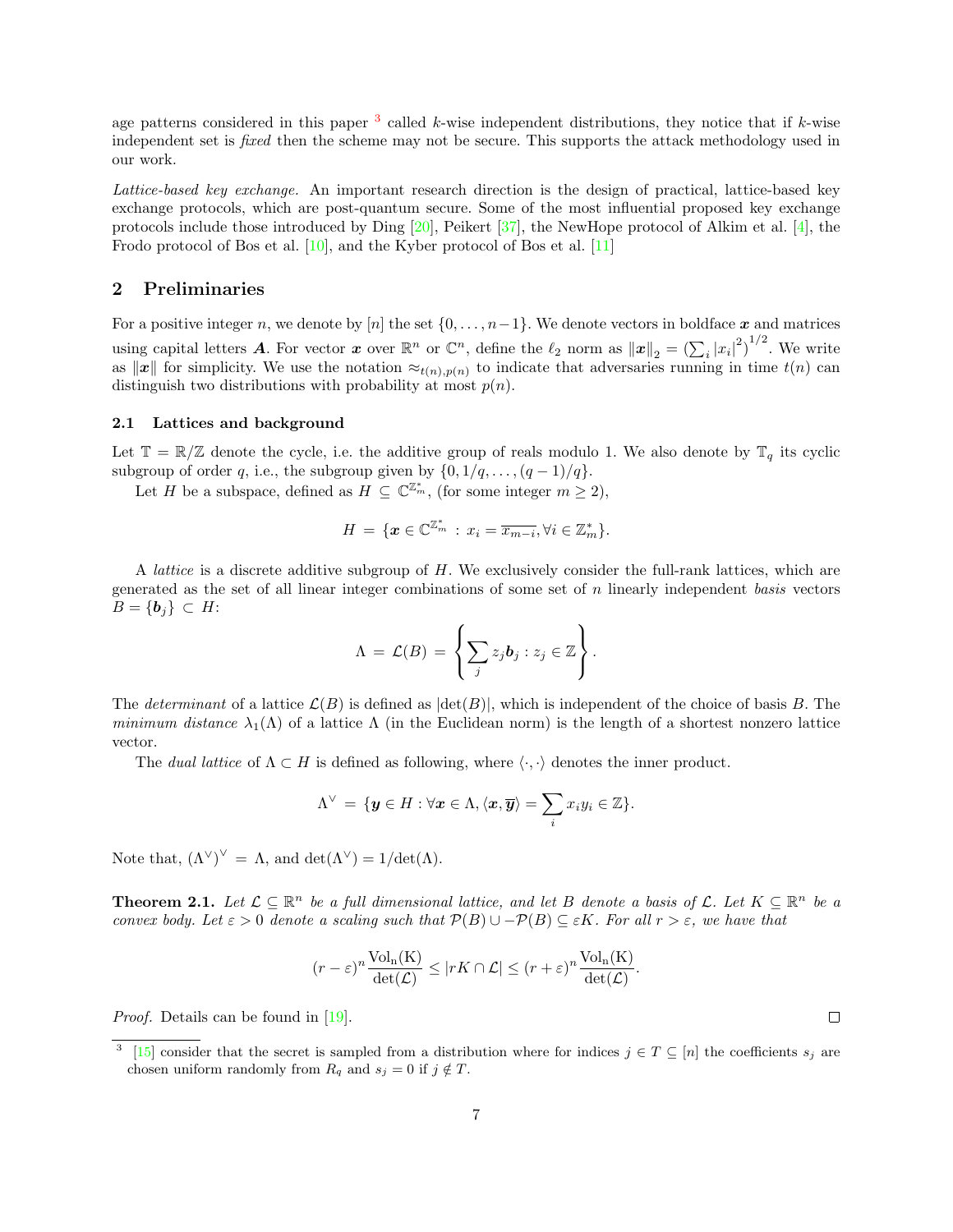age patterns considered in this paper [3] called $k$-wise independent distributions, they notice that if $k$-wise independent set is *fixed* then the scheme may not be secure. This supports the attack methodology used in our work.

*Lattice-based key exchange.* An important research direction is the design of practical, lattice-based key exchange protocols, which are post-quantum secure. Some of the most influential proposed key exchange protocols include those introduced by Ding [20], Peikert [37], the NewHope protocol of Alkim et al. [4], the Frodo protocol of Bos et al. [10], and the Kyber protocol of Bos et al. [11]

## 2 Preliminaries

For a positive integer $n$, we denote by $[n]$ the set $\{0, \ldots, n-1\}$. We denote vectors in boldface $\boldsymbol{x}$ and matrices using capital letters $\boldsymbol{A}$. For vector $\boldsymbol{x}$ over $\mathbb{R}^n$ or $\mathbb{C}^n$, define the $\ell_2$ norm as $\|\boldsymbol{x}\|_2 = \left(\sum_i |x_i|^2\right)^{1/2}$. We write as $\|\boldsymbol{x}\|$ for simplicity. We use the notation $\approx_{t(n),p(n)}$ to indicate that adversaries running in time $t(n)$ can distinguish two distributions with probability at most $p(n)$.

### 2.1 Lattices and background

Let $\mathbb{T} = \mathbb{R}/\mathbb{Z}$ denote the cycle, i.e. the additive group of reals modulo 1. We also denote by $\mathbb{T}_q$ its cyclic subgroup of order $q$, i.e., the subgroup given by $\{0, 1/q, \ldots, (q-1)/q\}$.

Let $H$ be a subspace, defined as $H \subseteq \mathbb{C}^{\mathbb{Z}_m^*}$, (for some integer $m \geq 2$),

$$H = \{\boldsymbol{x} \in \mathbb{C}^{\mathbb{Z}_m^*} : x_i = \overline{x_{m-i}}, \forall i \in \mathbb{Z}_m^*\}.$$

A *lattice* is a discrete additive subgroup of $H$. We exclusively consider the full-rank lattices, which are generated as the set of all linear integer combinations of some set of $n$ linearly independent *basis* vectors $B = \{\boldsymbol{b}_j\} \subset H$:

$$\Lambda = \mathcal{L}(B) = \left\{ \sum_j z_j \boldsymbol{b}_j : z_j \in \mathbb{Z} \right\}.$$

The *determinant* of a lattice $\mathcal{L}(B)$ is defined as $|\det(B)|$, which is independent of the choice of basis $B$. The *minimum distance* $\lambda_1(\Lambda)$ of a lattice $\Lambda$ (in the Euclidean norm) is the length of a shortest nonzero lattice vector.

The *dual lattice* of $\Lambda \subset H$ is defined as following, where $\langle \cdot, \cdot \rangle$ denotes the inner product.

$$\Lambda^\vee = \{\boldsymbol{y} \in H : \forall \boldsymbol{x} \in \Lambda, \langle \boldsymbol{x}, \overline{\boldsymbol{y}} \rangle = \sum_i x_i y_i \in \mathbb{Z}\}.$$

Note that, $(\Lambda^\vee)^\vee = \Lambda$, and $\det(\Lambda^\vee) = 1/\det(\Lambda)$.

**Theorem 2.1.** *Let $\mathcal{L} \subseteq \mathbb{R}^n$ be a full dimensional lattice, and let $B$ denote a basis of $\mathcal{L}$. Let $K \subseteq \mathbb{R}^n$ be a convex body. Let $\varepsilon > 0$ denote a scaling such that $\mathcal{P}(B) \cup -\mathcal{P}(B) \subseteq \varepsilon K$. For all $r > \varepsilon$, we have that*

$$(r - \varepsilon)^n \frac{\mathrm{Vol_n(K)}}{\det(\mathcal{L})} \leq |rK \cap \mathcal{L}| \leq (r + \varepsilon)^n \frac{\mathrm{Vol_n(K)}}{\det(\mathcal{L})}.$$

*Proof.* Details can be found in [19]. ∎

[3] [15] consider that the secret is sampled from a distribution where for indices $j \in T \subseteq [n]$ the coefficients $s_j$ are chosen uniform randomly from $R_q$ and $s_j = 0$ if $j \notin T$.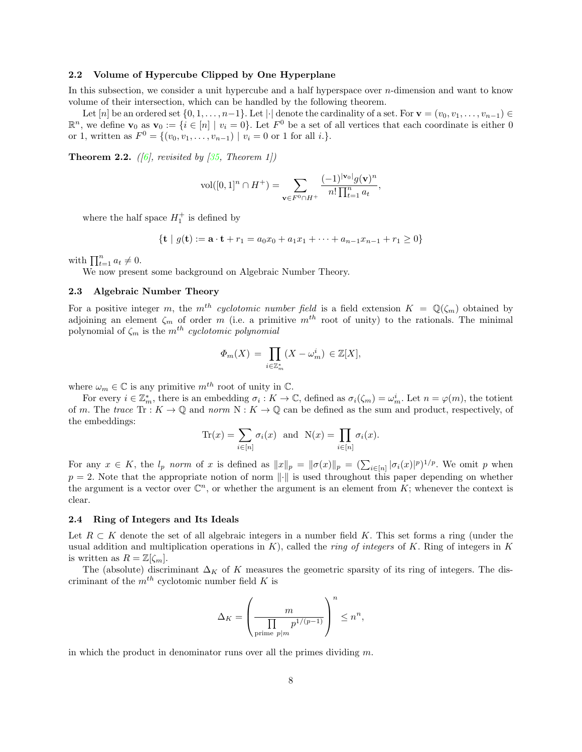### 2.2 Volume of Hypercube Clipped by One Hyperplane

In this subsection, we consider a unit hypercube and a half hyperspace over $n$-dimension and want to know volume of their intersection, which can be handled by the following theorem.

Let $[n]$ be an ordered set $\{0, 1, \ldots, n-1\}$. Let $|\cdot|$ denote the cardinality of a set. For $\mathbf{v} = (v_0, v_1, \ldots, v_{n-1}) \in \mathbb{R}^n$, we define $\mathbf{v}_0$ as $\mathbf{v}_0 := \{i \in [n] \mid v_i = 0\}$. Let $F^0$ be a set of all vertices that each coordinate is either 0 or 1, written as $F^0 = \{(v_0, v_1, \ldots, v_{n-1}) \mid v_i = 0 \text{ or } 1 \text{ for all } i.\}$.

**Theorem 2.2.** *([6], revisited by [35, Theorem 1])*

$$\mathrm{vol}([0,1]^n \cap H^+) = \sum_{\mathbf{v} \in F^0 \cap H^+} \frac{(-1)^{|\mathbf{v}_0|} g(\mathbf{v})^n}{n! \prod_{t=1}^{n} a_t},$$

where the half space $H_1^+$ is defined by

$$\{\mathbf{t} \mid g(\mathbf{t}) := \mathbf{a} \cdot \mathbf{t} + r_1 = a_0 x_0 + a_1 x_1 + \cdots + a_{n-1} x_{n-1} + r_1 \geq 0\}$$

with $\prod_{t=1}^{n} a_t \neq 0$.

We now present some background on Algebraic Number Theory.

### 2.3 Algebraic Number Theory

For a positive integer $m$, the $m^{th}$ *cyclotomic number field* is a field extension $K = \mathbb{Q}(\zeta_m)$ obtained by adjoining an element $\zeta_m$ of order $m$ (i.e. a primitive $m^{th}$ root of unity) to the rationals. The minimal polynomial of $\zeta_m$ is the $m^{th}$ *cyclotomic polynomial*

$$\Phi_m(X) = \prod_{i \in \mathbb{Z}_m^*} (X - \omega_m^i) \in \mathbb{Z}[X],$$

where $\omega_m \in \mathbb{C}$ is any primitive $m^{th}$ root of unity in $\mathbb{C}$.

For every $i \in \mathbb{Z}_m^*$, there is an embedding $\sigma_i : K \to \mathbb{C}$, defined as $\sigma_i(\zeta_m) = \omega_m^i$. Let $n = \varphi(m)$, the totient of $m$. The *trace* $\mathrm{Tr} : K \to \mathbb{Q}$ and *norm* $\mathrm{N} : K \to \mathbb{Q}$ can be defined as the sum and product, respectively, of the embeddings:

$$\mathrm{Tr}(x) = \sum_{i \in [n]} \sigma_i(x) \quad \text{and} \quad \mathrm{N}(x) = \prod_{i \in [n]} \sigma_i(x).$$

For any $x \in K$, the $l_p$ *norm* of $x$ is defined as $\|x\|_p = \|\sigma(x)\|_p = (\sum_{i \in [n]} |\sigma_i(x)|^p)^{1/p}$. We omit $p$ when $p = 2$. Note that the appropriate notion of norm $\|\cdot\|$ is used throughout this paper depending on whether the argument is a vector over $\mathbb{C}^n$, or whether the argument is an element from $K$; whenever the context is clear.

### 2.4 Ring of Integers and Its Ideals

Let $R \subset K$ denote the set of all algebraic integers in a number field $K$. This set forms a ring (under the usual addition and multiplication operations in $K$), called the *ring of integers* of $K$. Ring of integers in $K$ is written as $R = \mathbb{Z}[\zeta_m]$.

The (absolute) discriminant $\Delta_K$ of $K$ measures the geometric sparsity of its ring of integers. The discriminant of the $m^{th}$ cyclotomic number field $K$ is

$$\Delta_K = \left( \frac{m}{\prod_{\text{prime } p \mid m} p^{1/(p-1)}} \right)^n \leq n^n,$$

in which the product in denominator runs over all the primes dividing $m$.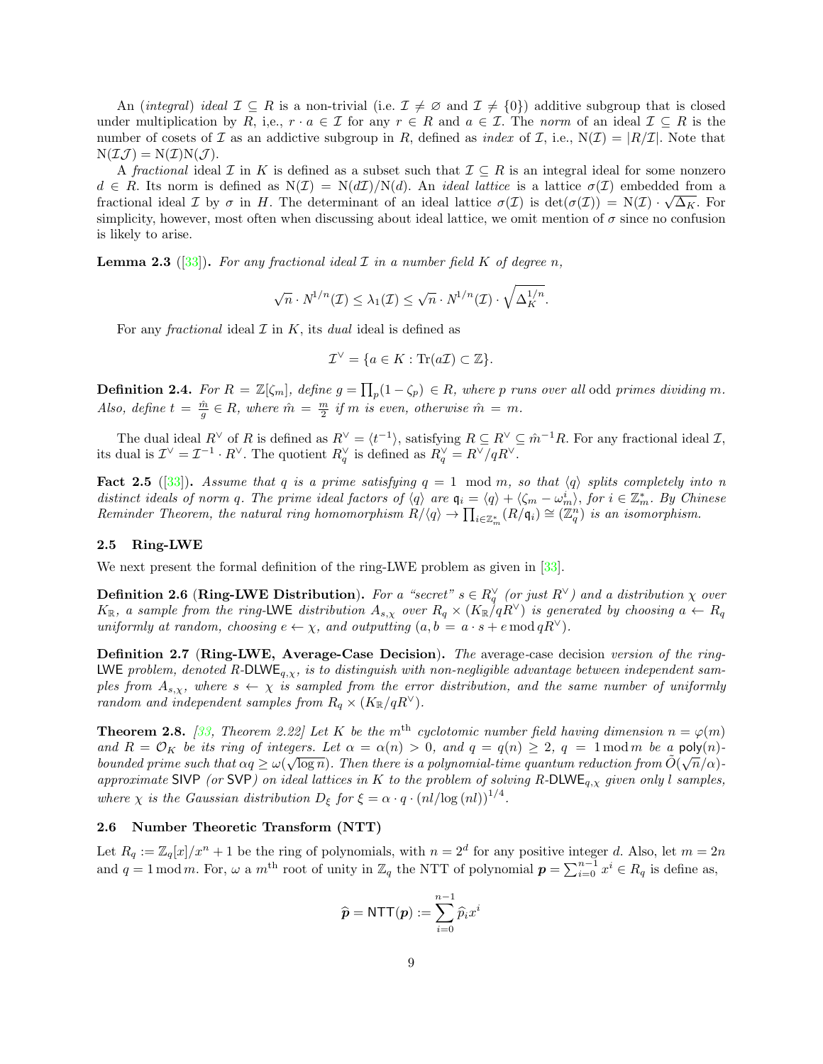An (*integral*) *ideal* $\mathcal{I} \subseteq R$ is a non-trivial (i.e. $\mathcal{I} \neq \varnothing$ and $\mathcal{I} \neq \{0\}$) additive subgroup that is closed under multiplication by $R$, i,e., $r \cdot a \in \mathcal{I}$ for any $r \in R$ and $a \in \mathcal{I}$. The *norm* of an ideal $\mathcal{I} \subseteq R$ is the number of cosets of $\mathcal{I}$ as an addictive subgroup in $R$, defined as *index* of $\mathcal{I}$, i.e., $\mathrm{N}(\mathcal{I}) = |R/\mathcal{I}|$. Note that $\mathrm{N}(\mathcal{I}\mathcal{J}) = \mathrm{N}(\mathcal{I})\mathrm{N}(\mathcal{J})$.

A *fractional* ideal $\mathcal{I}$ in $K$ is defined as a subset such that $\mathcal{I} \subseteq R$ is an integral ideal for some nonzero $d \in R$. Its norm is defined as $\mathrm{N}(\mathcal{I}) = \mathrm{N}(d\mathcal{I})/\mathrm{N}(d)$. An *ideal lattice* is a lattice $\sigma(\mathcal{I})$ embedded from a fractional ideal $\mathcal{I}$ by $\sigma$ in $H$. The determinant of an ideal lattice $\sigma(\mathcal{I})$ is $\det(\sigma(\mathcal{I})) = \mathrm{N}(\mathcal{I}) \cdot \sqrt{\Delta_K}$. For simplicity, however, most often when discussing about ideal lattice, we omit mention of $\sigma$ since no confusion is likely to arise.

**Lemma 2.3** ([33]). *For any fractional ideal $\mathcal{I}$ in a number field $K$ of degree $n$,*

$$\sqrt{n} \cdot N^{1/n}(\mathcal{I}) \leq \lambda_1(\mathcal{I}) \leq \sqrt{n} \cdot N^{1/n}(\mathcal{I}) \cdot \sqrt{\Delta_K^{1/n}}.$$

For any *fractional* ideal $\mathcal{I}$ in $K$, its *dual* ideal is defined as

$$\mathcal{I}^\vee = \{a \in K : \mathrm{Tr}(a\mathcal{I}) \subset \mathbb{Z}\}.$$

**Definition 2.4.** *For $R = \mathbb{Z}[\zeta_m]$, define $g = \prod_p (1 - \zeta_p) \in R$, where $p$ runs over all odd primes dividing $m$. Also, define $t = \frac{\hat{m}}{g} \in R$, where $\hat{m} = \frac{m}{2}$ if $m$ is even, otherwise $\hat{m} = m$.*

The dual ideal $R^\vee$ of $R$ is defined as $R^\vee = \langle t^{-1} \rangle$, satisfying $R \subseteq R^\vee \subseteq \hat{m}^{-1}R$. For any fractional ideal $\mathcal{I}$, its dual is $\mathcal{I}^\vee = \mathcal{I}^{-1} \cdot R^\vee$. The quotient $R_q^\vee$ is defined as $R_q^\vee = R^\vee / qR^\vee$.

**Fact 2.5** ([33]). *Assume that $q$ is a prime satisfying $q = 1 \mod m$, so that $\langle q \rangle$ splits completely into $n$ distinct ideals of norm $q$. The prime ideal factors of $\langle q \rangle$ are $\mathfrak{q}_i = \langle q \rangle + \langle \zeta_m - \omega_m^i \rangle$, for $i \in \mathbb{Z}_m^*$. By Chinese Reminder Theorem, the natural ring homomorphism $R/\langle q \rangle \to \prod_{i \in \mathbb{Z}_m^*} (R/\mathfrak{q}_i) \cong (\mathbb{Z}_q^n)$ is an isomorphism.*

### 2.5 Ring-LWE

We next present the formal definition of the ring-LWE problem as given in [33].

**Definition 2.6** (**Ring-LWE Distribution**). *For a "secret" $s \in R_q^\vee$ (or just $R^\vee$) and a distribution $\chi$ over $K_\mathbb{R}$, a sample from the ring-LWE distribution $A_{s,\chi}$ over $R_q \times (K_\mathbb{R}/qR^\vee)$ is generated by choosing $a \leftarrow R_q$ uniformly at random, choosing $e \leftarrow \chi$, and outputting $(a, b = a \cdot s + e \bmod qR^\vee)$.*

**Definition 2.7** (**Ring-LWE, Average-Case Decision**). *The* average-case decision *version of the ring-LWE problem, denoted $R\text{-}\mathsf{DLWE}_{q,\chi}$, is to distinguish with non-negligible advantage between independent samples from $A_{s,\chi}$, where $s \leftarrow \chi$ is sampled from the error distribution, and the same number of uniformly random and independent samples from $R_q \times (K_\mathbb{R}/qR^\vee)$.*

**Theorem 2.8.** *[33, Theorem 2.22] Let $K$ be the $m^{\text{th}}$ cyclotomic number field having dimension $n = \varphi(m)$ and $R = \mathcal{O}_K$ be its ring of integers. Let $\alpha = \alpha(n) > 0$, and $q = q(n) \geq 2$, $q = 1 \bmod m$ be a $\mathsf{poly}(n)$-bounded prime such that $\alpha q \geq \omega(\sqrt{\log n})$. Then there is a polynomial-time quantum reduction from $\tilde{O}(\sqrt{n}/\alpha)$-approximate $\mathsf{SIVP}$ (or $\mathsf{SVP}$) on ideal lattices in $K$ to the problem of solving $R\text{-}\mathsf{DLWE}_{q,\chi}$ given only $l$ samples, where $\chi$ is the Gaussian distribution $D_\xi$ for $\xi = \alpha \cdot q \cdot (nl/\log(nl))^{1/4}$.*

### 2.6 Number Theoretic Transform (NTT)

Let $R_q := \mathbb{Z}_q[x]/x^n + 1$ be the ring of polynomials, with $n = 2^d$ for any positive integer $d$. Also, let $m = 2n$ and $q = 1 \bmod m$. For, $\omega$ a $m^{\text{th}}$ root of unity in $\mathbb{Z}_q$ the NTT of polynomial $\boldsymbol{p} = \sum_{i=0}^{n-1} x^i \in R_q$ is define as,

$$\widehat{\boldsymbol{p}} = \mathsf{NTT}(\boldsymbol{p}) := \sum_{i=0}^{n-1} \widehat{p}_i x^i$$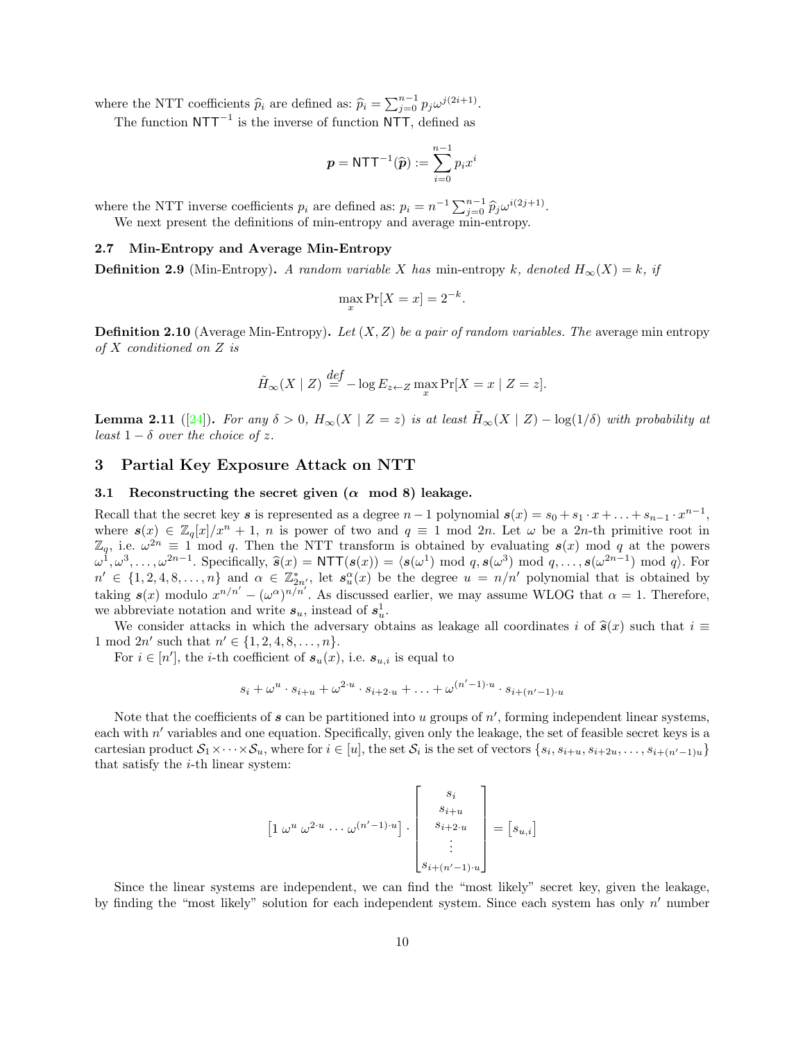where the NTT coefficients $\widehat{p}_i$ are defined as: $\widehat{p}_i = \sum_{j=0}^{n-1} p_j \omega^{j(2i+1)}$.

The function $\mathsf{NTT}^{-1}$ is the inverse of function $\mathsf{NTT}$, defined as

$$\boldsymbol{p} = \mathsf{NTT}^{-1}(\widehat{\boldsymbol{p}}) := \sum_{i=0}^{n-1} p_i x^i$$

where the NTT inverse coefficients $p_i$ are defined as: $p_i = n^{-1} \sum_{j=0}^{n-1} \widehat{p}_j \omega^{i(2j+1)}$.

We next present the definitions of min-entropy and average min-entropy.

### 2.7 Min-Entropy and Average Min-Entropy

**Definition 2.9** (Min-Entropy)**.** *A random variable $X$ has* min-entropy *$k$, denoted $H_\infty(X) = k$, if*

$$\max_x \Pr[X = x] = 2^{-k}.$$

**Definition 2.10** (Average Min-Entropy)**.** *Let $(X, Z)$ be a pair of random variables. The* average min entropy *of $X$ conditioned on $Z$ is*

$$\tilde{H}_\infty(X \mid Z) \stackrel{def}{=} -\log E_{z \leftarrow Z} \max_x \Pr[X = x \mid Z = z].$$

**Lemma 2.11** ([24])**.** *For any $\delta > 0$, $H_\infty(X \mid Z = z)$ is at least $\tilde{H}_\infty(X \mid Z) - \log(1/\delta)$ with probability at least $1 - \delta$ over the choice of $z$.*

## 3 Partial Key Exposure Attack on NTT

### 3.1 Reconstructing the secret given ($\alpha \mod 8$) leakage.

Recall that the secret key $\boldsymbol{s}$ is represented as a degree $n-1$ polynomial $\boldsymbol{s}(x) = s_0 + s_1 \cdot x + \ldots + s_{n-1} \cdot x^{n-1}$, where $\boldsymbol{s}(x) \in \mathbb{Z}_q[x]/x^n + 1$, $n$ is power of two and $q \equiv 1 \mod 2n$. Let $\omega$ be a $2n$-th primitive root in $\mathbb{Z}_q$, i.e. $\omega^{2n} \equiv 1 \mod q$. Then the NTT transform is obtained by evaluating $\boldsymbol{s}(x) \mod q$ at the powers $\omega^1, \omega^3, \ldots, \omega^{2n-1}$. Specifically, $\widehat{\boldsymbol{s}}(x) = \mathsf{NTT}(\boldsymbol{s}(x)) = \langle \boldsymbol{s}(\omega^1) \mod q, \boldsymbol{s}(\omega^3) \mod q, \ldots, \boldsymbol{s}(\omega^{2n-1}) \mod q \rangle$. For $n' \in \{1, 2, 4, 8, \ldots, n\}$ and $\alpha \in \mathbb{Z}^*_{2n'}$, let $\boldsymbol{s}^\alpha_u(x)$ be the degree $u = n/n'$ polynomial that is obtained by taking $\boldsymbol{s}(x)$ modulo $x^{n/n'} - (\omega^\alpha)^{n/n'}$. As discussed earlier, we may assume WLOG that $\alpha = 1$. Therefore, we abbreviate notation and write $\boldsymbol{s}_u$, instead of $\boldsymbol{s}^1_u$.

We consider attacks in which the adversary obtains as leakage all coordinates $i$ of $\widehat{\boldsymbol{s}}(x)$ such that $i \equiv 1 \mod 2n'$ such that $n' \in \{1, 2, 4, 8, \ldots, n\}$.

For $i \in [n']$, the $i$-th coefficient of $\boldsymbol{s}_u(x)$, i.e. $\boldsymbol{s}_{u,i}$ is equal to

$$s_i + \omega^u \cdot s_{i+u} + \omega^{2 \cdot u} \cdot s_{i+2 \cdot u} + \ldots + \omega^{(n'-1) \cdot u} \cdot s_{i+(n'-1) \cdot u}$$

Note that the coefficients of $\boldsymbol{s}$ can be partitioned into $u$ groups of $n'$, forming independent linear systems, each with $n'$ variables and one equation. Specifically, given only the leakage, the set of feasible secret keys is a cartesian product $\mathcal{S}_1 \times \cdots \times \mathcal{S}_u$, where for $i \in [u]$, the set $\mathcal{S}_i$ is the set of vectors $\{s_i, s_{i+u}, s_{i+2u}, \ldots, s_{i+(n'-1)u}\}$ that satisfy the $i$-th linear system:

$$\begin{bmatrix} 1 & \omega^u & \omega^{2 \cdot u} & \cdots & \omega^{(n'-1) \cdot u} \end{bmatrix} \cdot \begin{bmatrix} s_i \\ s_{i+u} \\ s_{i+2 \cdot u} \\ \vdots \\ s_{i+(n'-1) \cdot u} \end{bmatrix} = \begin{bmatrix} s_{u,i} \end{bmatrix}$$

Since the linear systems are independent, we can find the "most likely" secret key, given the leakage, by finding the "most likely" solution for each independent system. Since each system has only $n'$ number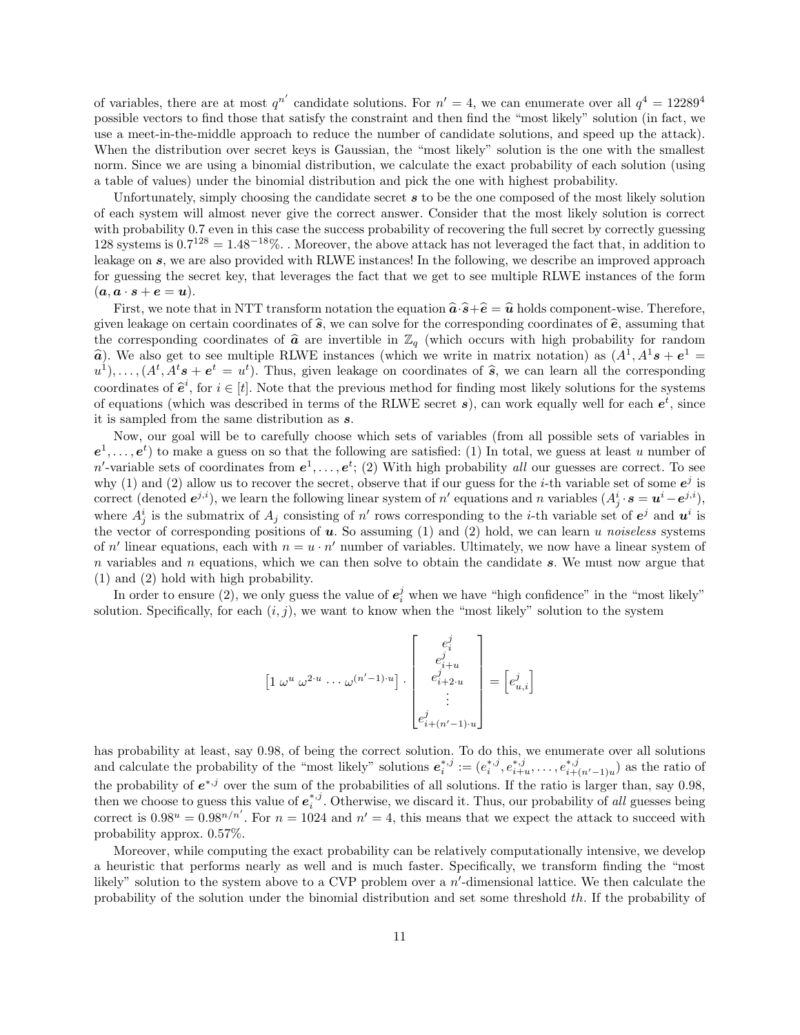of variables, there are at most $q^{n'}$ candidate solutions. For $n' = 4$, we can enumerate over all $q^4 = 12289^4$ possible vectors to find those that satisfy the constraint and then find the "most likely" solution (in fact, we use a meet-in-the-middle approach to reduce the number of candidate solutions, and speed up the attack). When the distribution over secret keys is Gaussian, the "most likely" solution is the one with the smallest norm. Since we are using a binomial distribution, we calculate the exact probability of each solution (using a table of values) under the binomial distribution and pick the one with highest probability.

Unfortunately, simply choosing the candidate secret $\boldsymbol{s}$ to be the one composed of the most likely solution of each system will almost never give the correct answer. Consider that the most likely solution is correct with probability 0.7 even in this case the success probability of recovering the full secret by correctly guessing 128 systems is $0.7^{128} = 1.48^{-18}\%$. . Moreover, the above attack has not leveraged the fact that, in addition to leakage on $\boldsymbol{s}$, we are also provided with RLWE instances! In the following, we describe an improved approach for guessing the secret key, that leverages the fact that we get to see multiple RLWE instances of the form $(\boldsymbol{a}, \boldsymbol{a} \cdot \boldsymbol{s} + \boldsymbol{e} = \boldsymbol{u})$.

First, we note that in NTT transform notation the equation $\widehat{\boldsymbol{a}} \cdot \widehat{\boldsymbol{s}} + \widehat{\boldsymbol{e}} = \widehat{\boldsymbol{u}}$ holds component-wise. Therefore, given leakage on certain coordinates of $\widehat{\boldsymbol{s}}$, we can solve for the corresponding coordinates of $\widehat{\boldsymbol{e}}$, assuming that the corresponding coordinates of $\widehat{\boldsymbol{a}}$ are invertible in $\mathbb{Z}_q$ (which occurs with high probability for random $\widehat{\boldsymbol{a}}$). We also get to see multiple RLWE instances (which we write in matrix notation) as $(A^1, A^1\boldsymbol{s} + \boldsymbol{e}^1 = u^1), \ldots, (A^t, A^t\boldsymbol{s} + \boldsymbol{e}^t = u^t)$. Thus, given leakage on coordinates of $\widehat{\boldsymbol{s}}$, we can learn all the corresponding coordinates of $\widehat{\boldsymbol{e}}^i$, for $i \in [t]$. Note that the previous method for finding most likely solutions for the systems of equations (which was described in terms of the RLWE secret $\boldsymbol{s}$), can work equally well for each $\boldsymbol{e}^t$, since it is sampled from the same distribution as $\boldsymbol{s}$.

Now, our goal will be to carefully choose which sets of variables (from all possible sets of variables in $\boldsymbol{e}^1, \ldots, \boldsymbol{e}^t$) to make a guess on so that the following are satisfied: (1) In total, we guess at least $u$ number of $n'$-variable sets of coordinates from $\boldsymbol{e}^1, \ldots, \boldsymbol{e}^t$; (2) With high probability *all* our guesses are correct. To see why (1) and (2) allow us to recover the secret, observe that if our guess for the $i$-th variable set of some $\boldsymbol{e}^j$ is correct (denoted $\boldsymbol{e}^{j,i}$), we learn the following linear system of $n'$ equations and $n$ variables ($A^i_j \cdot \boldsymbol{s} = \boldsymbol{u}^i - \boldsymbol{e}^{j,i}$), where $A^i_j$ is the submatrix of $A_j$ consisting of $n'$ rows corresponding to the $i$-th variable set of $\boldsymbol{e}^j$ and $\boldsymbol{u}^i$ is the vector of corresponding positions of $\boldsymbol{u}$. So assuming (1) and (2) hold, we can learn $u$ *noiseless* systems of $n'$ linear equations, each with $n = u \cdot n'$ number of variables. Ultimately, we now have a linear system of $n$ variables and $n$ equations, which we can then solve to obtain the candidate $\boldsymbol{s}$. We must now argue that (1) and (2) hold with high probability.

In order to ensure (2), we only guess the value of $\boldsymbol{e}^j_i$ when we have "high confidence" in the "most likely" solution. Specifically, for each $(i, j)$, we want to know when the "most likely" solution to the system

$$\begin{bmatrix} 1 \ \omega^u \ \omega^{2 \cdot u} \cdots \omega^{(n'-1) \cdot u} \end{bmatrix} \cdot \begin{bmatrix} e^j_i \\ e^j_{i+u} \\ e^j_{i+2 \cdot u} \\ \vdots \\ e^j_{i+(n'-1) \cdot u} \end{bmatrix} = \begin{bmatrix} e^j_{u,i} \end{bmatrix}$$

has probability at least, say 0.98, of being the correct solution. To do this, we enumerate over all solutions and calculate the probability of the "most likely" solutions $\boldsymbol{e}^{*,j}_i := (e^{*,j}_i, e^{*,j}_{i+u}, \ldots, e^{*,j}_{i+(n'-1)u})$ as the ratio of the probability of $\boldsymbol{e}^{*,j}$ over the sum of the probabilities of all solutions. If the ratio is larger than, say 0.98, then we choose to guess this value of $\boldsymbol{e}^{*,j}_i$. Otherwise, we discard it. Thus, our probability of *all* guesses being correct is $0.98^u = 0.98^{n/n'}$. For $n = 1024$ and $n' = 4$, this means that we expect the attack to succeed with probability approx. 0.57%.

Moreover, while computing the exact probability can be relatively computationally intensive, we develop a heuristic that performs nearly as well and is much faster. Specifically, we transform finding the "most likely" solution to the system above to a CVP problem over a $n'$-dimensional lattice. We then calculate the probability of the solution under the binomial distribution and set some threshold $th$. If the probability of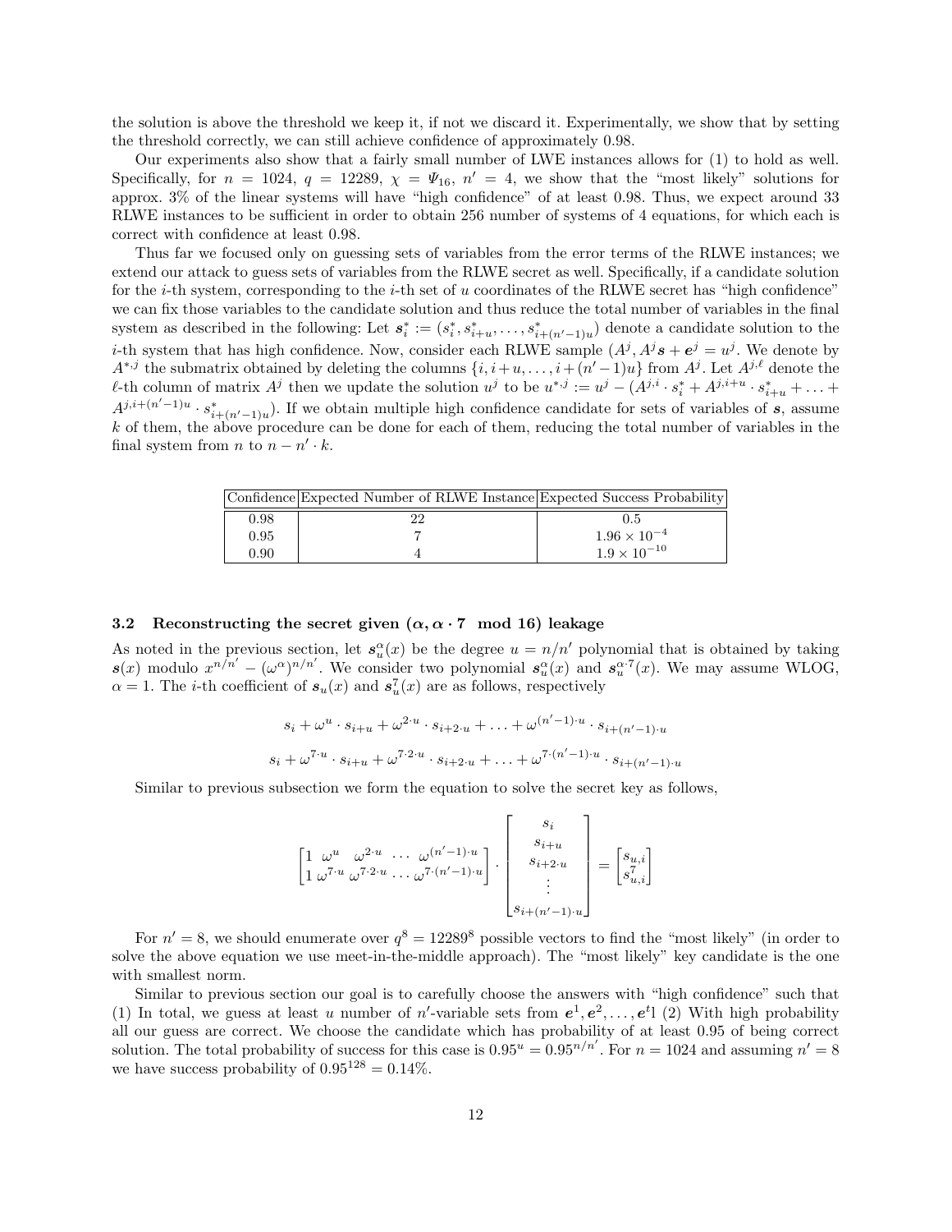the solution is above the threshold we keep it, if not we discard it. Experimentally, we show that by setting the threshold correctly, we can still achieve confidence of approximately 0.98.

Our experiments also show that a fairly small number of LWE instances allows for (1) to hold as well. Specifically, for $n = 1024$, $q = 12289$, $\chi = \Psi_{16}$, $n' = 4$, we show that the "most likely" solutions for approx. 3% of the linear systems will have "high confidence" of at least 0.98. Thus, we expect around 33 RLWE instances to be sufficient in order to obtain 256 number of systems of 4 equations, for which each is correct with confidence at least 0.98.

Thus far we focused only on guessing sets of variables from the error terms of the RLWE instances; we extend our attack to guess sets of variables from the RLWE secret as well. Specifically, if a candidate solution for the $i$-th system, corresponding to the $i$-th set of $u$ coordinates of the RLWE secret has "high confidence" we can fix those variables to the candidate solution and thus reduce the total number of variables in the final system as described in the following: Let $\boldsymbol{s}_i^* := (s_i^*, s_{i+u}^*, \ldots, s_{i+(n'-1)u}^*)$ denote a candidate solution to the $i$-th system that has high confidence. Now, consider each RLWE sample $(A^j, A^j\boldsymbol{s} + \boldsymbol{e}^j = u^j$. We denote by $A^{*,j}$ the submatrix obtained by deleting the columns $\{i, i+u, \ldots, i+(n'-1)u\}$ from $A^j$. Let $A^{j,\ell}$ denote the $\ell$-th column of matrix $A^j$ then we update the solution $u^j$ to be $u^{*,j} := u^j - (A^{j,i} \cdot s_i^* + A^{j,i+u} \cdot s_{i+u}^* + \ldots + A^{j,i+(n'-1)u} \cdot s_{i+(n'-1)u}^*)$. If we obtain multiple high confidence candidate for sets of variables of $\boldsymbol{s}$, assume $k$ of them, the above procedure can be done for each of them, reducing the total number of variables in the final system from $n$ to $n - n' \cdot k$.

| Confidence | Expected Number of RLWE Instance | Expected Success Probability |
|---|---|---|
| 0.98 | 22 | 0.5 |
| 0.95 | 7 | $1.96 \times 10^{-4}$ |
| 0.90 | 4 | $1.9 \times 10^{-10}$ |

### 3.2 Reconstructing the secret given $(\alpha, \alpha \cdot 7 \mod 16)$ leakage

As noted in the previous section, let $\boldsymbol{s}_u^\alpha(x)$ be the degree $u = n/n'$ polynomial that is obtained by taking $\boldsymbol{s}(x)$ modulo $x^{n/n'} - (\omega^\alpha)^{n/n'}$. We consider two polynomial $\boldsymbol{s}_u^\alpha(x)$ and $\boldsymbol{s}_u^{\alpha \cdot 7}(x)$. We may assume WLOG, $\alpha = 1$. The $i$-th coefficient of $\boldsymbol{s}_u(x)$ and $\boldsymbol{s}_u^7(x)$ are as follows, respectively

$$s_i + \omega^u \cdot s_{i+u} + \omega^{2 \cdot u} \cdot s_{i+2 \cdot u} + \ldots + \omega^{(n'-1) \cdot u} \cdot s_{i+(n'-1) \cdot u}$$

$$s_i + \omega^{7 \cdot u} \cdot s_{i+u} + \omega^{7 \cdot 2 \cdot u} \cdot s_{i+2 \cdot u} + \ldots + \omega^{7 \cdot (n'-1) \cdot u} \cdot s_{i+(n'-1) \cdot u}$$

Similar to previous subsection we form the equation to solve the secret key as follows,

$$\begin{bmatrix} 1 & \omega^u & \omega^{2 \cdot u} & \cdots & \omega^{(n'-1) \cdot u} \\ 1 & \omega^{7 \cdot u} & \omega^{7 \cdot 2 \cdot u} & \cdots & \omega^{7 \cdot (n'-1) \cdot u} \end{bmatrix} \cdot \begin{bmatrix} s_i \\ s_{i+u} \\ s_{i+2 \cdot u} \\ \vdots \\ s_{i+(n'-1) \cdot u} \end{bmatrix} = \begin{bmatrix} s_{u,i} \\ s_{u,i}^7 \end{bmatrix}$$

For $n' = 8$, we should enumerate over $q^8 = 12289^8$ possible vectors to find the "most likely" (in order to solve the above equation we use meet-in-the-middle approach). The "most likely" key candidate is the one with smallest norm.

Similar to previous section our goal is to carefully choose the answers with "high confidence" such that (1) In total, we guess at least $u$ number of $n'$-variable sets from $\boldsymbol{e}^1, \boldsymbol{e}^2, \ldots, \boldsymbol{e}^t$l (2) With high probability all our guess are correct. We choose the candidate which has probability of at least 0.95 of being correct solution. The total probability of success for this case is $0.95^u = 0.95^{n/n'}$. For $n = 1024$ and assuming $n' = 8$ we have success probability of $0.95^{128} = 0.14\%$.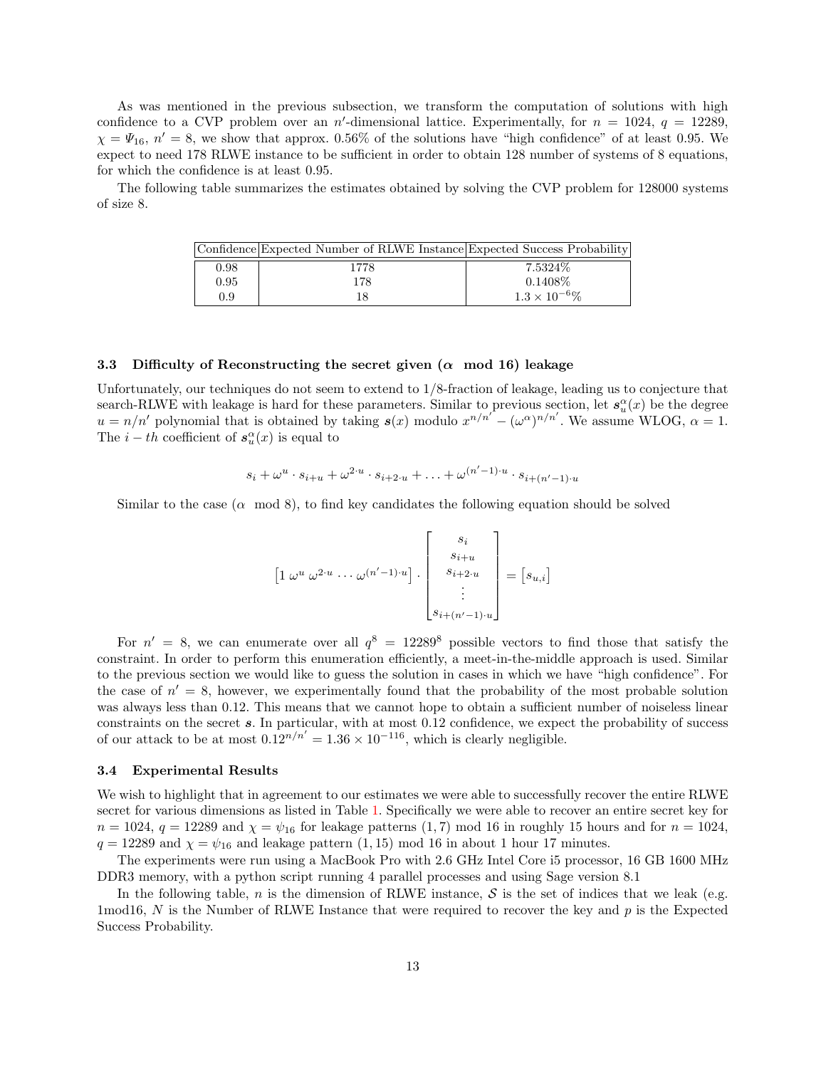As was mentioned in the previous subsection, we transform the computation of solutions with high confidence to a CVP problem over an $n'$-dimensional lattice. Experimentally, for $n = 1024$, $q = 12289$, $\chi = \Psi_{16}$, $n' = 8$, we show that approx. 0.56% of the solutions have "high confidence" of at least 0.95. We expect to need 178 RLWE instance to be sufficient in order to obtain 128 number of systems of 8 equations, for which the confidence is at least 0.95.

The following table summarizes the estimates obtained by solving the CVP problem for 128000 systems of size 8.

| Confidence | Expected Number of RLWE Instance | Expected Success Probability |
|---|---|---|
| 0.98 | 1778 | 7.5324% |
| 0.95 | 178 | 0.1408% |
| 0.9 | 18 | $1.3 \times 10^{-6}$% |

### 3.3 Difficulty of Reconstructing the secret given ($\alpha \mod 16$) leakage

Unfortunately, our techniques do not seem to extend to 1/8-fraction of leakage, leading us to conjecture that search-RLWE with leakage is hard for these parameters. Similar to previous section, let $\boldsymbol{s}_u^\alpha(x)$ be the degree $u = n/n'$ polynomial that is obtained by taking $\boldsymbol{s}(x)$ modulo $x^{n/n'} - (\omega^\alpha)^{n/n'}$. We assume WLOG, $\alpha = 1$. The $i-th$ coefficient of $\boldsymbol{s}_u^\alpha(x)$ is equal to

$$s_i + \omega^u \cdot s_{i+u} + \omega^{2 \cdot u} \cdot s_{i+2 \cdot u} + \ldots + \omega^{(n'-1) \cdot u} \cdot s_{i+(n'-1) \cdot u}$$

Similar to the case ($\alpha \mod 8$), to find key candidates the following equation should be solved

$$\begin{bmatrix} 1 \ \omega^u \ \omega^{2 \cdot u} \ \cdots \ \omega^{(n'-1) \cdot u} \end{bmatrix} \cdot \begin{bmatrix} s_i \\ s_{i+u} \\ s_{i+2 \cdot u} \\ \vdots \\ s_{i+(n'-1) \cdot u} \end{bmatrix} = \begin{bmatrix} s_{u,i} \end{bmatrix}$$

For $n' = 8$, we can enumerate over all $q^8 = 12289^8$ possible vectors to find those that satisfy the constraint. In order to perform this enumeration efficiently, a meet-in-the-middle approach is used. Similar to the previous section we would like to guess the solution in cases in which we have "high confidence". For the case of $n' = 8$, however, we experimentally found that the probability of the most probable solution was always less than 0.12. This means that we cannot hope to obtain a sufficient number of noiseless linear constraints on the secret $\boldsymbol{s}$. In particular, with at most 0.12 confidence, we expect the probability of success of our attack to be at most $0.12^{n/n'} = 1.36 \times 10^{-116}$, which is clearly negligible.

### 3.4 Experimental Results

We wish to highlight that in agreement to our estimates we were able to successfully recover the entire RLWE secret for various dimensions as listed in Table 1. Specifically we were able to recover an entire secret key for $n = 1024$, $q = 12289$ and $\chi = \psi_{16}$ for leakage patterns $(1, 7) \mod 16$ in roughly 15 hours and for $n = 1024$, $q = 12289$ and $\chi = \psi_{16}$ and leakage pattern $(1, 15) \mod 16$ in about 1 hour 17 minutes.

The experiments were run using a MacBook Pro with 2.6 GHz Intel Core i5 processor, 16 GB 1600 MHz DDR3 memory, with a python script running 4 parallel processes and using Sage version 8.1

In the following table, $n$ is the dimension of RLWE instance, $\mathcal{S}$ is the set of indices that we leak (e.g. 1mod16, $N$ is the Number of RLWE Instance that were required to recover the key and $p$ is the Expected Success Probability.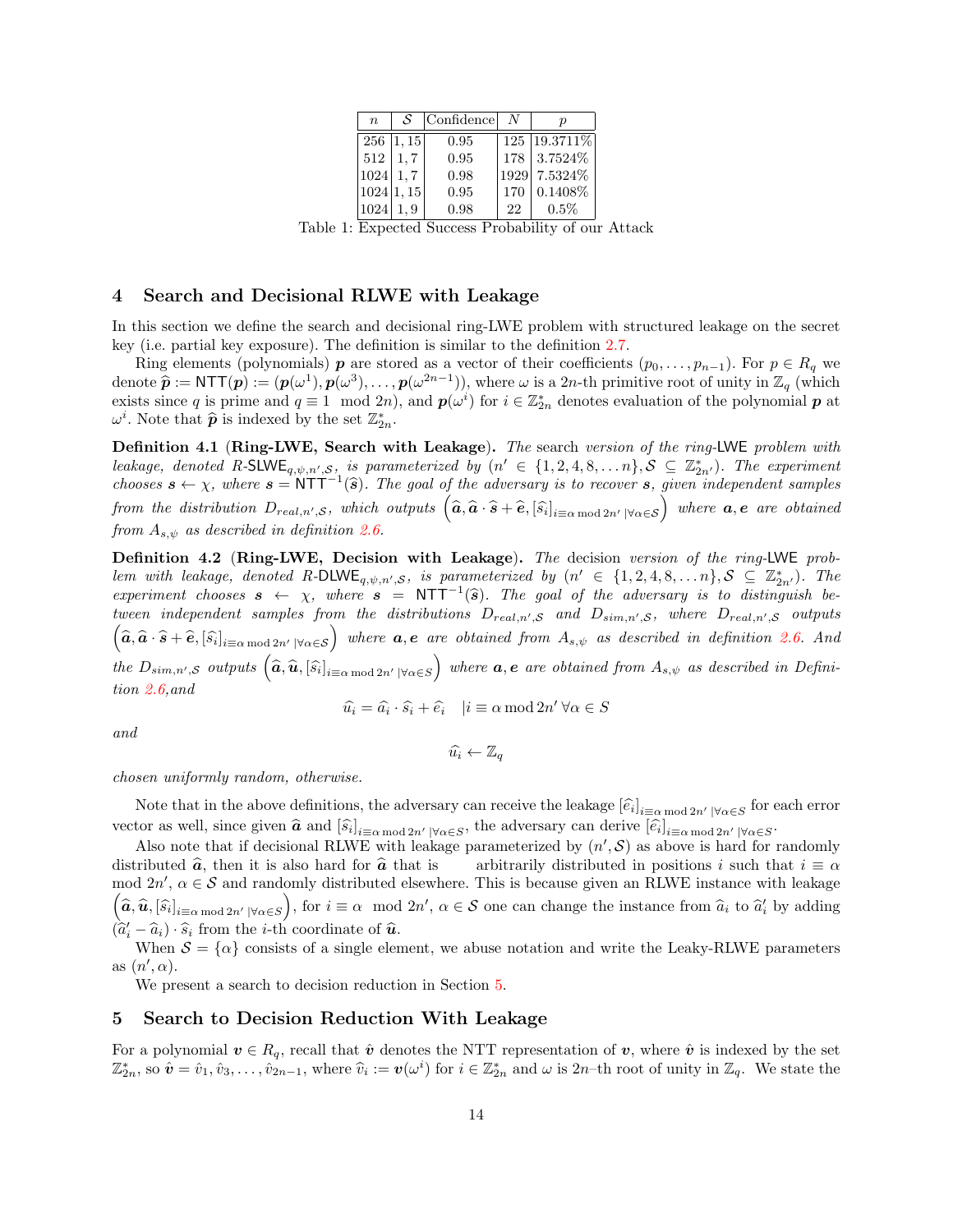| $n$ | $\mathcal{S}$ | Confidence | $N$ | $p$ |
|---|---|---|---|---|
| 256 | 1, 15 | 0.95 | 125 | 19.3711% |
| 512 | 1, 7 | 0.95 | 178 | 3.7524% |
| 1024 | 1, 7 | 0.98 | 1929 | 7.5324% |
| 1024 | 1, 15 | 0.95 | 170 | 0.1408% |
| 1024 | 1, 9 | 0.98 | 22 | 0.5% |

Table 1: Expected Success Probability of our Attack

## 4 Search and Decisional RLWE with Leakage

In this section we define the search and decisional ring-LWE problem with structured leakage on the secret key (i.e. partial key exposure). The definition is similar to the definition 2.7.

Ring elements (polynomials) $\boldsymbol{p}$ are stored as a vector of their coefficients $(p_0, \ldots, p_{n-1})$. For $p \in R_q$ we denote $\widehat{\boldsymbol{p}} := \mathsf{NTT}(\boldsymbol{p}) := (\boldsymbol{p}(\omega^1), \boldsymbol{p}(\omega^3), \ldots, \boldsymbol{p}(\omega^{2n-1}))$, where $\omega$ is a $2n$-th primitive root of unity in $\mathbb{Z}_q$ (which exists since $q$ is prime and $q \equiv 1 \mod 2n$), and $\boldsymbol{p}(\omega^i)$ for $i \in \mathbb{Z}^*_{2n}$ denotes evaluation of the polynomial $\boldsymbol{p}$ at $\omega^i$. Note that $\widehat{\boldsymbol{p}}$ is indexed by the set $\mathbb{Z}^*_{2n}$.

**Definition 4.1** (**Ring-LWE, Search with Leakage**). *The* search *version of the ring-*LWE *problem with leakage, denoted R-*$\mathsf{SLWE}_{q,\psi,n',\mathcal{S}}$*, is parameterized by* $(n' \in \{1, 2, 4, 8, \ldots n\}, \mathcal{S} \subseteq \mathbb{Z}^*_{2n'})$*. The experiment chooses* $\boldsymbol{s} \leftarrow \chi$*, where* $\boldsymbol{s} = \mathsf{NTT}^{-1}(\widehat{\boldsymbol{s}})$*. The goal of the adversary is to recover* $\boldsymbol{s}$*, given independent samples from the distribution* $D_{real,n',\mathcal{S}}$*, which outputs* $\left(\widehat{\boldsymbol{a}}, \widehat{\boldsymbol{a}} \cdot \widehat{\boldsymbol{s}} + \widehat{\boldsymbol{e}}, [\widehat{s}_i]_{i \equiv \alpha \bmod 2n' \mid \forall \alpha \in \mathcal{S}}\right)$ *where* $\boldsymbol{a}, \boldsymbol{e}$ *are obtained from* $A_{s,\psi}$ *as described in definition 2.6.*

**Definition 4.2** (**Ring-LWE, Decision with Leakage**). *The* decision *version of the ring-*LWE *problem with leakage, denoted R-*$\mathsf{DLWE}_{q,\psi,n',\mathcal{S}}$*, is parameterized by* $(n' \in \{1, 2, 4, 8, \ldots n\}, \mathcal{S} \subseteq \mathbb{Z}^*_{2n'})$*. The experiment chooses* $\boldsymbol{s} \leftarrow \chi$*, where* $\boldsymbol{s} = \mathsf{NTT}^{-1}(\widehat{\boldsymbol{s}})$*. The goal of the adversary is to distinguish between independent samples from the distributions* $D_{real,n',\mathcal{S}}$ *and* $D_{sim,n',\mathcal{S}}$*, where* $D_{real,n',\mathcal{S}}$ *outputs* $\left(\widehat{\boldsymbol{a}}, \widehat{\boldsymbol{a}} \cdot \widehat{\boldsymbol{s}} + \widehat{\boldsymbol{e}}, [\widehat{s}_i]_{i \equiv \alpha \bmod 2n' \mid \forall \alpha \in \mathcal{S}}\right)$ *where* $\boldsymbol{a}, \boldsymbol{e}$ *are obtained from* $A_{s,\psi}$ *as described in definition 2.6. And the* $D_{sim,n',\mathcal{S}}$ *outputs* $\left(\widehat{\boldsymbol{a}}, \widehat{\boldsymbol{u}}, [\widehat{s}_i]_{i \equiv \alpha \bmod 2n' \mid \forall \alpha \in \mathcal{S}}\right)$ *where* $\boldsymbol{a}, \boldsymbol{e}$ *are obtained from* $A_{s,\psi}$ *as described in Definition 2.6,and*

$$\widehat{u}_i = \widehat{a}_i \cdot \widehat{s}_i + \widehat{e}_i \quad | i \equiv \alpha \bmod 2n' \, \forall \alpha \in S$$

*and*

$$\widehat{u}_i \leftarrow \mathbb{Z}_q$$

*chosen uniformly random, otherwise.*

Note that in the above definitions, the adversary can receive the leakage $[\widehat{e}_i]_{i \equiv \alpha \bmod 2n' \mid \forall \alpha \in S}$ for each error vector as well, since given $\widehat{\boldsymbol{a}}$ and $[\widehat{s}_i]_{i \equiv \alpha \bmod 2n' \mid \forall \alpha \in S}$, the adversary can derive $[\widehat{e}_i]_{i \equiv \alpha \bmod 2n' \mid \forall \alpha \in S}$.

Also note that if decisional RLWE with leakage parameterized by $(n', \mathcal{S})$ as above is hard for randomly distributed $\widehat{\boldsymbol{a}}$, then it is also hard for $\widehat{\boldsymbol{a}}$ that is arbitrarily distributed in positions $i$ such that $i \equiv \alpha \mod 2n'$, $\alpha \in \mathcal{S}$ and randomly distributed elsewhere. This is because given an RLWE instance with leakage $\left(\widehat{\boldsymbol{a}}, \widehat{\boldsymbol{u}}, [\widehat{s}_i]_{i \equiv \alpha \bmod 2n' \mid \forall \alpha \in \mathcal{S}}\right)$, for $i \equiv \alpha \mod 2n'$, $\alpha \in \mathcal{S}$ one can change the instance from $\widehat{a}_i$ to $\widehat{a}'_i$ by adding $(\widehat{a}'_i - \widehat{a}_i) \cdot \widehat{s}_i$ from the $i$-th coordinate of $\widehat{\boldsymbol{u}}$.

When $\mathcal{S} = \{\alpha\}$ consists of a single element, we abuse notation and write the Leaky-RLWE parameters as $(n', \alpha)$.

We present a search to decision reduction in Section 5.

## 5 Search to Decision Reduction With Leakage

For a polynomial $\boldsymbol{v} \in R_q$, recall that $\hat{\boldsymbol{v}}$ denotes the NTT representation of $\boldsymbol{v}$, where $\hat{\boldsymbol{v}}$ is indexed by the set $\mathbb{Z}^*_{2n}$, so $\hat{\boldsymbol{v}} = \hat{v}_1, \hat{v}_3, \ldots, \hat{v}_{2n-1}$, where $\widehat{v}_i := \boldsymbol{v}(\omega^i)$ for $i \in \mathbb{Z}^*_{2n}$ and $\omega$ is $2n$–th root of unity in $\mathbb{Z}_q$. We state the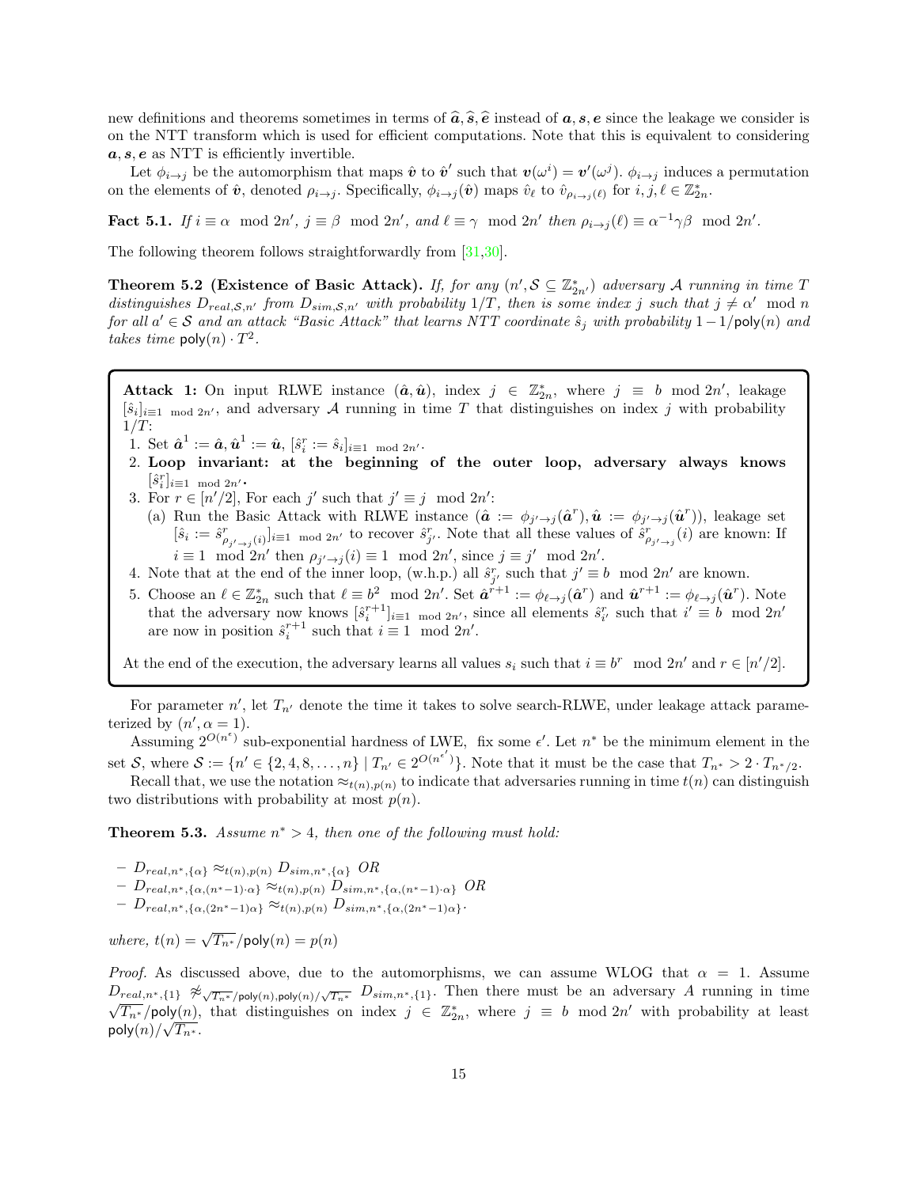new definitions and theorems sometimes in terms of $\widehat{\boldsymbol{a}}, \widehat{\boldsymbol{s}}, \widehat{\boldsymbol{e}}$ instead of $\boldsymbol{a}, \boldsymbol{s}, \boldsymbol{e}$ since the leakage we consider is on the NTT transform which is used for efficient computations. Note that this is equivalent to considering $\boldsymbol{a}, \boldsymbol{s}, \boldsymbol{e}$ as NTT is efficiently invertible.

Let $\phi_{i \to j}$ be the automorphism that maps $\hat{\boldsymbol{v}}$ to $\hat{\boldsymbol{v}}'$ such that $\boldsymbol{v}(\omega^i) = \boldsymbol{v}'(\omega^j)$. $\phi_{i \to j}$ induces a permutation on the elements of $\hat{\boldsymbol{v}}$, denoted $\rho_{i \to j}$. Specifically, $\phi_{i \to j}(\hat{\boldsymbol{v}})$ maps $\hat{v}_\ell$ to $\hat{v}_{\rho_{i \to j}(\ell)}$ for $i, j, \ell \in \mathbb{Z}^*_{2n}$.

**Fact 5.1.** *If $i \equiv \alpha \mod 2n'$, $j \equiv \beta \mod 2n'$, and $\ell \equiv \gamma \mod 2n'$ then $\rho_{i \to j}(\ell) \equiv \alpha^{-1} \gamma \beta \mod 2n'$.*

The following theorem follows straightforwardly from [31,30].

**Theorem 5.2 (Existence of Basic Attack).** *If, for any $(n', \mathcal{S} \subseteq \mathbb{Z}^*_{2n'})$ adversary $\mathcal{A}$ running in time $T$ distinguishes $D_{real,\mathcal{S},n'}$ from $D_{sim,\mathcal{S},n'}$ with probability $1/T$, then is some index $j$ such that $j \neq \alpha' \mod n$ for all $a' \in \mathcal{S}$ and an attack "Basic Attack" that learns NTT coordinate $\hat{s}_j$ with probability $1 - 1/\mathsf{poly}(n)$ and takes time $\mathsf{poly}(n) \cdot T^2$.*

---

**Attack 1:** On input RLWE instance $(\hat{\boldsymbol{a}}, \hat{\boldsymbol{u}})$, index $j \in \mathbb{Z}^*_{2n}$, where $j \equiv b \mod 2n'$, leakage $[\hat{s}_i]_{i \equiv 1 \mod 2n'}$, and adversary $\mathcal{A}$ running in time $T$ that distinguishes on index $j$ with probability $1/T$:

1. Set $\hat{\boldsymbol{a}}^1 := \hat{\boldsymbol{a}}, \hat{\boldsymbol{u}}^1 := \hat{\boldsymbol{u}}$, $[\hat{s}^r_i := \hat{s}_i]_{i \equiv 1 \mod 2n'}$.
2. **Loop invariant: at the beginning of the outer loop, adversary always knows $[\hat{s}^r_i]_{i \equiv 1 \mod 2n'}$.**
3. For $r \in [n'/2]$, For each $j'$ such that $j' \equiv j \mod 2n'$:
   (a) Run the Basic Attack with RLWE instance $(\hat{\boldsymbol{a}} := \phi_{j' \to j}(\hat{\boldsymbol{a}}^r), \hat{\boldsymbol{u}} := \phi_{j' \to j}(\hat{\boldsymbol{u}}^r))$, leakage set $[\hat{s}_i := \hat{s}^r_{\rho_{j' \to j}(i)}]_{i \equiv 1 \mod 2n'}$ to recover $\hat{s}^r_{j'}$. Note that all these values of $\hat{s}^r_{\rho_{j' \to j}}(i)$ are known: If $i \equiv 1 \mod 2n'$ then $\rho_{j' \to j}(i) \equiv 1 \mod 2n'$, since $j \equiv j' \mod 2n'$.
4. Note that at the end of the inner loop, (w.h.p.) all $\hat{s}^r_{j'}$ such that $j' \equiv b \mod 2n'$ are known.
5. Choose an $\ell \in \mathbb{Z}^*_{2n}$ such that $\ell \equiv b^2 \mod 2n'$. Set $\hat{\boldsymbol{a}}^{r+1} := \phi_{\ell \to j}(\hat{\boldsymbol{a}}^r)$ and $\hat{\boldsymbol{u}}^{r+1} := \phi_{\ell \to j}(\hat{\boldsymbol{u}}^r)$. Note that the adversary now knows $[\hat{s}^{r+1}_i]_{i \equiv 1 \mod 2n'}$, since all elements $\hat{s}^r_{i'}$ such that $i' \equiv b \mod 2n'$ are now in position $\hat{s}^{r+1}_i$ such that $i \equiv 1 \mod 2n'$.

At the end of the execution, the adversary learns all values $s_i$ such that $i \equiv b^r \mod 2n'$ and $r \in [n'/2]$.

---

For parameter $n'$, let $T_{n'}$ denote the time it takes to solve search-RLWE, under leakage attack parameterized by $(n', \alpha = 1)$.

Assuming $2^{O(n^\epsilon)}$ sub-exponential hardness of LWE, fix some $\epsilon'$. Let $n^*$ be the minimum element in the set $\mathcal{S}$, where $\mathcal{S} := \{n' \in \{2, 4, 8, \ldots, n\} \mid T_{n'} \in 2^{O(n^{\epsilon'})}\}$. Note that it must be the case that $T_{n^*} > 2 \cdot T_{n^*/2}$.

Recall that, we use the notation $\approx_{t(n),p(n)}$ to indicate that adversaries running in time $t(n)$ can distinguish two distributions with probability at most $p(n)$.

**Theorem 5.3.** *Assume $n^* > 4$, then one of the following must hold:*

- $D_{real,n^*,\{\alpha\}} \approx_{t(n),p(n)} D_{sim,n^*,\{\alpha\}}$ *OR*
- $D_{real,n^*,\{\alpha,(n^*-1)\cdot\alpha\}} \approx_{t(n),p(n)} D_{sim,n^*,\{\alpha,(n^*-1)\cdot\alpha\}}$ *OR*
- $D_{real,n^*,\{\alpha,(2n^*-1)\alpha\}} \approx_{t(n),p(n)} D_{sim,n^*,\{\alpha,(2n^*-1)\alpha\}}$.

*where, $t(n) = \sqrt{T_{n^*}}/\mathsf{poly}(n) = p(n)$*

*Proof.* As discussed above, due to the automorphisms, we can assume WLOG that $\alpha = 1$. Assume $D_{real,n^*,\{1\}} \not\approx_{\sqrt{T_{n^*}}/\mathsf{poly}(n),\mathsf{poly}(n)/\sqrt{T_{n^*}}} D_{sim,n^*,\{1\}}$. Then there must be an adversary $A$ running in time $\sqrt{T_{n^*}}/\mathsf{poly}(n)$, that distinguishes on index $j \in \mathbb{Z}^*_{2n}$, where $j \equiv b \mod 2n'$ with probability at least $\mathsf{poly}(n)/\sqrt{T_{n^*}}$.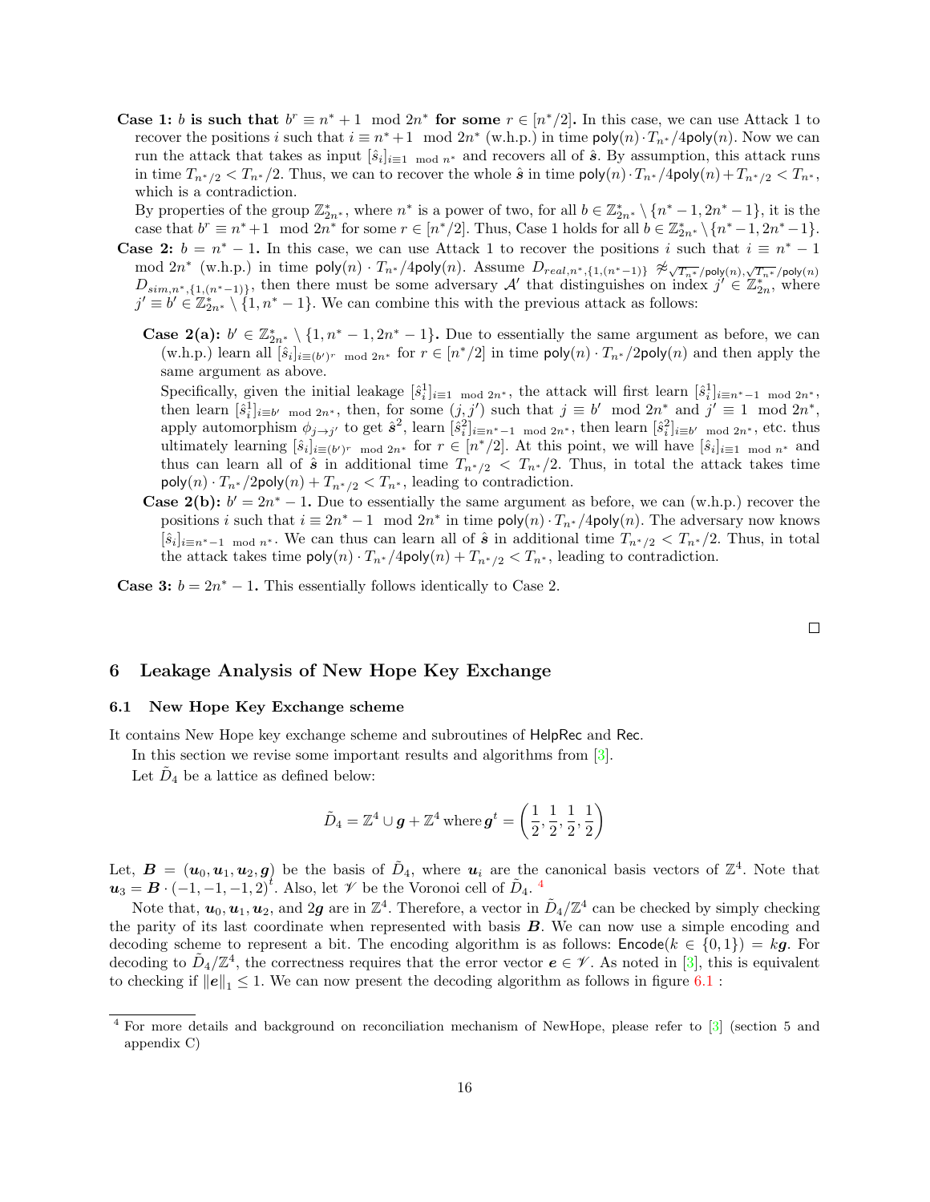**Case 1: $b$ is such that $b^r \equiv n^*+1 \mod 2n^*$ for some $r \in [n^*/2]$.** In this case, we can use Attack 1 to recover the positions $i$ such that $i \equiv n^*+1 \mod 2n^*$ (w.h.p.) in time $\mathsf{poly}(n) \cdot T_{n^*}/4\mathsf{poly}(n)$. Now we can run the attack that takes as input $[\hat{s}_i]_{i \equiv 1 \mod n^*}$ and recovers all of $\hat{\boldsymbol{s}}$. By assumption, this attack runs in time $T_{n^*/2} < T_{n^*}/2$. Thus, we can to recover the whole $\hat{\boldsymbol{s}}$ in time $\mathsf{poly}(n) \cdot T_{n^*}/4\mathsf{poly}(n) + T_{n^*/2} < T_{n^*}$, which is a contradiction.

By properties of the group $\mathbb{Z}^*_{2n^*}$, where $n^*$ is a power of two, for all $b \in \mathbb{Z}^*_{2n^*} \setminus \{n^*-1, 2n^*-1\}$, it is the case that $b^r \equiv n^*+1 \mod 2n^*$ for some $r \in [n^*/2]$. Thus, Case 1 holds for all $b \in \mathbb{Z}^*_{2n^*} \setminus \{n^*-1, 2n^*-1\}$.

**Case 2: $b = n^* - 1$.** In this case, we can use Attack 1 to recover the positions $i$ such that $i \equiv n^* - 1 \mod 2n^*$ (w.h.p.) in time $\mathsf{poly}(n) \cdot T_{n^*}/4\mathsf{poly}(n)$. Assume $D_{real,n^*,\{1,(n^*-1)\}} \not\approx_{\sqrt{T_{n^*}}/\mathsf{poly}(n), \sqrt{T_{n^*}}/\mathsf{poly}(n)} D_{sim,n^*,\{1,(n^*-1)\}}$, then there must be some adversary $\mathcal{A}'$ that distinguishes on index $j' \in \mathbb{Z}^*_{2n}$, where $j' \equiv b' \in \mathbb{Z}^*_{2n^*} \setminus \{1, n^*-1\}$. We can combine this with the previous attack as follows:

- **Case 2(a): $b' \in \mathbb{Z}^*_{2n^*} \setminus \{1, n^*-1, 2n^*-1\}$.** Due to essentially the same argument as before, we can (w.h.p.) learn all $[\hat{s}_i]_{i \equiv (b')^r \mod 2n^*}$ for $r \in [n^*/2]$ in time $\mathsf{poly}(n) \cdot T_{n^*}/2\mathsf{poly}(n)$ and then apply the same argument as above.

  Specifically, given the initial leakage $[\hat{s}^1_i]_{i \equiv 1 \mod 2n^*}$, the attack will first learn $[\hat{s}^1_i]_{i \equiv n^*-1 \mod 2n^*}$, then learn $[\hat{s}^1_i]_{i \equiv b' \mod 2n^*}$, then, for some $(j, j')$ such that $j \equiv b' \mod 2n^*$ and $j' \equiv 1 \mod 2n^*$, apply automorphism $\phi_{j \to j'}$ to get $\hat{\boldsymbol{s}}^2$, learn $[\hat{s}^2_i]_{i \equiv n^*-1 \mod 2n^*}$, then learn $[\hat{s}^2_i]_{i \equiv b' \mod 2n^*}$, etc. thus ultimately learning $[\hat{s}_i]_{i \equiv (b')^r \mod 2n^*}$ for $r \in [n^*/2]$. At this point, we will have $[\hat{s}_i]_{i \equiv 1 \mod n^*}$ and thus can learn all of $\hat{\boldsymbol{s}}$ in additional time $T_{n^*/2} < T_{n^*}/2$. Thus, in total the attack takes time $\mathsf{poly}(n) \cdot T_{n^*}/2\mathsf{poly}(n) + T_{n^*/2} < T_{n^*}$, leading to contradiction.

- **Case 2(b): $b' = 2n^* - 1$.** Due to essentially the same argument as before, we can (w.h.p.) recover the positions $i$ such that $i \equiv 2n^* - 1 \mod 2n^*$ in time $\mathsf{poly}(n) \cdot T_{n^*}/4\mathsf{poly}(n)$. The adversary now knows $[\hat{s}_i]_{i \equiv n^*-1 \mod n^*}$. We can thus can learn all of $\hat{\boldsymbol{s}}$ in additional time $T_{n^*/2} < T_{n^*}/2$. Thus, in total the attack takes time $\mathsf{poly}(n) \cdot T_{n^*}/4\mathsf{poly}(n) + T_{n^*/2} < T_{n^*}$, leading to contradiction.

**Case 3: $b = 2n^* - 1$.** This essentially follows identically to Case 2.

□

## 6 Leakage Analysis of New Hope Key Exchange

### 6.1 New Hope Key Exchange scheme

It contains New Hope key exchange scheme and subroutines of HelpRec and Rec.

In this section we revise some important results and algorithms from [3].

Let $\tilde{D}_4$ be a lattice as defined below:

$$\tilde{D}_4 = \mathbb{Z}^4 \cup \boldsymbol{g} + \mathbb{Z}^4 \text{ where } \boldsymbol{g}^t = \left(\frac{1}{2}, \frac{1}{2}, \frac{1}{2}, \frac{1}{2}\right)$$

Let, $\boldsymbol{B} = (\boldsymbol{u}_0, \boldsymbol{u}_1, \boldsymbol{u}_2, \boldsymbol{g})$ be the basis of $\tilde{D}_4$, where $\boldsymbol{u}_i$ are the canonical basis vectors of $\mathbb{Z}^4$. Note that $\boldsymbol{u}_3 = \boldsymbol{B} \cdot (-1, -1, -1, 2)^t$. Also, let $\mathscr{V}$ be the Voronoi cell of $\tilde{D}_4$. [4]

Note that, $\boldsymbol{u}_0, \boldsymbol{u}_1, \boldsymbol{u}_2$, and $2\boldsymbol{g}$ are in $\mathbb{Z}^4$. Therefore, a vector in $\tilde{D}_4/\mathbb{Z}^4$ can be checked by simply checking the parity of its last coordinate when represented with basis $\boldsymbol{B}$. We can now use a simple encoding and decoding scheme to represent a bit. The encoding algorithm is as follows: $\mathsf{Encode}(k \in \{0, 1\}) = k\boldsymbol{g}$. For decoding to $\tilde{D}_4/\mathbb{Z}^4$, the correctness requires that the error vector $\boldsymbol{e} \in \mathscr{V}$. As noted in [3], this is equivalent to checking if $\|\boldsymbol{e}\|_1 \leq 1$. We can now present the decoding algorithm as follows in figure 6.1 :

[4] For more details and background on reconciliation mechanism of NewHope, please refer to [3] (section 5 and appendix C)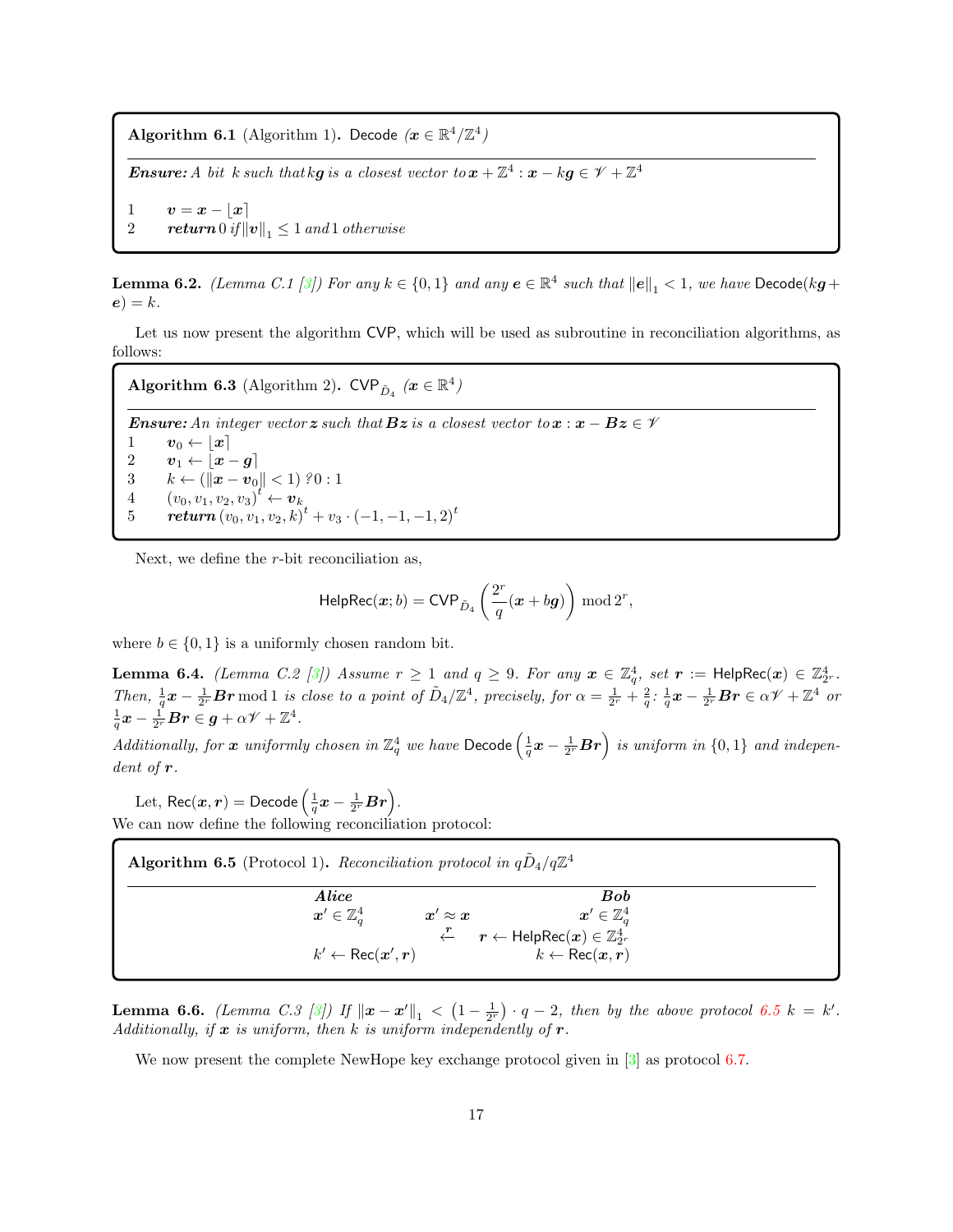> **Algorithm 6.1** (Algorithm 1)**.** Decode *($\boldsymbol{x} \in \mathbb{R}^4/\mathbb{Z}^4$)*
>
> ***Ensure:*** *A bit $k$ such that $k\boldsymbol{g}$ is a closest vector to $\boldsymbol{x} + \mathbb{Z}^4 : \boldsymbol{x} - k\boldsymbol{g} \in \mathscr{V} + \mathbb{Z}^4$*
>
> 1 $\quad \boldsymbol{v} = \boldsymbol{x} - \lfloor \boldsymbol{x} \rceil$
>
> 2 $\quad$ ***return*** *0 if $\|\boldsymbol{v}\|_1 \leq 1$ and 1 otherwise*

**Lemma 6.2.** *(Lemma C.1 [3]) For any $k \in \{0, 1\}$ and any $\boldsymbol{e} \in \mathbb{R}^4$ such that $\|\boldsymbol{e}\|_1 < 1$, we have* $\mathsf{Decode}(k\boldsymbol{g} + \boldsymbol{e}) = k$.

Let us now present the algorithm CVP, which will be used as subroutine in reconciliation algorithms, as follows:

> **Algorithm 6.3** (Algorithm 2)**.** $\mathsf{CVP}_{\tilde{D}_4}$ *($\boldsymbol{x} \in \mathbb{R}^4$)*
>
> ***Ensure:*** *An integer vector $\boldsymbol{z}$ such that $\boldsymbol{Bz}$ is a closest vector to $\boldsymbol{x} : \boldsymbol{x} - \boldsymbol{Bz} \in \mathscr{V}$*
>
> 1 $\quad \boldsymbol{v}_0 \leftarrow \lfloor \boldsymbol{x} \rceil$
>
> 2 $\quad \boldsymbol{v}_1 \leftarrow \lfloor \boldsymbol{x} - \boldsymbol{g} \rceil$
>
> 3 $\quad k \leftarrow (\|\boldsymbol{x} - \boldsymbol{v}_0\| < 1)\ ?\ 0 : 1$
>
> 4 $\quad (v_0, v_1, v_2, v_3)^t \leftarrow \boldsymbol{v}_k$
>
> 5 $\quad$ ***return*** $(v_0, v_1, v_2, k)^t + v_3 \cdot (-1, -1, -1, 2)^t$

Next, we define the $r$-bit reconciliation as,

$$\mathsf{HelpRec}(\boldsymbol{x}; b) = \mathsf{CVP}_{\tilde{D}_4}\left(\frac{2^r}{q}(\boldsymbol{x} + b\boldsymbol{g})\right) \bmod 2^r,$$

where $b \in \{0, 1\}$ is a uniformly chosen random bit.

**Lemma 6.4.** *(Lemma C.2 [3]) Assume $r \geq 1$ and $q \geq 9$. For any $\boldsymbol{x} \in \mathbb{Z}_q^4$, set $\boldsymbol{r} := \mathsf{HelpRec}(\boldsymbol{x}) \in \mathbb{Z}_{2^r}^4$. Then, $\frac{1}{q}\boldsymbol{x} - \frac{1}{2^r}\boldsymbol{Br} \bmod 1$ is close to a point of $\tilde{D}_4/\mathbb{Z}^4$, precisely, for $\alpha = \frac{1}{2^r} + \frac{2}{q}$: $\frac{1}{q}\boldsymbol{x} - \frac{1}{2^r}\boldsymbol{Br} \in \alpha\mathscr{V} + \mathbb{Z}^4$ or $\frac{1}{q}\boldsymbol{x} - \frac{1}{2^r}\boldsymbol{Br} \in \boldsymbol{g} + \alpha\mathscr{V} + \mathbb{Z}^4$.*

*Additionally, for $\boldsymbol{x}$ uniformly chosen in $\mathbb{Z}_q^4$ we have $\mathsf{Decode}\left(\frac{1}{q}\boldsymbol{x} - \frac{1}{2^r}\boldsymbol{Br}\right)$ is uniform in $\{0, 1\}$ and independent of $\boldsymbol{r}$.*

Let, $\mathsf{Rec}(\boldsymbol{x}, \boldsymbol{r}) = \mathsf{Decode}\left(\frac{1}{q}\boldsymbol{x} - \frac{1}{2^r}\boldsymbol{Br}\right)$.
We can now define the following reconciliation protocol:

> **Algorithm 6.5** (Protocol 1)**.** *Reconciliation protocol in $q\tilde{D}_4/q\mathbb{Z}^4$*
>
> | ***Alice*** | | ***Bob*** |
> |---|---|---|
> | $\boldsymbol{x}' \in \mathbb{Z}_q^4$ | $\boldsymbol{x}' \approx \boldsymbol{x}$ | $\boldsymbol{x}' \in \mathbb{Z}_q^4$ |
> | | $\xleftarrow{\boldsymbol{r}}$ | $\boldsymbol{r} \leftarrow \mathsf{HelpRec}(\boldsymbol{x}) \in \mathbb{Z}_{2^r}^4$ |
> | $k' \leftarrow \mathsf{Rec}(\boldsymbol{x}', \boldsymbol{r})$ | | $k \leftarrow \mathsf{Rec}(\boldsymbol{x}, \boldsymbol{r})$ |

**Lemma 6.6.** *(Lemma C.3 [3]) If $\|\boldsymbol{x} - \boldsymbol{x}'\|_1 < \left(1 - \frac{1}{2^r}\right) \cdot q - 2$, then by the above protocol 6.5 $k = k'$. Additionally, if $\boldsymbol{x}$ is uniform, then $k$ is uniform independently of $\boldsymbol{r}$.*

We now present the complete NewHope key exchange protocol given in [3] as protocol 6.7.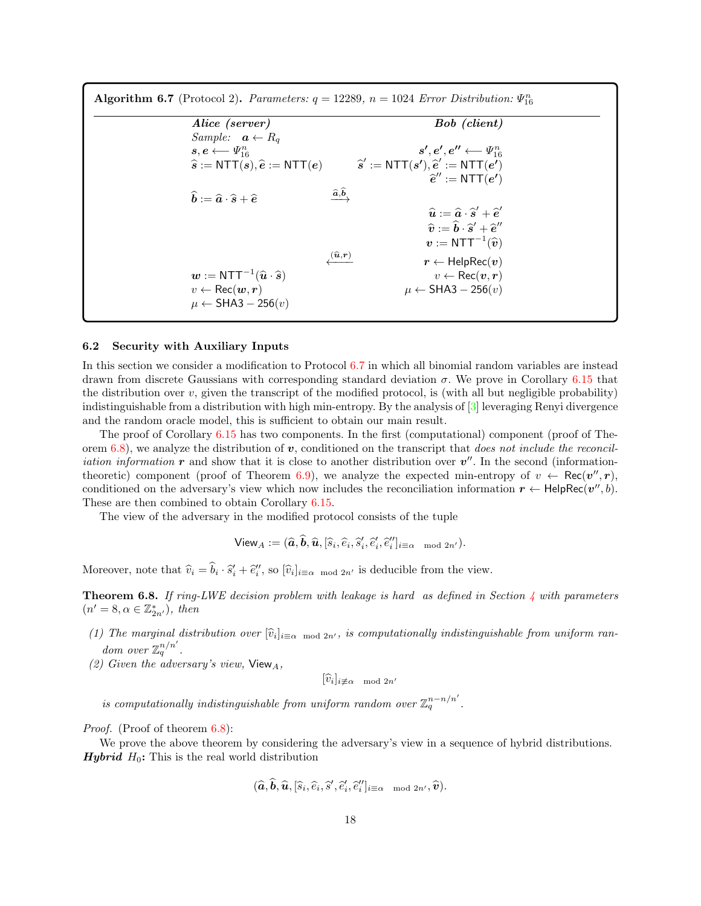**Algorithm 6.7** (Protocol 2)**.** *Parameters:* $q = 12289$, $n = 1024$ *Error Distribution:* $\Psi_{16}^n$

| ***Alice (server)*** | | ***Bob (client)*** |
|---|---|---|
| *Sample:* $\boldsymbol{a} \leftarrow R_q$ | | |
| $\boldsymbol{s}, \boldsymbol{e} \longleftarrow \Psi_{16}^n$ | | $\boldsymbol{s'}, \boldsymbol{e'}, \boldsymbol{e''} \longleftarrow \Psi_{16}^n$ |
| $\widehat{\boldsymbol{s}} := \mathsf{NTT}(\boldsymbol{s}), \widehat{\boldsymbol{e}} := \mathsf{NTT}(\boldsymbol{e})$ | | $\widehat{\boldsymbol{s}}' := \mathsf{NTT}(\boldsymbol{s'}), \widehat{\boldsymbol{e}}' := \mathsf{NTT}(\boldsymbol{e'})$ |
| | | $\widehat{\boldsymbol{e}}'' := \mathsf{NTT}(\boldsymbol{e'})$ |
| $\widehat{\boldsymbol{b}} := \widehat{\boldsymbol{a}} \cdot \widehat{\boldsymbol{s}} + \widehat{\boldsymbol{e}}$ | $\xrightarrow{\widehat{\boldsymbol{a}}, \widehat{\boldsymbol{b}}}$ | |
| | | $\widehat{\boldsymbol{u}} := \widehat{\boldsymbol{a}} \cdot \widehat{\boldsymbol{s}}' + \widehat{\boldsymbol{e}}'$ |
| | | $\widehat{\boldsymbol{v}} := \widehat{\boldsymbol{b}} \cdot \widehat{\boldsymbol{s}}' + \widehat{\boldsymbol{e}}''$ |
| | | $\boldsymbol{v} := \mathsf{NTT}^{-1}(\widehat{\boldsymbol{v}})$ |
| | $\xleftarrow{(\widehat{\boldsymbol{u}}, \boldsymbol{r})}$ | $\boldsymbol{r} \leftarrow \mathsf{HelpRec}(\boldsymbol{v})$ |
| $\boldsymbol{w} := \mathsf{NTT}^{-1}(\widehat{\boldsymbol{u}} \cdot \widehat{\boldsymbol{s}})$ | | $v \leftarrow \mathsf{Rec}(\boldsymbol{v}, \boldsymbol{r})$ |
| $v \leftarrow \mathsf{Rec}(\boldsymbol{w}, \boldsymbol{r})$ | | $\mu \leftarrow \mathsf{SHA3-256}(v)$ |
| $\mu \leftarrow \mathsf{SHA3-256}(v)$ | | |

### 6.2 Security with Auxiliary Inputs

In this section we consider a modification to Protocol 6.7 in which all binomial random variables are instead drawn from discrete Gaussians with corresponding standard deviation $\sigma$. We prove in Corollary 6.15 that the distribution over $v$, given the transcript of the modified protocol, is (with all but negligible probability) indistinguishable from a distribution with high min-entropy. By the analysis of [3] leveraging Renyi divergence and the random oracle model, this is sufficient to obtain our main result.

The proof of Corollary 6.15 has two components. In the first (computational) component (proof of Theorem 6.8), we analyze the distribution of $\boldsymbol{v}$, conditioned on the transcript that *does not include the reconciliation information* $\boldsymbol{r}$ and show that it is close to another distribution over $\boldsymbol{v}''$. In the second (information-theoretic) component (proof of Theorem 6.9), we analyze the expected min-entropy of $v \leftarrow \mathsf{Rec}(\boldsymbol{v}'', \boldsymbol{r})$, conditioned on the adversary's view which now includes the reconciliation information $\boldsymbol{r} \leftarrow \mathsf{HelpRec}(\boldsymbol{v}'', b)$. These are then combined to obtain Corollary 6.15.

The view of the adversary in the modified protocol consists of the tuple

$$\mathsf{View}_A := (\widehat{\boldsymbol{a}}, \widehat{\boldsymbol{b}}, \widehat{\boldsymbol{u}}, [\widehat{s}_i, \widehat{e}_i, \widehat{s}'_i, \widehat{e}'_i, \widehat{e}''_i]_{i \equiv \alpha \mod 2n'}).$$

Moreover, note that $\widehat{v}_i = \widehat{b}_i \cdot \widehat{s}'_i + \widehat{e}''_i$, so $[\widehat{v}_i]_{i \equiv \alpha \mod 2n'}$ is deducible from the view.

**Theorem 6.8.** *If ring-LWE decision problem with leakage is hard as defined in Section 4 with parameters* $(n' = 8, \alpha \in \mathbb{Z}^*_{2n'})$*, then*

*(1) The marginal distribution over* $[\widehat{v}_i]_{i \equiv \alpha \mod 2n'}$*, is computationally indistinguishable from uniform random over* $\mathbb{Z}_q^{n/n'}$*.*

*(2) Given the adversary's view,* $\mathsf{View}_A$*,*

$$[\widehat{v}_i]_{i \not\equiv \alpha \mod 2n'}$$

*is computationally indistinguishable from uniform random over* $\mathbb{Z}_q^{n - n/n'}$*.*

*Proof.* (Proof of theorem 6.8):

We prove the above theorem by considering the adversary's view in a sequence of hybrid distributions.
***Hybrid*** $H_0$**:** This is the real world distribution

$$(\widehat{\boldsymbol{a}}, \widehat{\boldsymbol{b}}, \widehat{\boldsymbol{u}}, [\widehat{s}_i, \widehat{e}_i, \widehat{s}', \widehat{e}'_i, \widehat{e}''_i]_{i \equiv \alpha \mod 2n'}, \widehat{\boldsymbol{v}}).$$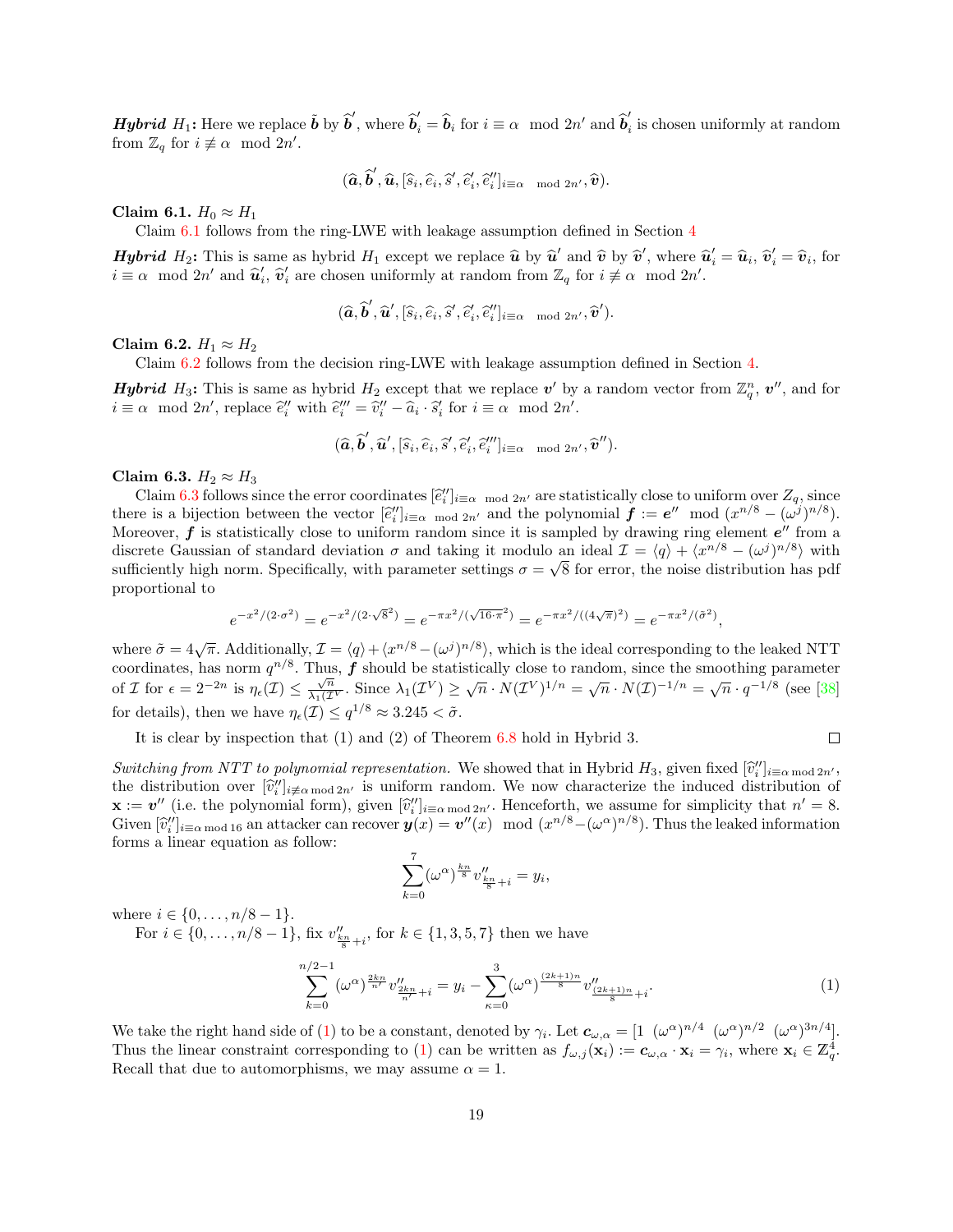***Hybrid*** $H_1$**:** Here we replace $\tilde{\boldsymbol{b}}$ by $\widehat{\boldsymbol{b}}'$, where $\widehat{\boldsymbol{b}}_i' = \widehat{\boldsymbol{b}}_i$ for $i \equiv \alpha \mod 2n'$ and $\widehat{\boldsymbol{b}}_i'$ is chosen uniformly at random from $\mathbb{Z}_q$ for $i \not\equiv \alpha \mod 2n'$.

$$(\widehat{\boldsymbol{a}}, \widehat{\boldsymbol{b}}', \widehat{\boldsymbol{u}}, [\widehat{s}_i, \widehat{e}_i, \widehat{s}', \widehat{e}_i', \widehat{e}_i'']_{i \equiv \alpha \mod 2n'}, \widehat{\boldsymbol{v}}).$$

**Claim 6.1.** $H_0 \approx H_1$

Claim 6.1 follows from the ring-LWE with leakage assumption defined in Section 4

***Hybrid*** $H_2$**:** This is same as hybrid $H_1$ except we replace $\widehat{\boldsymbol{u}}$ by $\widehat{\boldsymbol{u}}'$ and $\widehat{\boldsymbol{v}}$ by $\widehat{\boldsymbol{v}}'$, where $\widehat{\boldsymbol{u}}_i' = \widehat{\boldsymbol{u}}_i$, $\widehat{\boldsymbol{v}}_i' = \widehat{\boldsymbol{v}}_i$, for $i \equiv \alpha \mod 2n'$ and $\widehat{\boldsymbol{u}}_i'$, $\widehat{\boldsymbol{v}}_i'$ are chosen uniformly at random from $\mathbb{Z}_q$ for $i \not\equiv \alpha \mod 2n'$.

$$(\widehat{\boldsymbol{a}}, \widehat{\boldsymbol{b}}', \widehat{\boldsymbol{u}}', [\widehat{s}_i, \widehat{e}_i, \widehat{s}', \widehat{e}_i', \widehat{e}_i'']_{i \equiv \alpha \mod 2n'}, \widehat{\boldsymbol{v}}').$$

**Claim 6.2.** $H_1 \approx H_2$

Claim 6.2 follows from the decision ring-LWE with leakage assumption defined in Section 4.

***Hybrid*** $H_3$**:** This is same as hybrid $H_2$ except that we replace $\boldsymbol{v}'$ by a random vector from $\mathbb{Z}_q^n$, $\boldsymbol{v}''$, and for $i \equiv \alpha \mod 2n'$, replace $\widehat{e}_i''$ with $\widehat{e}_i''' = \widehat{v}_i'' - \widehat{a}_i \cdot \widehat{s}_i'$ for $i \equiv \alpha \mod 2n'$.

$$(\widehat{\boldsymbol{a}}, \widehat{\boldsymbol{b}}', \widehat{\boldsymbol{u}}', [\widehat{s}_i, \widehat{e}_i, \widehat{s}', \widehat{e}_i', \widehat{e}_i''']_{i \equiv \alpha \mod 2n'}, \widehat{\boldsymbol{v}}'').$$

**Claim 6.3.** $H_2 \approx H_3$

Claim 6.3 follows since the error coordinates $[\widehat{e}_i'']_{i \equiv \alpha \mod 2n'}$ are statistically close to uniform over $Z_q$, since there is a bijection between the vector $[\widehat{e}_i'']_{i \equiv \alpha \mod 2n'}$ and the polynomial $\boldsymbol{f} := \boldsymbol{e}'' \mod (x^{n/8} - (\omega^j)^{n/8})$. Moreover, $\boldsymbol{f}$ is statistically close to uniform random since it is sampled by drawing ring element $\boldsymbol{e}''$ from a discrete Gaussian of standard deviation $\sigma$ and taking it modulo an ideal $\mathcal{I} = \langle q \rangle + \langle x^{n/8} - (\omega^j)^{n/8} \rangle$ with sufficiently high norm. Specifically, with parameter settings $\sigma = \sqrt{8}$ for error, the noise distribution has pdf proportional to

$$e^{-x^2/(2 \cdot \sigma^2)} = e^{-x^2/(2 \cdot \sqrt{8}^2)} = e^{-\pi x^2/(\sqrt{16 \cdot \pi}^2)} = e^{-\pi x^2/((4\sqrt{\pi})^2)} = e^{-\pi x^2/(\tilde{\sigma}^2)},$$

where $\tilde{\sigma} = 4\sqrt{\pi}$. Additionally, $\mathcal{I} = \langle q \rangle + \langle x^{n/8} - (\omega^j)^{n/8} \rangle$, which is the ideal corresponding to the leaked NTT coordinates, has norm $q^{n/8}$. Thus, $\boldsymbol{f}$ should be statistically close to random, since the smoothing parameter of $\mathcal{I}$ for $\epsilon = 2^{-2n}$ is $\eta_\epsilon(\mathcal{I}) \leq \frac{\sqrt{n}}{\lambda_1(\mathcal{I}^V)}$. Since $\lambda_1(\mathcal{I}^V) \geq \sqrt{n} \cdot N(\mathcal{I}^V)^{1/n} = \sqrt{n} \cdot N(\mathcal{I})^{-1/n} = \sqrt{n} \cdot q^{-1/8}$ (see [38] for details), then we have $\eta_\epsilon(\mathcal{I}) \leq q^{1/8} \approx 3.245 < \tilde{\sigma}$.

It is clear by inspection that (1) and (2) of Theorem 6.8 hold in Hybrid 3. □

*Switching from NTT to polynomial representation.* We showed that in Hybrid $H_3$, given fixed $[\widehat{v}_i'']_{i \equiv \alpha \bmod 2n'}$, the distribution over $[\widehat{v}_i'']_{i \not\equiv \alpha \bmod 2n'}$ is uniform random. We now characterize the induced distribution of $\mathbf{x} := \boldsymbol{v}''$ (i.e. the polynomial form), given $[\widehat{v}_i'']_{i \equiv \alpha \bmod 2n'}$. Henceforth, we assume for simplicity that $n' = 8$. Given $[\widehat{v}_i'']_{i \equiv \alpha \bmod 16}$ an attacker can recover $\boldsymbol{y}(x) = \boldsymbol{v}''(x) \mod (x^{n/8} - (\omega^\alpha)^{n/8})$. Thus the leaked information forms a linear equation as follow:

$$\sum_{k=0}^{7} (\omega^\alpha)^{\frac{kn}{8}} v''_{\frac{kn}{8}+i} = y_i,$$

where $i \in \{0, \ldots, n/8 - 1\}$.

For $i \in \{0, \ldots, n/8 - 1\}$, fix $v''_{\frac{kn}{8}+i}$, for $k \in \{1, 3, 5, 7\}$ then we have

$$\sum_{k=0}^{n/2-1} (\omega^\alpha)^{\frac{2kn}{n'}} v''_{\frac{2kn}{n'}+i} = y_i - \sum_{\kappa=0}^{3} (\omega^\alpha)^{\frac{(2k+1)n}{8}} v''_{\frac{(2k+1)n}{8}+i}. \tag{1}$$

We take the right hand side of (1) to be a constant, denoted by $\gamma_i$. Let $\mathbf{c}_{\omega,\alpha} = [1 \ \ (\omega^\alpha)^{n/4} \ \ (\omega^\alpha)^{n/2} \ \ (\omega^\alpha)^{3n/4}]$. Thus the linear constraint corresponding to (1) can be written as $f_{\omega,j}(\mathbf{x}_i) := \mathbf{c}_{\omega,\alpha} \cdot \mathbf{x}_i = \gamma_i$, where $\mathbf{x}_i \in \mathbb{Z}_q^4$. Recall that due to automorphisms, we may assume $\alpha = 1$.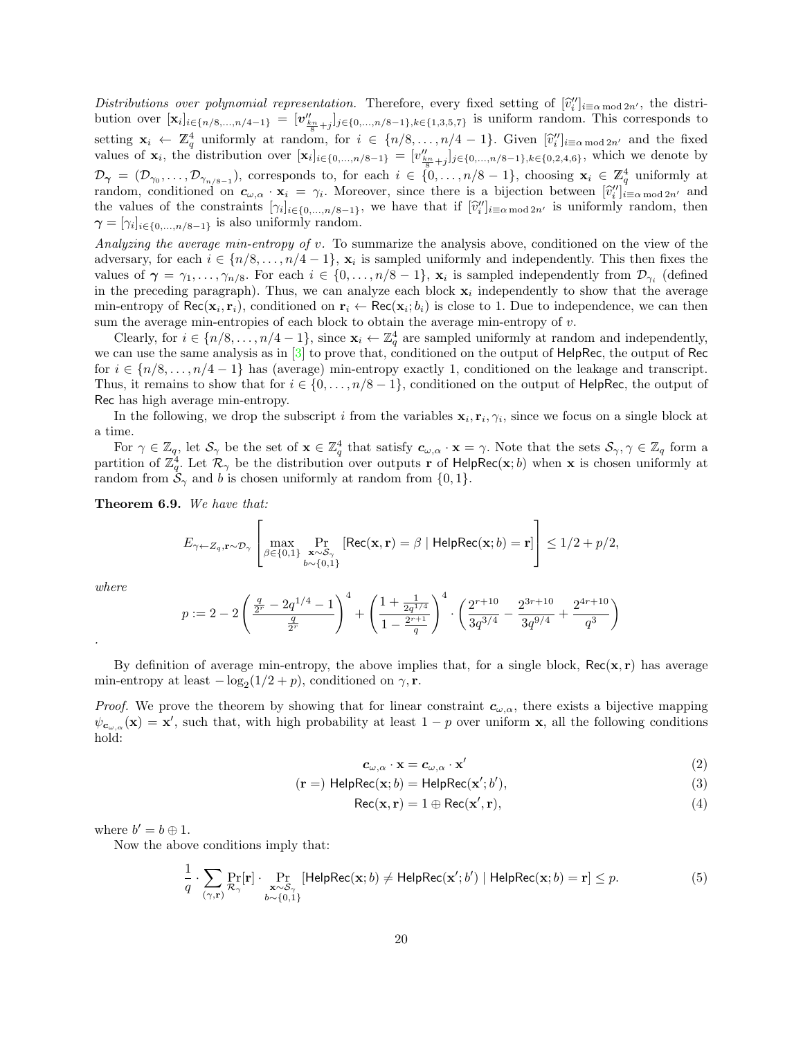*Distributions over polynomial representation.* Therefore, every fixed setting of $[\widehat{v}''_i]_{i \equiv \alpha \bmod 2n'}$, the distribution over $[\mathbf{x}_i]_{i \in \{n/8,\ldots,n/4-1\}} = [\boldsymbol{v}''_{\frac{kn}{8}+j}]_{j\in\{0,\ldots,n/8-1\},k\in\{1,3,5,7\}}$ is uniform random. This corresponds to setting $\mathbf{x}_i \leftarrow \mathbb{Z}_q^4$ uniformly at random, for $i \in \{n/8,\ldots,n/4-1\}$. Given $[\widehat{v}''_i]_{i\equiv \alpha \bmod 2n'}$ and the fixed values of $\mathbf{x}_i$, the distribution over $[\mathbf{x}_i]_{i\in\{0,\ldots,n/8-1\}} = [v''_{\frac{kn}{8}+j}]_{j\in\{0,\ldots,n/8-1\},k\in\{0,2,4,6\}}$, which we denote by $\mathcal{D}_{\boldsymbol{\gamma}} = (\mathcal{D}_{\gamma_0},\ldots,\mathcal{D}_{\gamma_{n/8-1}})$, corresponds to, for each $i \in \{0,\ldots,n/8-1\}$, choosing $\mathbf{x}_i \in \mathbb{Z}_q^4$ uniformly at random, conditioned on $\boldsymbol{c}_{\omega,\alpha} \cdot \mathbf{x}_i = \gamma_i$. Moreover, since there is a bijection between $[\widehat{v}''_i]_{i\equiv\alpha \bmod 2n'}$ and the values of the constraints $[\gamma_i]_{i\in\{0,\ldots,n/8-1\}}$, we have that if $[\widehat{v}''_i]_{i\equiv\alpha \bmod 2n'}$ is uniformly random, then $\boldsymbol{\gamma} = [\gamma_i]_{i\in\{0,\ldots,n/8-1\}}$ is also uniformly random.

*Analyzing the average min-entropy of $v$.* To summarize the analysis above, conditioned on the view of the adversary, for each $i \in \{n/8,\ldots,n/4-1\}$, $\mathbf{x}_i$ is sampled uniformly and independently. This then fixes the values of $\boldsymbol{\gamma} = \gamma_1,\ldots,\gamma_{n/8}$. For each $i \in \{0,\ldots,n/8-1\}$, $\mathbf{x}_i$ is sampled independently from $\mathcal{D}_{\gamma_i}$ (defined in the preceding paragraph). Thus, we can analyze each block $\mathbf{x}_i$ independently to show that the average min-entropy of $\mathsf{Rec}(\mathbf{x}_i,\mathbf{r}_i)$, conditioned on $\mathbf{r}_i \leftarrow \mathsf{Rec}(\mathbf{x}_i;b_i)$ is close to 1. Due to independence, we can then sum the average min-entropies of each block to obtain the average min-entropy of $v$.

Clearly, for $i \in \{n/8,\ldots,n/4-1\}$, since $\mathbf{x}_i \leftarrow \mathbb{Z}_q^4$ are sampled uniformly at random and independently, we can use the same analysis as in [3] to prove that, conditioned on the output of $\mathsf{HelpRec}$, the output of $\mathsf{Rec}$ for $i \in \{n/8,\ldots,n/4-1\}$ has (average) min-entropy exactly 1, conditioned on the leakage and transcript. Thus, it remains to show that for $i \in \{0,\ldots,n/8-1\}$, conditioned on the output of $\mathsf{HelpRec}$, the output of $\mathsf{Rec}$ has high average min-entropy.

In the following, we drop the subscript $i$ from the variables $\mathbf{x}_i,\mathbf{r}_i,\gamma_i$, since we focus on a single block at a time.

For $\gamma \in \mathbb{Z}_q$, let $\mathcal{S}_\gamma$ be the set of $\mathbf{x} \in \mathbb{Z}_q^4$ that satisfy $\boldsymbol{c}_{\omega,\alpha} \cdot \mathbf{x} = \gamma$. Note that the sets $\mathcal{S}_\gamma, \gamma \in \mathbb{Z}_q$ form a partition of $\mathbb{Z}_q^4$. Let $\mathcal{R}_\gamma$ be the distribution over outputs $\mathbf{r}$ of $\mathsf{HelpRec}(\mathbf{x};b)$ when $\mathbf{x}$ is chosen uniformly at random from $\mathcal{S}_\gamma$ and $b$ is chosen uniformly at random from $\{0,1\}$.

**Theorem 6.9.** *We have that:*

$$E_{\gamma\leftarrow Z_q,\mathbf{r}\sim\mathcal{D}_\gamma}\left[\max_{\beta\in\{0,1\}} \Pr_{\substack{\mathbf{x}\sim\mathcal{S}_\gamma\\ b\sim\{0,1\}}}[\mathsf{Rec}(\mathbf{x},\mathbf{r}) = \beta \mid \mathsf{HelpRec}(\mathbf{x};b) = \mathbf{r}]\right] \leq 1/2 + p/2,$$

*where*

$$p := 2 - 2\left(\frac{\frac{q}{2^r} - 2q^{1/4} - 1}{\frac{q}{2^r}}\right)^4 + \left(\frac{1+\frac{1}{2q^{1/4}}}{1-\frac{2^{r+1}}{q}}\right)^4 \cdot \left(\frac{2^{r+10}}{3q^{3/4}} - \frac{2^{3r+10}}{3q^{9/4}} + \frac{2^{4r+10}}{q^3}\right)$$

.

By definition of average min-entropy, the above implies that, for a single block, $\mathsf{Rec}(\mathbf{x},\mathbf{r})$ has average min-entropy at least $-\log_2(1/2+p)$, conditioned on $\gamma,\mathbf{r}$.

*Proof.* We prove the theorem by showing that for linear constraint $\boldsymbol{c}_{\omega,\alpha}$, there exists a bijective mapping $\psi_{\boldsymbol{c}_{\omega,\alpha}}(\mathbf{x}) = \mathbf{x}'$, such that, with high probability at least $1-p$ over uniform $\mathbf{x}$, all the following conditions hold:

$$\boldsymbol{c}_{\omega,\alpha}\cdot\mathbf{x} = \boldsymbol{c}_{\omega,\alpha}\cdot\mathbf{x}' \tag{2}$$

$$(\mathbf{r} =)\ \mathsf{HelpRec}(\mathbf{x};b) = \mathsf{HelpRec}(\mathbf{x}';b'), \tag{3}$$

$$\mathsf{Rec}(\mathbf{x},\mathbf{r}) = 1 \oplus \mathsf{Rec}(\mathbf{x}',\mathbf{r}), \tag{4}$$

where $b' = b \oplus 1$.

Now the above conditions imply that:

$$\frac{1}{q}\cdot\sum_{(\gamma,\mathbf{r})}\Pr_{\mathcal{R}_\gamma}[\mathbf{r}]\cdot\Pr_{\substack{\mathbf{x}\sim\mathcal{S}_\gamma\\ b\sim\{0,1\}}}[\mathsf{HelpRec}(\mathbf{x};b)\neq\mathsf{HelpRec}(\mathbf{x}';b')\mid\mathsf{HelpRec}(\mathbf{x};b)=\mathbf{r}] \leq p. \tag{5}$$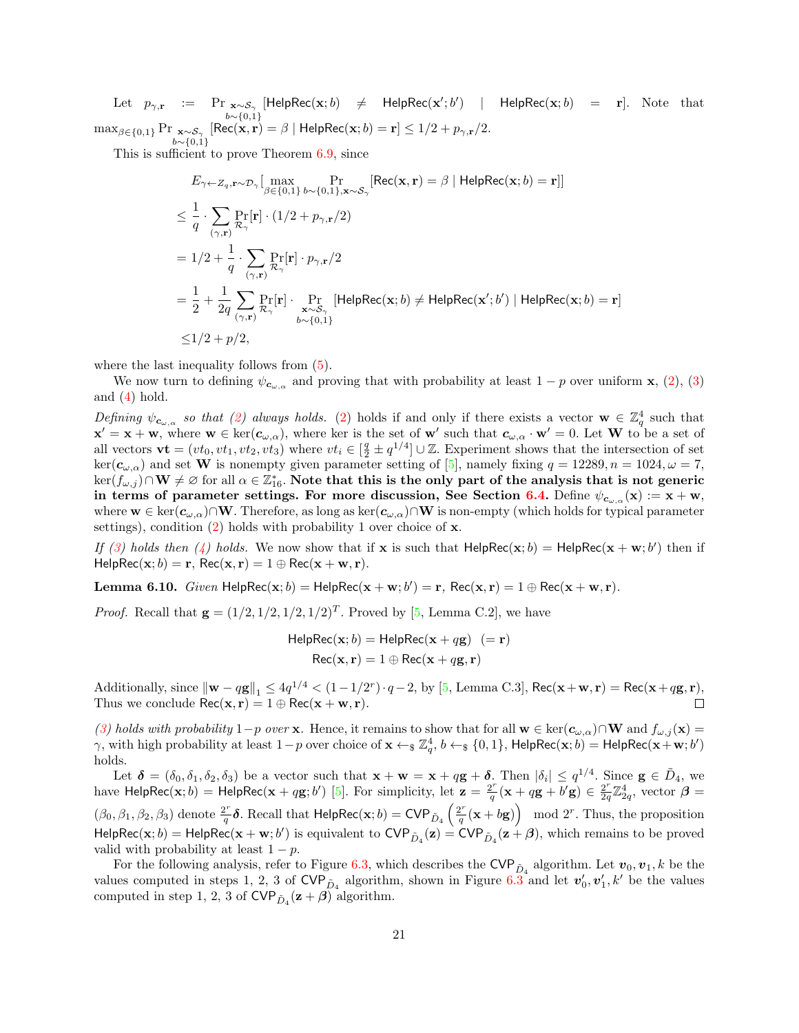Let $p_{\gamma,\mathbf{r}} := \Pr_{\substack{\mathbf{x}\sim\mathcal{S}_\gamma \\ b\sim\{0,1\}}}[\mathsf{HelpRec}(\mathbf{x};b) \neq \mathsf{HelpRec}(\mathbf{x}';b') \mid \mathsf{HelpRec}(\mathbf{x};b) = \mathbf{r}]$. Note that $\max_{\beta\in\{0,1\}} \Pr_{\substack{\mathbf{x}\sim\mathcal{S}_\gamma \\ b\sim\{0,1\}}}[\mathsf{Rec}(\mathbf{x},\mathbf{r}) = \beta \mid \mathsf{HelpRec}(\mathbf{x};b) = \mathbf{r}] \leq 1/2 + p_{\gamma,\mathbf{r}}/2$.

This is sufficient to prove Theorem 6.9, since

$$
\begin{aligned}
&E_{\gamma\leftarrow Z_q,\mathbf{r}\sim\mathcal{D}_\gamma}[\max_{\beta\in\{0,1\}} \Pr_{b\sim\{0,1\},\mathbf{x}\sim\mathcal{S}_\gamma}[\mathsf{Rec}(\mathbf{x},\mathbf{r}) = \beta \mid \mathsf{HelpRec}(\mathbf{x};b) = \mathbf{r}]] \\
&\leq \frac{1}{q}\cdot\sum_{(\gamma,\mathbf{r})} \Pr_{\mathcal{R}_\gamma}[\mathbf{r}]\cdot(1/2 + p_{\gamma,\mathbf{r}}/2) \\
&= 1/2 + \frac{1}{q}\cdot\sum_{(\gamma,\mathbf{r})} \Pr_{\mathcal{R}_\gamma}[\mathbf{r}]\cdot p_{\gamma,\mathbf{r}}/2 \\
&= \frac{1}{2} + \frac{1}{2q}\sum_{(\gamma,\mathbf{r})} \Pr_{\mathcal{R}_\gamma}[\mathbf{r}]\cdot \Pr_{\substack{\mathbf{x}\sim\mathcal{S}_\gamma \\ b\sim\{0,1\}}}[\mathsf{HelpRec}(\mathbf{x};b) \neq \mathsf{HelpRec}(\mathbf{x}';b') \mid \mathsf{HelpRec}(\mathbf{x};b) = \mathbf{r}] \\
&\leq 1/2 + p/2,
\end{aligned}
$$

where the last inequality follows from (5).

We now turn to defining $\psi_{\boldsymbol{c}_{\omega,\alpha}}$ and proving that with probability at least $1-p$ over uniform $\mathbf{x}$, (2), (3) and (4) hold.

*Defining $\psi_{\boldsymbol{c}_{\omega,\alpha}}$ so that (2) always holds.* (2) holds if and only if there exists a vector $\mathbf{w} \in \mathbb{Z}_q^4$ such that $\mathbf{x}' = \mathbf{x} + \mathbf{w}$, where $\mathbf{w} \in \ker(\boldsymbol{c}_{\omega,\alpha})$, where ker is the set of $\mathbf{w}'$ such that $\boldsymbol{c}_{\omega,\alpha}\cdot\mathbf{w}' = 0$. Let $\mathbf{W}$ to be a set of all vectors $\mathbf{vt} = (vt_0, vt_1, vt_2, vt_3)$ where $vt_i \in [\frac{q}{2} \pm q^{1/4}] \cup \mathbb{Z}$. Experiment shows that the intersection of set $\ker(\boldsymbol{c}_{\omega,\alpha})$ and set $\mathbf{W}$ is nonempty given parameter setting of [5], namely fixing $q = 12289, n = 1024, \omega = 7$, $\ker(f_{\omega,j}) \cap \mathbf{W} \neq \varnothing$ for all $\alpha \in \mathbb{Z}_{16}^*$. **Note that this is the only part of the analysis that is not generic in terms of parameter settings. For more discussion, See Section 6.4.** Define $\psi_{\boldsymbol{c}_{\omega,\alpha}}(\mathbf{x}) := \mathbf{x} + \mathbf{w}$, where $\mathbf{w} \in \ker(\boldsymbol{c}_{\omega,\alpha}) \cap \mathbf{W}$. Therefore, as long as $\ker(\boldsymbol{c}_{\omega,\alpha}) \cap \mathbf{W}$ is non-empty (which holds for typical parameter settings), condition (2) holds with probability 1 over choice of $\mathbf{x}$.

*If (3) holds then (4) holds.* We now show that if $\mathbf{x}$ is such that $\mathsf{HelpRec}(\mathbf{x};b) = \mathsf{HelpRec}(\mathbf{x}+\mathbf{w};b')$ then if $\mathsf{HelpRec}(\mathbf{x};b) = \mathbf{r}$, $\mathsf{Rec}(\mathbf{x},\mathbf{r}) = 1 \oplus \mathsf{Rec}(\mathbf{x}+\mathbf{w},\mathbf{r})$.

**Lemma 6.10.** *Given* $\mathsf{HelpRec}(\mathbf{x};b) = \mathsf{HelpRec}(\mathbf{x}+\mathbf{w};b') = \mathbf{r}$*,* $\mathsf{Rec}(\mathbf{x},\mathbf{r}) = 1 \oplus \mathsf{Rec}(\mathbf{x}+\mathbf{w},\mathbf{r})$.

*Proof.* Recall that $\mathbf{g} = (1/2, 1/2, 1/2, 1/2)^T$. Proved by [5, Lemma C.2], we have

$$
\begin{aligned}
\mathsf{HelpRec}(\mathbf{x};b) &= \mathsf{HelpRec}(\mathbf{x}+q\mathbf{g}) \quad (= \mathbf{r}) \\
\mathsf{Rec}(\mathbf{x},\mathbf{r}) &= 1 \oplus \mathsf{Rec}(\mathbf{x}+q\mathbf{g},\mathbf{r})
\end{aligned}
$$

Additionally, since $\|\mathbf{w} - q\mathbf{g}\|_1 \leq 4q^{1/4} < (1 - 1/2^r)\cdot q - 2$, by [5, Lemma C.3], $\mathsf{Rec}(\mathbf{x}+\mathbf{w},\mathbf{r}) = \mathsf{Rec}(\mathbf{x}+q\mathbf{g},\mathbf{r})$, Thus we conclude $\mathsf{Rec}(\mathbf{x},\mathbf{r}) = 1 \oplus \mathsf{Rec}(\mathbf{x}+\mathbf{w},\mathbf{r})$. ◻

*(3) holds with probability* $1-p$ *over* $\mathbf{x}$*.* Hence, it remains to show that for all $\mathbf{w} \in \ker(\boldsymbol{c}_{\omega,\alpha}) \cap \mathbf{W}$ and $f_{\omega,j}(\mathbf{x}) = \gamma$, with high probability at least $1-p$ over choice of $\mathbf{x} \leftarrow_\$ \mathbb{Z}_q^4$, $b \leftarrow_\$ \{0,1\}$, $\mathsf{HelpRec}(\mathbf{x};b) = \mathsf{HelpRec}(\mathbf{x}+\mathbf{w};b')$ holds.

Let $\boldsymbol{\delta} = (\delta_0, \delta_1, \delta_2, \delta_3)$ be a vector such that $\mathbf{x}+\mathbf{w} = \mathbf{x} + q\mathbf{g} + \boldsymbol{\delta}$. Then $|\delta_i| \leq q^{1/4}$. Since $\mathbf{g} \in \tilde{D}_4$, we have $\mathsf{HelpRec}(\mathbf{x};b) = \mathsf{HelpRec}(\mathbf{x}+q\mathbf{g};b')$ [5]. For simplicity, let $\mathbf{z} = \frac{2^r}{q}(\mathbf{x} + q\mathbf{g} + b'\mathbf{g}) \in \frac{2^r}{2q}\mathbb{Z}_{2q}^4$, vector $\boldsymbol{\beta} = (\beta_0, \beta_1, \beta_2, \beta_3)$ denote $\frac{2^r}{q}\boldsymbol{\delta}$. Recall that $\mathsf{HelpRec}(\mathbf{x};b) = \mathsf{CVP}_{\tilde{D}_4}\left(\frac{2^r}{q}(\mathbf{x}+b\mathbf{g})\right) \mod 2^r$. Thus, the proposition $\mathsf{HelpRec}(\mathbf{x};b) = \mathsf{HelpRec}(\mathbf{x}+\mathbf{w};b')$ is equivalent to $\mathsf{CVP}_{\tilde{D}_4}(\mathbf{z}) = \mathsf{CVP}_{\tilde{D}_4}(\mathbf{z}+\boldsymbol{\beta})$, which remains to be proved valid with probability at least $1-p$.

For the following analysis, refer to Figure 6.3, which describes the $\mathsf{CVP}_{\tilde{D}_4}$ algorithm. Let $\boldsymbol{v}_0, \boldsymbol{v}_1, k$ be the values computed in steps 1, 2, 3 of $\mathsf{CVP}_{\tilde{D}_4}$ algorithm, shown in Figure 6.3 and let $\boldsymbol{v}_0', \boldsymbol{v}_1', k'$ be the values computed in step 1, 2, 3 of $\mathsf{CVP}_{\tilde{D}_4}(\mathbf{z}+\boldsymbol{\beta})$ algorithm.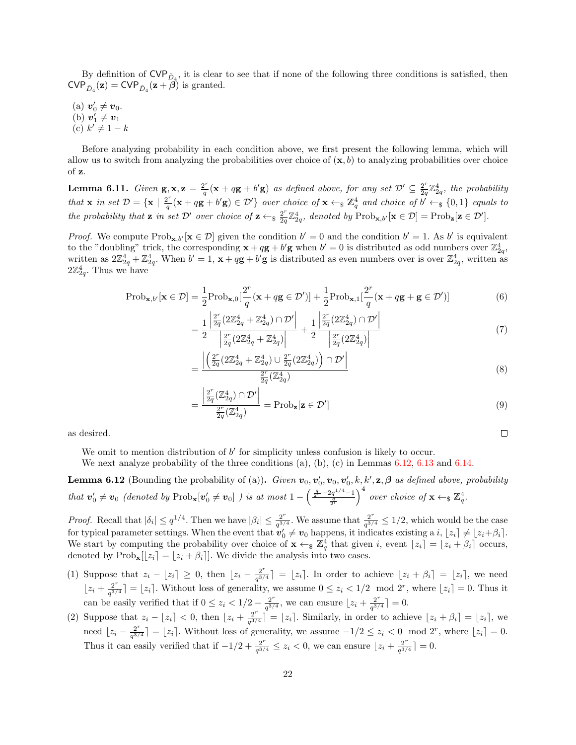By definition of $\mathsf{CVP}_{\tilde{D}_4}$, it is clear to see that if none of the following three conditions is satisfied, then $\mathsf{CVP}_{\tilde{D}_4}(\mathbf{z}) = \mathsf{CVP}_{\tilde{D}_4}(\mathbf{z} + \boldsymbol{\beta})$ is granted.

(a) $\boldsymbol{v}_0' \neq \boldsymbol{v}_0$.
(b) $\boldsymbol{v}_1' \neq \boldsymbol{v}_1$
(c) $k' \neq 1 - k$

Before analyzing probability in each condition above, we first present the following lemma, which will allow us to switch from analyzing the probabilities over choice of $(\mathbf{x}, b)$ to analyzing probabilities over choice of $\mathbf{z}$.

**Lemma 6.11.** *Given $\mathbf{g}, \mathbf{x}, \mathbf{z} = \frac{2^r}{q}(\mathbf{x} + q\mathbf{g} + b'\mathbf{g})$ as defined above, for any set $\mathcal{D}' \subseteq \frac{2^r}{2q}\mathbb{Z}_{2q}^4$, the probability that $\mathbf{x}$ in set $\mathcal{D} = \{\mathbf{x} \mid \frac{2^r}{q}(\mathbf{x} + q\mathbf{g} + b'\mathbf{g}) \in \mathcal{D}'\}$ over choice of $\mathbf{x} \leftarrow_\$ \mathbb{Z}_q^4$ and choice of $b' \leftarrow_\$ \{0,1\}$ equals to the probability that $\mathbf{z}$ in set $\mathcal{D}'$ over choice of $\mathbf{z} \leftarrow_\$ \frac{2^r}{2q}\mathbb{Z}_{2q}^4$, denoted by $\mathrm{Prob}_{\mathbf{x},b'}[\mathbf{x} \in \mathcal{D}] = \mathrm{Prob}_{\mathbf{z}}[\mathbf{z} \in \mathcal{D}']$.*

*Proof.* We compute $\mathrm{Prob}_{\mathbf{x},b'}[\mathbf{x} \in \mathcal{D}]$ given the condition $b' = 0$ and the condition $b' = 1$. As $b'$ is equivalent to the "doubling" trick, the corresponding $\mathbf{x} + q\mathbf{g} + b'\mathbf{g}$ when $b' = 0$ is distributed as odd numbers over $\mathbb{Z}_{2q}^4$, written as $2\mathbb{Z}_{2q}^4 + \mathbb{Z}_{2q}^4$. When $b' = 1$, $\mathbf{x} + q\mathbf{g} + b'\mathbf{g}$ is distributed as even numbers over is over $\mathbb{Z}_{2q}^4$, written as $2\mathbb{Z}_{2q}^4$. Thus we have

$$\mathrm{Prob}_{\mathbf{x},b'}[\mathbf{x} \in \mathcal{D}] = \frac{1}{2}\mathrm{Prob}_{\mathbf{x},0}[\frac{2^r}{q}(\mathbf{x} + q\mathbf{g} \in \mathcal{D}')] + \frac{1}{2}\mathrm{Prob}_{\mathbf{x},1}[\frac{2^r}{q}(\mathbf{x} + q\mathbf{g} + \mathbf{g} \in \mathcal{D}')] \tag{6}$$

$$= \frac{1}{2}\frac{\left|\frac{2^r}{2q}(2\mathbb{Z}_{2q}^4 + \mathbb{Z}_{2q}^4) \cap \mathcal{D}'\right|}{\left|\frac{2^r}{2q}(2\mathbb{Z}_{2q}^4 + \mathbb{Z}_{2q}^4)\right|} + \frac{1}{2}\frac{\left|\frac{2^r}{2q}(2\mathbb{Z}_{2q}^4) \cap \mathcal{D}'\right|}{\left|\frac{2^r}{2q}(2\mathbb{Z}_{2q}^4)\right|} \tag{7}$$

$$= \frac{\left|\left(\frac{2^r}{2q}(2\mathbb{Z}_{2q}^4 + \mathbb{Z}_{2q}^4) \cup \frac{2^r}{2q}(2\mathbb{Z}_{2q}^4)\right) \cap \mathcal{D}'\right|}{\frac{2^r}{2q}(\mathbb{Z}_{2q}^4)} \tag{8}$$

$$= \frac{\left|\frac{2^r}{2q}(\mathbb{Z}_{2q}^4) \cap \mathcal{D}'\right|}{\frac{2^r}{2q}(\mathbb{Z}_{2q}^4)} = \mathrm{Prob}_{\mathbf{z}}[\mathbf{z} \in \mathcal{D}'] \tag{9}$$

as desired. ◻

We omit to mention distribution of $b'$ for simplicity unless confusion is likely to occur.
We next analyze probability of the three conditions (a), (b), (c) in Lemmas 6.12, 6.13 and 6.14.

**Lemma 6.12** (Bounding the probability of (a))**.** *Given $\boldsymbol{v}_0, \boldsymbol{v}_0', \boldsymbol{v}_0, \boldsymbol{v}_0', k, k', \mathbf{z}, \boldsymbol{\beta}$ as defined above, probability that $\boldsymbol{v}_0' \neq \boldsymbol{v}_0$ (denoted by $\mathrm{Prob}_{\mathbf{x}}[\boldsymbol{v}_0' \neq \boldsymbol{v}_0]$ ) is at most $1 - \left(\frac{\frac{q}{2^r} - 2q^{1/4} - 1}{\frac{q}{2^r}}\right)^4$ over choice of $\mathbf{x} \leftarrow_\$ \mathbb{Z}_q^4$.*

*Proof.* Recall that $|\delta_i| \leq q^{1/4}$. Then we have $|\beta_i| \leq \frac{2^r}{q^{3/4}}$. We assume that $\frac{2^r}{q^{3/4}} \leq 1/2$, which would be the case for typical parameter settings. When the event that $\boldsymbol{v}_0' \neq \boldsymbol{v}_0$ happens, it indicates existing a $i$, $\lfloor z_i \rceil \neq \lfloor z_i + \beta_i \rceil$. We start by computing the probability over choice of $\mathbf{x} \leftarrow_\$ \mathbb{Z}_q^4$ that given $i$, event $\lfloor z_i \rceil = \lfloor z_i + \beta_i \rceil$ occurs, denoted by $\mathrm{Prob}_{\mathbf{x}}[\lfloor z_i \rceil = \lfloor z_i + \beta_i \rceil]$. We divide the analysis into two cases.

(1) Suppose that $z_i - \lfloor z_i \rceil \geq 0$, then $\lfloor z_i - \frac{2^r}{q^{3/4}} \rceil = \lfloor z_i \rceil$. In order to achieve $\lfloor z_i + \beta_i \rceil = \lfloor z_i \rceil$, we need $\lfloor z_i + \frac{2^r}{q^{3/4}} \rceil = \lfloor z_i \rceil$. Without loss of generality, we assume $0 \leq z_i < 1/2 \mod 2^r$, where $\lfloor z_i \rceil = 0$. Thus it can be easily verified that if $0 \leq z_i < 1/2 - \frac{2^r}{q^{3/4}}$, we can ensure $\lfloor z_i + \frac{2^r}{q^{3/4}} \rceil = 0$.
(2) Suppose that $z_i - \lfloor z_i \rceil < 0$, then $\lfloor z_i + \frac{2^r}{q^{3/4}} \rceil = \lfloor z_i \rceil$. Similarly, in order to achieve $\lfloor z_i + \beta_i \rceil = \lfloor z_i \rceil$, we need $\lfloor z_i - \frac{2^r}{q^{3/4}} \rceil = \lfloor z_i \rceil$. Without loss of generality, we assume $-1/2 \leq z_i < 0 \mod 2^r$, where $\lfloor z_i \rceil = 0$. Thus it can easily verified that if $-1/2 + \frac{2^r}{q^{3/4}} \leq z_i < 0$, we can ensure $\lfloor z_i + \frac{2^r}{q^{3/4}} \rceil = 0$.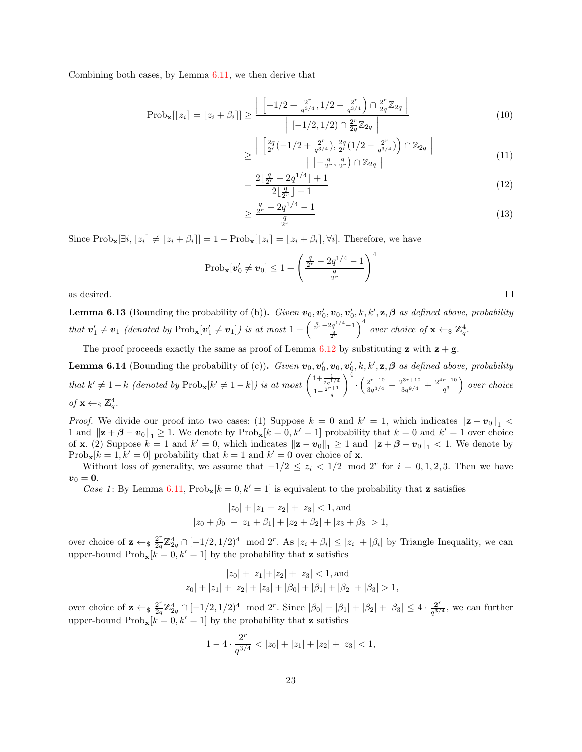Combining both cases, by Lemma 6.11, we then derive that

$$
\begin{aligned}
\mathrm{Prob}_{\mathbf{x}}[\lfloor z_i \rceil = \lfloor z_i + \beta_i \rceil] &\geq \frac{\left| \left[ -1/2 + \frac{2^r}{q^{3/4}}, 1/2 - \frac{2^r}{q^{3/4}} \right) \cap \frac{2^r}{2q}\mathbb{Z}_{2q} \right|}{\left| [-1/2, 1/2) \cap \frac{2^r}{2q}\mathbb{Z}_{2q} \right|} & (10) \\
&\geq \frac{\left| \left[ \frac{2q}{2^r}(-1/2 + \frac{2^r}{q^{3/4}}), \frac{2q}{2^r}(1/2 - \frac{2^r}{q^{3/4}}) \right) \cap \mathbb{Z}_{2q} \right|}{\left| \left[ -\frac{q}{2^r}, \frac{q}{2^r} \right) \cap \mathbb{Z}_{2q} \right|} & (11) \\
&= \frac{2\lfloor \frac{q}{2^r} - 2q^{1/4} \rfloor + 1}{2\lfloor \frac{q}{2^r} \rfloor + 1} & (12) \\
&\geq \frac{\frac{q}{2^r} - 2q^{1/4} - 1}{\frac{q}{2^r}} & (13)
\end{aligned}
$$

Since $\mathrm{Prob}_{\mathbf{x}}[\exists i, \lfloor z_i \rceil \neq \lfloor z_i + \beta_i \rceil] = 1 - \mathrm{Prob}_{\mathbf{x}}[\lfloor z_i \rceil = \lfloor z_i + \beta_i \rceil, \forall i]$. Therefore, we have

$$
\mathrm{Prob}_{\mathbf{x}}[\boldsymbol{v}_0' \neq \boldsymbol{v}_0] \leq 1 - \left( \frac{\frac{q}{2^r} - 2q^{1/4} - 1}{\frac{q}{2^r}} \right)^4
$$

as desired. ∎

**Lemma 6.13** (Bounding the probability of (b))**.** *Given $\boldsymbol{v}_0, \boldsymbol{v}_0', \boldsymbol{v}_0, \boldsymbol{v}_0', k, k', \mathbf{z}, \boldsymbol{\beta}$ as defined above, probability that $\boldsymbol{v}_1' \neq \boldsymbol{v}_1$ (denoted by $\mathrm{Prob}_{\mathbf{x}}[\boldsymbol{v}_1' \neq \boldsymbol{v}_1]$) is at most $1 - \left( \frac{\frac{q}{2^r} - 2q^{1/4} - 1}{\frac{q}{2^r}} \right)^4$ over choice of $\mathbf{x} \leftarrow_\$ \mathbb{Z}_q^4$.*

The proof proceeds exactly the same as proof of Lemma 6.12 by substituting $\mathbf{z}$ with $\mathbf{z} + \mathbf{g}$.

**Lemma 6.14** (Bounding the probability of (c))**.** *Given $\boldsymbol{v}_0, \boldsymbol{v}_0', \boldsymbol{v}_0, \boldsymbol{v}_0', k, k', \mathbf{z}, \boldsymbol{\beta}$ as defined above, probability that $k' \neq 1 - k$ (denoted by $\mathrm{Prob}_{\mathbf{x}}[k' \neq 1 - k]$) is at most $\left( \frac{1 + \frac{1}{2q^{1/4}}}{1 - \frac{2^{r+1}}{q}} \right)^4 \cdot \left( \frac{2^{r+10}}{3q^{3/4}} - \frac{2^{3r+10}}{3q^{9/4}} + \frac{2^{4r+10}}{q^3} \right)$ over choice of $\mathbf{x} \leftarrow_\$ \mathbb{Z}_q^4$.*

*Proof.* We divide our proof into two cases: (1) Suppose $k = 0$ and $k' = 1$, which indicates $\|\mathbf{z} - \boldsymbol{v}_0\|_1 < 1$ and $\|\mathbf{z} + \boldsymbol{\beta} - \boldsymbol{v}_0\|_1 \geq 1$. We denote by $\mathrm{Prob}_{\mathbf{x}}[k = 0, k' = 1]$ probability that $k = 0$ and $k' = 1$ over choice of $\mathbf{x}$. (2) Suppose $k = 1$ and $k' = 0$, which indicates $\|\mathbf{z} - \boldsymbol{v}_0\|_1 \geq 1$ and $\|\mathbf{z} + \boldsymbol{\beta} - \boldsymbol{v}_0\|_1 < 1$. We denote by $\mathrm{Prob}_{\mathbf{x}}[k = 1, k' = 0]$ probability that $k = 1$ and $k' = 0$ over choice of $\mathbf{x}$.

Without loss of generality, we assume that $-1/2 \leq z_i < 1/2 \mod 2^r$ for $i = 0, 1, 2, 3$. Then we have $\boldsymbol{v}_0 = \mathbf{0}$.

*Case 1*: By Lemma 6.11, $\mathrm{Prob}_{\mathbf{x}}[k = 0, k' = 1]$ is equivalent to the probability that $\mathbf{z}$ satisfies

$$
|z_0| + |z_1| + |z_2| + |z_3| < 1, \text{and}
$$
$$
|z_0 + \beta_0| + |z_1 + \beta_1| + |z_2 + \beta_2| + |z_3 + \beta_3| > 1,
$$

over choice of $\mathbf{z} \leftarrow_\$ \frac{2^r}{2q}\mathbb{Z}_{2q}^4 \cap [-1/2, 1/2)^4 \mod 2^r$. As $|z_i + \beta_i| \leq |z_i| + |\beta_i|$ by Triangle Inequality, we can upper-bound $\mathrm{Prob}_{\mathbf{x}}[k = 0, k' = 1]$ by the probability that $\mathbf{z}$ satisfies

$$
|z_0| + |z_1| + |z_2| + |z_3| < 1, \text{and}
$$
$$
|z_0| + |z_1| + |z_2| + |z_3| + |\beta_0| + |\beta_1| + |\beta_2| + |\beta_3| > 1,
$$

over choice of $\mathbf{z} \leftarrow_\$ \frac{2^r}{2q}\mathbb{Z}_{2q}^4 \cap [-1/2, 1/2)^4 \mod 2^r$. Since $|\beta_0| + |\beta_1| + |\beta_2| + |\beta_3| \leq 4 \cdot \frac{2^r}{q^{3/4}}$, we can further upper-bound $\mathrm{Prob}_{\mathbf{x}}[k = 0, k' = 1]$ by the probability that $\mathbf{z}$ satisfies

$$
1 - 4 \cdot \frac{2^r}{q^{3/4}} < |z_0| + |z_1| + |z_2| + |z_3| < 1,
$$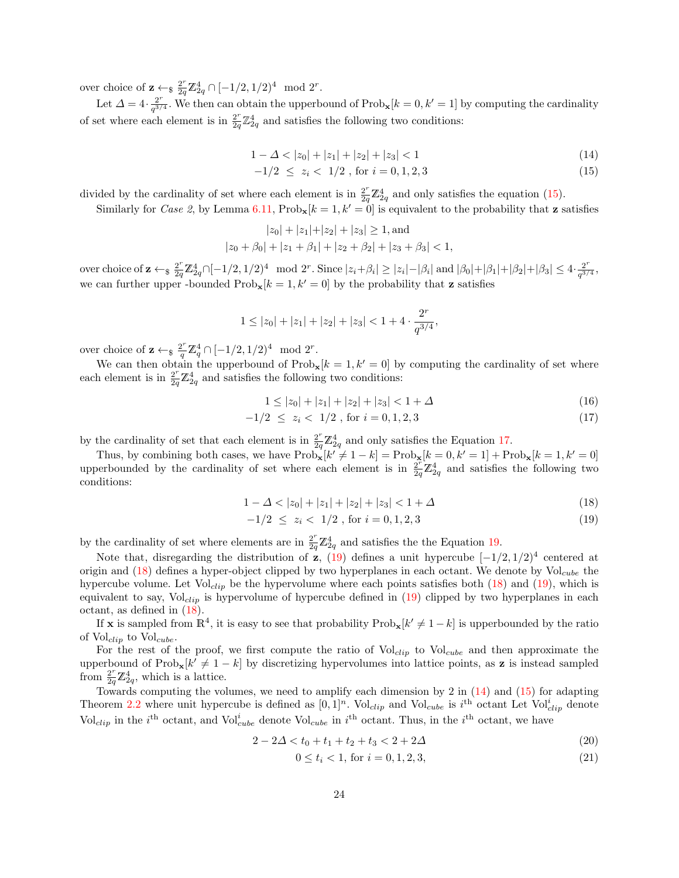over choice of $\mathbf{z} \leftarrow_\$ \frac{2^r}{2q}\mathbb{Z}_{2q}^4 \cap [-1/2, 1/2)^4 \mod 2^r$.

Let $\Delta = 4 \cdot \frac{2^r}{q^{3/4}}$. We then can obtain the upperbound of $\text{Prob}_{\mathbf{x}}[k=0, k'=1]$ by computing the cardinality of set where each element is in $\frac{2^r}{2q}\mathbb{Z}_{2q}^4$ and satisfies the following two conditions:

$$1 - \Delta < |z_0| + |z_1| + |z_2| + |z_3| < 1 \tag{14}$$

$$-1/2 \;\le\; z_i \;<\; 1/2 \text{ , for } i = 0, 1, 2, 3 \tag{15}$$

divided by the cardinality of set where each element is in $\frac{2^r}{2q}\mathbb{Z}_{2q}^4$ and only satisfies the equation (15).

Similarly for *Case 2*, by Lemma 6.11, $\text{Prob}_{\mathbf{x}}[k=1, k'=0]$ is equivalent to the probability that $\mathbf{z}$ satisfies

$$|z_0| + |z_1| + |z_2| + |z_3| \ge 1, \text{and}$$
$$|z_0 + \beta_0| + |z_1 + \beta_1| + |z_2 + \beta_2| + |z_3 + \beta_3| < 1,$$

over choice of $\mathbf{z} \leftarrow_\$ \frac{2^r}{2q}\mathbb{Z}_{2q}^4 \cap [-1/2, 1/2)^4 \mod 2^r$. Since $|z_i + \beta_i| \ge |z_i| - |\beta_i|$ and $|\beta_0| + |\beta_1| + |\beta_2| + |\beta_3| \le 4 \cdot \frac{2^r}{q^{3/4}}$, we can further upper -bounded $\text{Prob}_{\mathbf{x}}[k=1, k'=0]$ by the probability that $\mathbf{z}$ satisfies

$$1 \le |z_0| + |z_1| + |z_2| + |z_3| < 1 + 4 \cdot \frac{2^r}{q^{3/4}},$$

over choice of $\mathbf{z} \leftarrow_\$ \frac{2^r}{q}\mathbb{Z}_q^4 \cap [-1/2, 1/2)^4 \mod 2^r$.

We can then obtain the upperbound of $\text{Prob}_{\mathbf{x}}[k=1, k'=0]$ by computing the cardinality of set where each element is in $\frac{2^r}{2q}\mathbb{Z}_{2q}^4$ and satisfies the following two conditions:

$$1 \le |z_0| + |z_1| + |z_2| + |z_3| < 1 + \Delta \tag{16}$$

$$-1/2 \;\le\; z_i \;<\; 1/2 \text{ , for } i = 0, 1, 2, 3 \tag{17}$$

by the cardinality of set that each element is in $\frac{2^r}{2q}\mathbb{Z}_{2q}^4$ and only satisfies the Equation 17.

Thus, by combining both cases, we have $\text{Prob}_{\mathbf{x}}[k' \ne 1-k] = \text{Prob}_{\mathbf{x}}[k=0, k'=1] + \text{Prob}_{\mathbf{x}}[k=1, k'=0]$ upperbounded by the cardinality of set where each element is in $\frac{2^r}{2q}\mathbb{Z}_{2q}^4$ and satisfies the following two conditions:

$$1 - \Delta < |z_0| + |z_1| + |z_2| + |z_3| < 1 + \Delta \tag{18}$$

$$-1/2 \;\le\; z_i \;<\; 1/2 \text{ , for } i = 0, 1, 2, 3 \tag{19}$$

by the cardinality of set where elements are in $\frac{2^r}{2q}\mathbb{Z}_{2q}^4$ and satisfies the the Equation 19.

Note that, disregarding the distribution of $\mathbf{z}$, (19) defines a unit hypercube $[-1/2, 1/2)^4$ centered at origin and (18) defines a hyper-object clipped by two hyperplanes in each octant. We denote by $\text{Vol}_{cube}$ the hypercube volume. Let $\text{Vol}_{clip}$ be the hypervolume where each points satisfies both (18) and (19), which is equivalent to say, $\text{Vol}_{clip}$ is hypervolume of hypercube defined in (19) clipped by two hyperplanes in each octant, as defined in (18).

If $\mathbf{x}$ is sampled from $\mathbb{R}^4$, it is easy to see that probability $\text{Prob}_{\mathbf{x}}[k' \ne 1-k]$ is upperbounded by the ratio of $\text{Vol}_{clip}$ to $\text{Vol}_{cube}$.

For the rest of the proof, we first compute the ratio of $\text{Vol}_{clip}$ to $\text{Vol}_{cube}$ and then approximate the upperbound of $\text{Prob}_{\mathbf{x}}[k' \ne 1-k]$ by discretizing hypervolumes into lattice points, as $\mathbf{z}$ is instead sampled from $\frac{2^r}{2q}\mathbb{Z}_{2q}^4$, which is a lattice.

Towards computing the volumes, we need to amplify each dimension by 2 in (14) and (15) for adapting Theorem 2.2 where unit hypercube is defined as $[0, 1]^n$. $\text{Vol}_{clip}$ and $\text{Vol}_{cube}$ is $i^{\text{th}}$ octant Let $\text{Vol}_{clip}^i$ denote $\text{Vol}_{clip}$ in the $i^{\text{th}}$ octant, and $\text{Vol}_{cube}^i$ denote $\text{Vol}_{cube}$ in $i^{\text{th}}$ octant. Thus, in the $i^{\text{th}}$ octant, we have

$$2 - 2\Delta < t_0 + t_1 + t_2 + t_3 < 2 + 2\Delta \tag{20}$$

$$0 \le t_i < 1, \text{ for } i = 0, 1, 2, 3, \tag{21}$$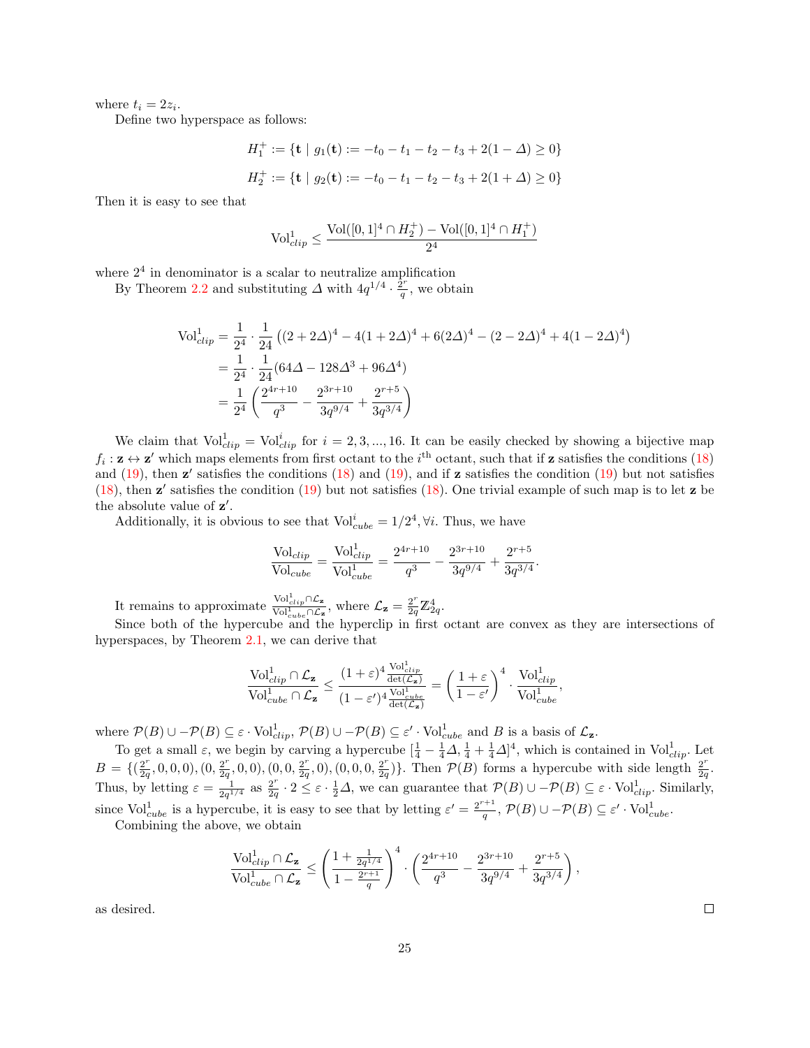where $t_i = 2z_i$.

Define two hyperspace as follows:

$$H_1^+ := \{\mathbf{t} \mid g_1(\mathbf{t}) := -t_0 - t_1 - t_2 - t_3 + 2(1 - \Delta) \geq 0\}$$

$$H_2^+ := \{\mathbf{t} \mid g_2(\mathbf{t}) := -t_0 - t_1 - t_2 - t_3 + 2(1 + \Delta) \geq 0\}$$

Then it is easy to see that

$$\text{Vol}_{clip}^1 \leq \frac{\text{Vol}([0,1]^4 \cap H_2^+) - \text{Vol}([0,1]^4 \cap H_1^+)}{2^4}$$

where $2^4$ in denominator is a scalar to neutralize amplification

By Theorem 2.2 and substituting $\Delta$ with $4q^{1/4} \cdot \frac{2^r}{q}$, we obtain

$$\begin{aligned}
\text{Vol}_{clip}^1 &= \frac{1}{2^4} \cdot \frac{1}{24} \left( (2 + 2\Delta)^4 - 4(1 + 2\Delta)^4 + 6(2\Delta)^4 - (2 - 2\Delta)^4 + 4(1 - 2\Delta)^4 \right) \\
&= \frac{1}{2^4} \cdot \frac{1}{24} (64\Delta - 128\Delta^3 + 96\Delta^4) \\
&= \frac{1}{2^4} \left( \frac{2^{4r+10}}{q^3} - \frac{2^{3r+10}}{3q^{9/4}} + \frac{2^{r+5}}{3q^{3/4}} \right)
\end{aligned}$$

We claim that $\text{Vol}_{clip}^1 = \text{Vol}_{clip}^i$ for $i = 2, 3, ..., 16$. It can be easily checked by showing a bijective map $f_i : \mathbf{z} \leftrightarrow \mathbf{z}'$ which maps elements from first octant to the $i^{\text{th}}$ octant, such that if $\mathbf{z}$ satisfies the conditions (18) and (19), then $\mathbf{z}'$ satisfies the conditions (18) and (19), and if $\mathbf{z}$ satisfies the condition (19) but not satisfies (18), then $\mathbf{z}'$ satisfies the condition (19) but not satisfies (18). One trivial example of such map is to let $\mathbf{z}$ be the absolute value of $\mathbf{z}'$.

Additionally, it is obvious to see that $\text{Vol}_{cube}^i = 1/2^4, \forall i$. Thus, we have

$$\frac{\text{Vol}_{clip}}{\text{Vol}_{cube}} = \frac{\text{Vol}_{clip}^1}{\text{Vol}_{cube}^1} = \frac{2^{4r+10}}{q^3} - \frac{2^{3r+10}}{3q^{9/4}} + \frac{2^{r+5}}{3q^{3/4}}.$$

It remains to approximate $\frac{\text{Vol}_{clip}^1 \cap \mathcal{L}_\mathbf{z}}{\text{Vol}_{cube}^1 \cap \mathcal{L}_\mathbf{z}}$, where $\mathcal{L}_\mathbf{z} = \frac{2^r}{2q} \mathbb{Z}_{2q}^4$.

Since both of the hypercube and the hyperclip in first octant are convex as they are intersections of hyperspaces, by Theorem 2.1, we can derive that

$$\frac{\text{Vol}_{clip}^1 \cap \mathcal{L}_\mathbf{z}}{\text{Vol}_{cube}^1 \cap \mathcal{L}_\mathbf{z}} \leq \frac{(1 + \varepsilon)^4 \frac{\text{Vol}_{clip}^1}{\det(\mathcal{L}_\mathbf{z})}}{(1 - \varepsilon')^4 \frac{\text{Vol}_{cube}^1}{\det(\mathcal{L}_\mathbf{z})}} = \left( \frac{1 + \varepsilon}{1 - \varepsilon'} \right)^4 \cdot \frac{\text{Vol}_{clip}^1}{\text{Vol}_{cube}^1},$$

where $\mathcal{P}(B) \cup -\mathcal{P}(B) \subseteq \varepsilon \cdot \text{Vol}_{clip}^1$, $\mathcal{P}(B) \cup -\mathcal{P}(B) \subseteq \varepsilon' \cdot \text{Vol}_{cube}^1$ and $B$ is a basis of $\mathcal{L}_\mathbf{z}$.

To get a small $\varepsilon$, we begin by carving a hypercube $[\frac{1}{4} - \frac{1}{4}\Delta, \frac{1}{4} + \frac{1}{4}\Delta]^4$, which is contained in $\text{Vol}_{clip}^1$. Let $B = \{(\frac{2^r}{2q}, 0, 0, 0), (0, \frac{2^r}{2q}, 0, 0), (0, 0, \frac{2^r}{2q}, 0), (0, 0, 0, \frac{2^r}{2q})\}$. Then $\mathcal{P}(B)$ forms a hypercube with side length $\frac{2^r}{2q}$. Thus, by letting $\varepsilon = \frac{1}{2q^{1/4}}$ as $\frac{2^r}{2q} \cdot 2 \leq \varepsilon \cdot \frac{1}{2}\Delta$, we can guarantee that $\mathcal{P}(B) \cup -\mathcal{P}(B) \subseteq \varepsilon \cdot \text{Vol}_{clip}^1$. Similarly, since $\text{Vol}_{cube}^1$ is a hypercube, it is easy to see that by letting $\varepsilon' = \frac{2^{r+1}}{q}$, $\mathcal{P}(B) \cup -\mathcal{P}(B) \subseteq \varepsilon' \cdot \text{Vol}_{cube}^1$.

Combining the above, we obtain

$$\frac{\text{Vol}_{clip}^1 \cap \mathcal{L}_\mathbf{z}}{\text{Vol}_{cube}^1 \cap \mathcal{L}_\mathbf{z}} \leq \left( \frac{1 + \frac{1}{2q^{1/4}}}{1 - \frac{2^{r+1}}{q}} \right)^4 \cdot \left( \frac{2^{4r+10}}{q^3} - \frac{2^{3r+10}}{3q^{9/4}} + \frac{2^{r+5}}{3q^{3/4}} \right),$$

as desired. □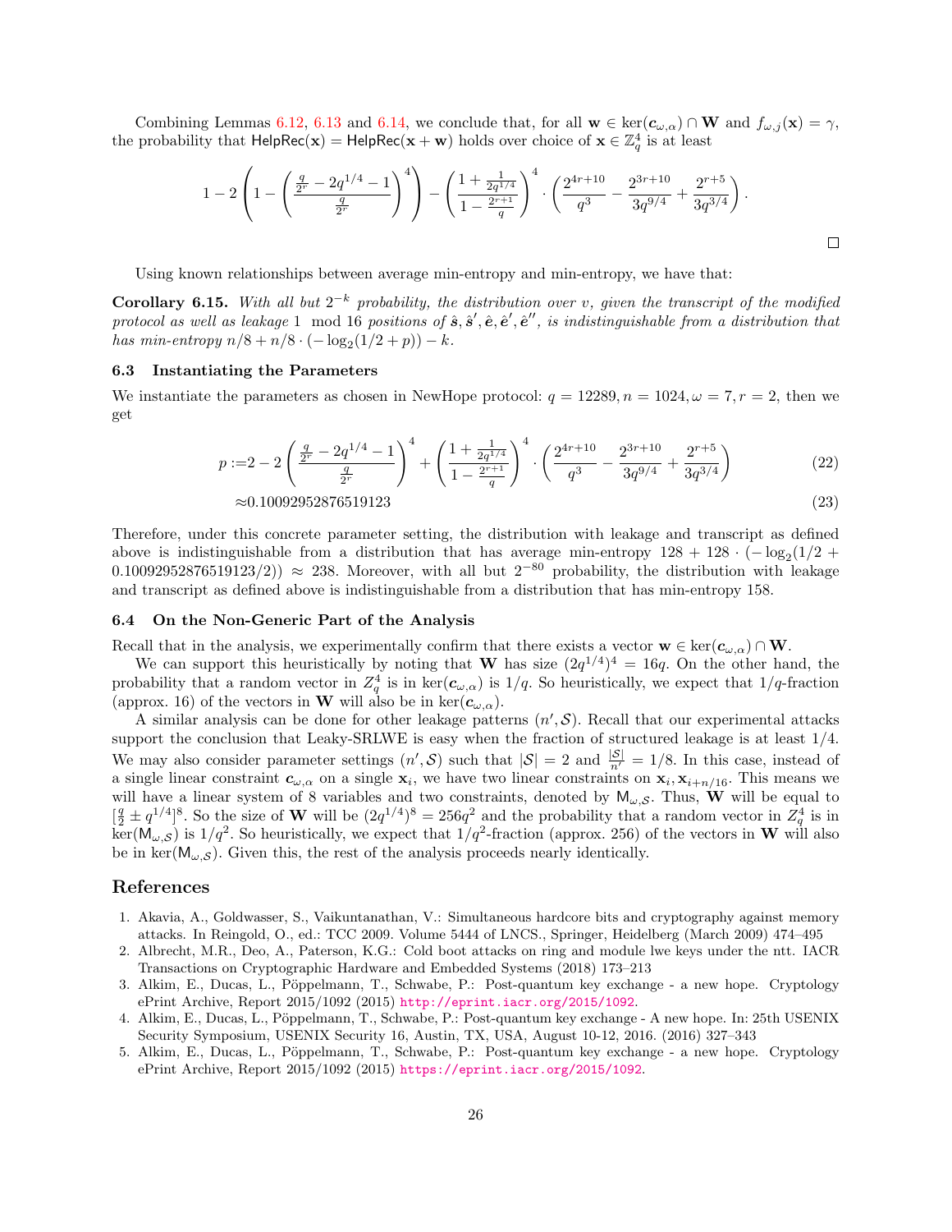Combining Lemmas 6.12, 6.13 and 6.14, we conclude that, for all $\mathbf{w} \in \ker(\boldsymbol{c}_{\omega,\alpha}) \cap \mathbf{W}$ and $f_{\omega,j}(\mathbf{x}) = \gamma$, the probability that $\mathsf{HelpRec}(\mathbf{x}) = \mathsf{HelpRec}(\mathbf{x}+\mathbf{w})$ holds over choice of $\mathbf{x} \in \mathbb{Z}_q^4$ is at least

$$1 - 2\left(1 - \left(\frac{\frac{q}{2^r} - 2q^{1/4} - 1}{\frac{q}{2^r}}\right)^4\right) - \left(\frac{1+\frac{1}{2q^{1/4}}}{1-\frac{2^{r+1}}{q}}\right)^4 \cdot \left(\frac{2^{4r+10}}{q^3} - \frac{2^{3r+10}}{3q^{9/4}} + \frac{2^{r+5}}{3q^{3/4}}\right).$$

□

Using known relationships between average min-entropy and min-entropy, we have that:

**Corollary 6.15.** *With all but $2^{-k}$ probability, the distribution over $v$, given the transcript of the modified protocol as well as leakage $1 \mod 16$ positions of $\hat{\boldsymbol{s}}, \hat{\boldsymbol{s}}', \hat{\boldsymbol{e}}, \hat{\boldsymbol{e}}', \hat{\boldsymbol{e}}''$, is indistinguishable from a distribution that has min-entropy $n/8 + n/8 \cdot (-\log_2(1/2 + p)) - k$.*

### 6.3 Instantiating the Parameters

We instantiate the parameters as chosen in NewHope protocol: $q = 12289, n = 1024, \omega = 7, r = 2$, then we get

$$p := 2 - 2\left(\frac{\frac{q}{2^r} - 2q^{1/4} - 1}{\frac{q}{2^r}}\right)^4 + \left(\frac{1+\frac{1}{2q^{1/4}}}{1-\frac{2^{r+1}}{q}}\right)^4 \cdot \left(\frac{2^{4r+10}}{q^3} - \frac{2^{3r+10}}{3q^{9/4}} + \frac{2^{r+5}}{3q^{3/4}}\right) \tag{22}$$

$$\approx 0.10092952876519123 \tag{23}$$

Therefore, under this concrete parameter setting, the distribution with leakage and transcript as defined above is indistinguishable from a distribution that has average min-entropy $128 + 128 \cdot (-\log_2(1/2 + 0.10092952876519123/2)) \approx 238$. Moreover, with all but $2^{-80}$ probability, the distribution with leakage and transcript as defined above is indistinguishable from a distribution that has min-entropy 158.

### 6.4 On the Non-Generic Part of the Analysis

Recall that in the analysis, we experimentally confirm that there exists a vector $\mathbf{w} \in \ker(\boldsymbol{c}_{\omega,\alpha}) \cap \mathbf{W}$.

We can support this heuristically by noting that $\mathbf{W}$ has size $(2q^{1/4})^4 = 16q$. On the other hand, the probability that a random vector in $Z_q^4$ is in $\ker(\boldsymbol{c}_{\omega,\alpha})$ is $1/q$. So heuristically, we expect that $1/q$-fraction (approx. 16) of the vectors in $\mathbf{W}$ will also be in $\ker(\boldsymbol{c}_{\omega,\alpha})$.

A similar analysis can be done for other leakage patterns $(n', \mathcal{S})$. Recall that our experimental attacks support the conclusion that Leaky-SRLWE is easy when the fraction of structured leakage is at least 1/4. We may also consider parameter settings $(n', \mathcal{S})$ such that $|\mathcal{S}| = 2$ and $\frac{|\mathcal{S}|}{n'} = 1/8$. In this case, instead of a single linear constraint $\boldsymbol{c}_{\omega,\alpha}$ on a single $\mathbf{x}_i$, we have two linear constraints on $\mathbf{x}_i, \mathbf{x}_{i+n/16}$. This means we will have a linear system of 8 variables and two constraints, denoted by $\mathsf{M}_{\omega,\mathcal{S}}$. Thus, $\mathbf{W}$ will be equal to $[\frac{q}{2} \pm q^{1/4}]^8$. So the size of $\mathbf{W}$ will be $(2q^{1/4})^8 = 256q^2$ and the probability that a random vector in $Z_q^4$ is in $\ker(\mathsf{M}_{\omega,\mathcal{S}})$ is $1/q^2$. So heuristically, we expect that $1/q^2$-fraction (approx. 256) of the vectors in $\mathbf{W}$ will also be in $\ker(\mathsf{M}_{\omega,\mathcal{S}})$. Given this, the rest of the analysis proceeds nearly identically.

## References

1. Akavia, A., Goldwasser, S., Vaikuntanathan, V.: Simultaneous hardcore bits and cryptography against memory attacks. In Reingold, O., ed.: TCC 2009. Volume 5444 of LNCS., Springer, Heidelberg (March 2009) 474–495
2. Albrecht, M.R., Deo, A., Paterson, K.G.: Cold boot attacks on ring and module lwe keys under the ntt. IACR Transactions on Cryptographic Hardware and Embedded Systems (2018) 173–213
3. Alkim, E., Ducas, L., Pöppelmann, T., Schwabe, P.: Post-quantum key exchange - a new hope. Cryptology ePrint Archive, Report 2015/1092 (2015) http://eprint.iacr.org/2015/1092.
4. Alkim, E., Ducas, L., Pöppelmann, T., Schwabe, P.: Post-quantum key exchange - A new hope. In: 25th USENIX Security Symposium, USENIX Security 16, Austin, TX, USA, August 10-12, 2016. (2016) 327–343
5. Alkim, E., Ducas, L., Pöppelmann, T., Schwabe, P.: Post-quantum key exchange - a new hope. Cryptology ePrint Archive, Report 2015/1092 (2015) https://eprint.iacr.org/2015/1092.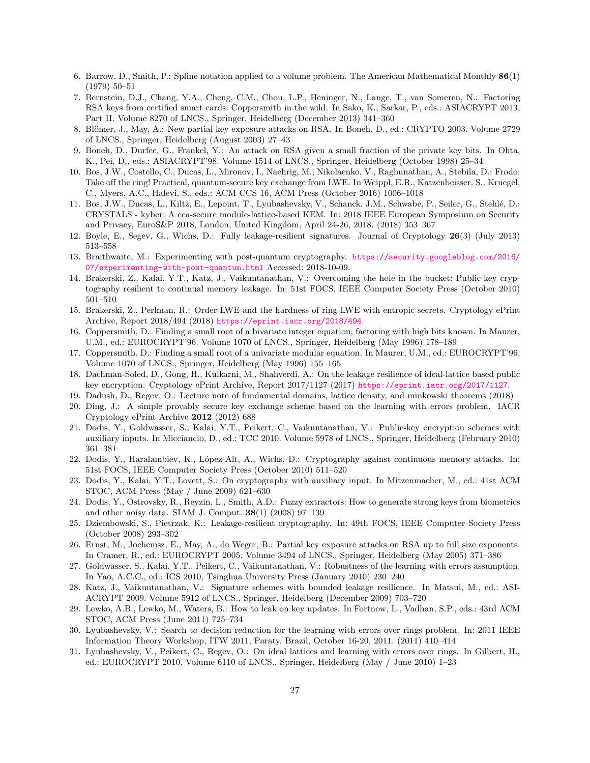6. Barrow, D., Smith, P.: Spline notation applied to a volume problem. The American Mathematical Monthly **86**(1) (1979) 50–51
7. Bernstein, D.J., Chang, Y.A., Cheng, C.M., Chou, L.P., Heninger, N., Lange, T., van Someren, N.: Factoring RSA keys from certified smart cards: Coppersmith in the wild. In Sako, K., Sarkar, P., eds.: ASIACRYPT 2013, Part II. Volume 8270 of LNCS., Springer, Heidelberg (December 2013) 341–360
8. Blömer, J., May, A.: New partial key exposure attacks on RSA. In Boneh, D., ed.: CRYPTO 2003. Volume 2729 of LNCS., Springer, Heidelberg (August 2003) 27–43
9. Boneh, D., Durfee, G., Frankel, Y.: An attack on RSA given a small fraction of the private key bits. In Ohta, K., Pei, D., eds.: ASIACRYPT'98. Volume 1514 of LNCS., Springer, Heidelberg (October 1998) 25–34
10. Bos, J.W., Costello, C., Ducas, L., Mironov, I., Naehrig, M., Nikolaenko, V., Raghunathan, A., Stebila, D.: Frodo: Take off the ring! Practical, quantum-secure key exchange from LWE. In Weippl, E.R., Katzenbeisser, S., Kruegel, C., Myers, A.C., Halevi, S., eds.: ACM CCS 16, ACM Press (October 2016) 1006–1018
11. Bos, J.W., Ducas, L., Kiltz, E., Lepoint, T., Lyubashevsky, V., Schanck, J.M., Schwabe, P., Seiler, G., Stehlé, D.: CRYSTALS - kyber: A cca-secure module-lattice-based KEM. In: 2018 IEEE European Symposium on Security and Privacy, EuroS&P 2018, London, United Kingdom, April 24-26, 2018. (2018) 353–367
12. Boyle, E., Segev, G., Wichs, D.: Fully leakage-resilient signatures. Journal of Cryptology **26**(3) (July 2013) 513–558
13. Braithwaite, M.: Experimenting with post-quantum cryptography. https://security.googleblog.com/2016/07/experimenting-with-post-quantum.html Accessed: 2018-10-09.
14. Brakerski, Z., Kalai, Y.T., Katz, J., Vaikuntanathan, V.: Overcoming the hole in the bucket: Public-key cryptography resilient to continual memory leakage. In: 51st FOCS, IEEE Computer Society Press (October 2010) 501–510
15. Brakerski, Z., Perlman, R.: Order-LWE and the hardness of ring-LWE with entropic secrets. Cryptology ePrint Archive, Report 2018/494 (2018) https://eprint.iacr.org/2018/494.
16. Coppersmith, D.: Finding a small root of a bivariate integer equation; factoring with high bits known. In Maurer, U.M., ed.: EUROCRYPT'96. Volume 1070 of LNCS., Springer, Heidelberg (May 1996) 178–189
17. Coppersmith, D.: Finding a small root of a univariate modular equation. In Maurer, U.M., ed.: EUROCRYPT'96. Volume 1070 of LNCS., Springer, Heidelberg (May 1996) 155–165
18. Dachman-Soled, D., Gong, H., Kulkarni, M., Shahverdi, A.: On the leakage resilience of ideal-lattice based public key encryption. Cryptology ePrint Archive, Report 2017/1127 (2017) https://eprint.iacr.org/2017/1127.
19. Dadush, D., Regev, O.: Lecture note of fundamental domains, lattice density, and minkowski theorems (2018)
20. Ding, J.: A simple provably secure key exchange scheme based on the learning with errors problem. IACR Cryptology ePrint Archive **2012** (2012) 688
21. Dodis, Y., Goldwasser, S., Kalai, Y.T., Peikert, C., Vaikuntanathan, V.: Public-key encryption schemes with auxiliary inputs. In Micciancio, D., ed.: TCC 2010. Volume 5978 of LNCS., Springer, Heidelberg (February 2010) 361–381
22. Dodis, Y., Haralambiev, K., López-Alt, A., Wichs, D.: Cryptography against continuous memory attacks. In: 51st FOCS, IEEE Computer Society Press (October 2010) 511–520
23. Dodis, Y., Kalai, Y.T., Lovett, S.: On cryptography with auxiliary input. In Mitzenmacher, M., ed.: 41st ACM STOC, ACM Press (May / June 2009) 621–630
24. Dodis, Y., Ostrovsky, R., Reyzin, L., Smith, A.D.: Fuzzy extractors: How to generate strong keys from biometrics and other noisy data. SIAM J. Comput. **38**(1) (2008) 97–139
25. Dziembowski, S., Pietrzak, K.: Leakage-resilient cryptography. In: 49th FOCS, IEEE Computer Society Press (October 2008) 293–302
26. Ernst, M., Jochemsz, E., May, A., de Weger, B.: Partial key exposure attacks on RSA up to full size exponents. In Cramer, R., ed.: EUROCRYPT 2005. Volume 3494 of LNCS., Springer, Heidelberg (May 2005) 371–386
27. Goldwasser, S., Kalai, Y.T., Peikert, C., Vaikuntanathan, V.: Robustness of the learning with errors assumption. In Yao, A.C.C., ed.: ICS 2010, Tsinghua University Press (January 2010) 230–240
28. Katz, J., Vaikuntanathan, V.: Signature schemes with bounded leakage resilience. In Matsui, M., ed.: ASIACRYPT 2009. Volume 5912 of LNCS., Springer, Heidelberg (December 2009) 703–720
29. Lewko, A.B., Lewko, M., Waters, B.: How to leak on key updates. In Fortnow, L., Vadhan, S.P., eds.: 43rd ACM STOC, ACM Press (June 2011) 725–734
30. Lyubashevsky, V.: Search to decision reduction for the learning with errors over rings problem. In: 2011 IEEE Information Theory Workshop, ITW 2011, Paraty, Brazil, October 16-20, 2011. (2011) 410–414
31. Lyubashevsky, V., Peikert, C., Regev, O.: On ideal lattices and learning with errors over rings. In Gilbert, H., ed.: EUROCRYPT 2010. Volume 6110 of LNCS., Springer, Heidelberg (May / June 2010) 1–23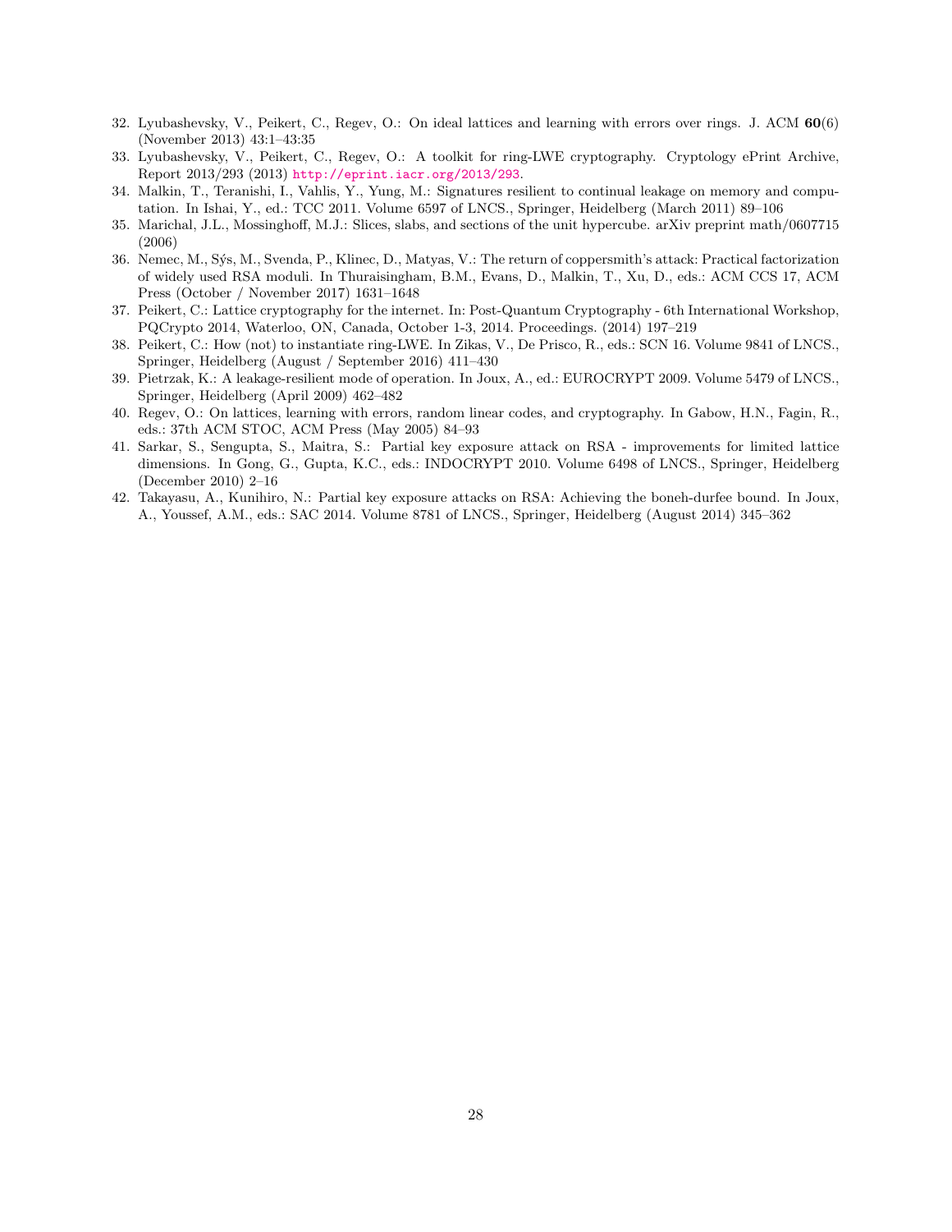32. Lyubashevsky, V., Peikert, C., Regev, O.: On ideal lattices and learning with errors over rings. J. ACM **60**(6) (November 2013) 43:1–43:35
33. Lyubashevsky, V., Peikert, C., Regev, O.: A toolkit for ring-LWE cryptography. Cryptology ePrint Archive, Report 2013/293 (2013) http://eprint.iacr.org/2013/293.
34. Malkin, T., Teranishi, I., Vahlis, Y., Yung, M.: Signatures resilient to continual leakage on memory and computation. In Ishai, Y., ed.: TCC 2011. Volume 6597 of LNCS., Springer, Heidelberg (March 2011) 89–106
35. Marichal, J.L., Mossinghoff, M.J.: Slices, slabs, and sections of the unit hypercube. arXiv preprint math/0607715 (2006)
36. Nemec, M., Sýs, M., Svenda, P., Klinec, D., Matyas, V.: The return of coppersmith's attack: Practical factorization of widely used RSA moduli. In Thuraisingham, B.M., Evans, D., Malkin, T., Xu, D., eds.: ACM CCS 17, ACM Press (October / November 2017) 1631–1648
37. Peikert, C.: Lattice cryptography for the internet. In: Post-Quantum Cryptography - 6th International Workshop, PQCrypto 2014, Waterloo, ON, Canada, October 1-3, 2014. Proceedings. (2014) 197–219
38. Peikert, C.: How (not) to instantiate ring-LWE. In Zikas, V., De Prisco, R., eds.: SCN 16. Volume 9841 of LNCS., Springer, Heidelberg (August / September 2016) 411–430
39. Pietrzak, K.: A leakage-resilient mode of operation. In Joux, A., ed.: EUROCRYPT 2009. Volume 5479 of LNCS., Springer, Heidelberg (April 2009) 462–482
40. Regev, O.: On lattices, learning with errors, random linear codes, and cryptography. In Gabow, H.N., Fagin, R., eds.: 37th ACM STOC, ACM Press (May 2005) 84–93
41. Sarkar, S., Sengupta, S., Maitra, S.: Partial key exposure attack on RSA - improvements for limited lattice dimensions. In Gong, G., Gupta, K.C., eds.: INDOCRYPT 2010. Volume 6498 of LNCS., Springer, Heidelberg (December 2010) 2–16
42. Takayasu, A., Kunihiro, N.: Partial key exposure attacks on RSA: Achieving the boneh-durfee bound. In Joux, A., Youssef, A.M., eds.: SAC 2014. Volume 8781 of LNCS., Springer, Heidelberg (August 2014) 345–362